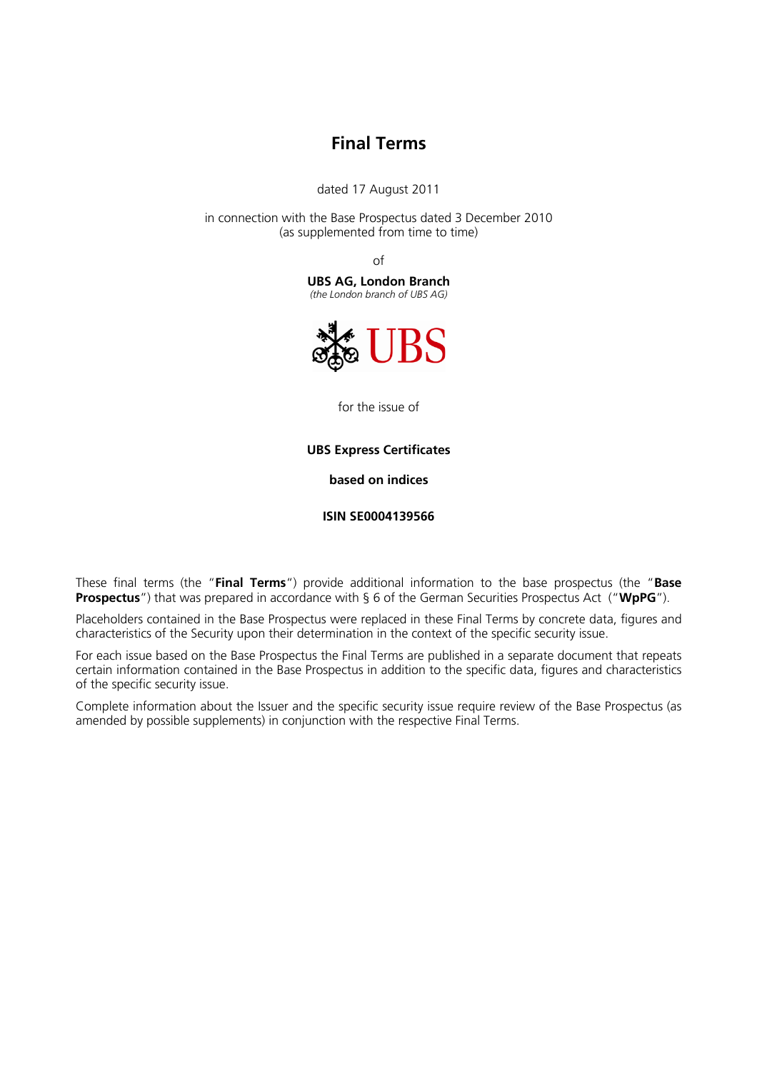# Final Terms

dated 17 August 2011

in connection with the Base Prospectus dated 3 December 2010
(as supplemented from time to time)

of

**UBS AG, London Branch**
*(the London branch of UBS AG)*

UBS

for the issue of

**UBS Express Certificates**

**based on indices**

**ISIN SE0004139566**

These final terms (the "**Final Terms**") provide additional information to the base prospectus (the "**Base Prospectus**") that was prepared in accordance with § 6 of the German Securities Prospectus Act ("**WpPG**").

Placeholders contained in the Base Prospectus were replaced in these Final Terms by concrete data, figures and characteristics of the Security upon their determination in the context of the specific security issue.

For each issue based on the Base Prospectus the Final Terms are published in a separate document that repeats certain information contained in the Base Prospectus in addition to the specific data, figures and characteristics of the specific security issue.

Complete information about the Issuer and the specific security issue require review of the Base Prospectus (as amended by possible supplements) in conjunction with the respective Final Terms.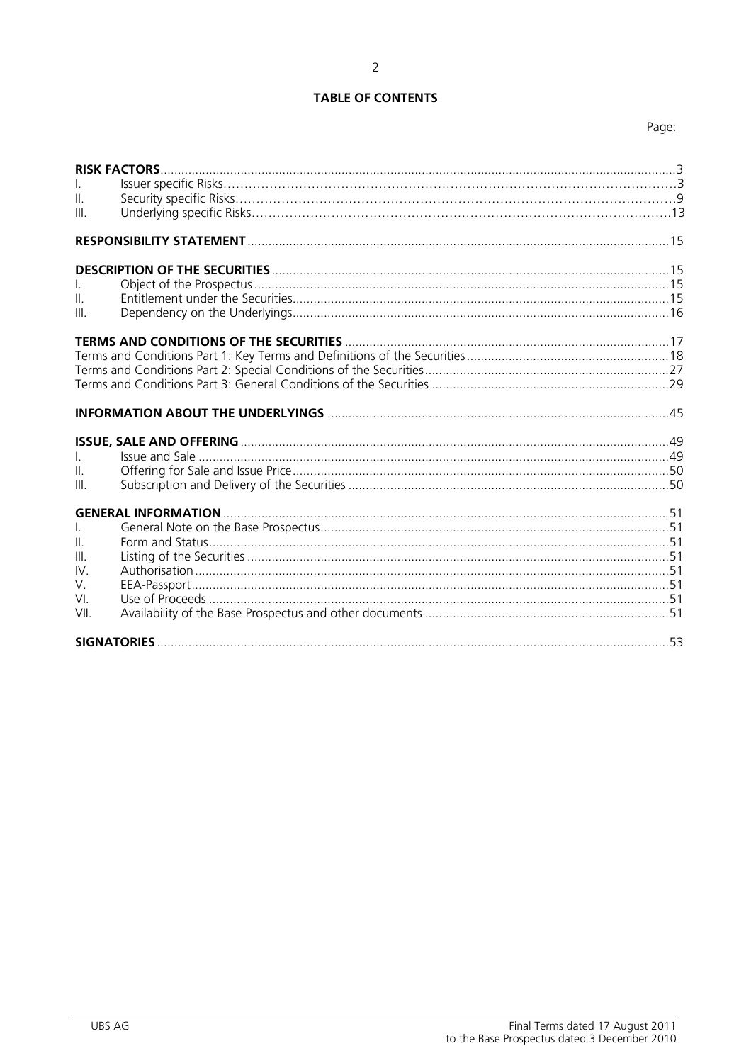# TABLE OF CONTENTS

Page:

**RISK FACTORS** ........ 3
I. Issuer specific Risks ........ 3
II. Security specific Risks ........ 9
III. Underlying specific Risks ........ 13

**RESPONSIBILITY STATEMENT** ........ 15

**DESCRIPTION OF THE SECURITIES** ........ 15
I. Object of the Prospectus ........ 15
II. Entitlement under the Securities ........ 15
III. Dependency on the Underlyings ........ 16

**TERMS AND CONDITIONS OF THE SECURITIES** ........ 17
Terms and Conditions Part 1: Key Terms and Definitions of the Securities ........ 18
Terms and Conditions Part 2: Special Conditions of the Securities ........ 27
Terms and Conditions Part 3: General Conditions of the Securities ........ 29

**INFORMATION ABOUT THE UNDERLYINGS** ........ 45

**ISSUE, SALE AND OFFERING** ........ 49
I. Issue and Sale ........ 49
II. Offering for Sale and Issue Price ........ 50
III. Subscription and Delivery of the Securities ........ 50

**GENERAL INFORMATION** ........ 51
I. General Note on the Base Prospectus ........ 51
II. Form and Status ........ 51
III. Listing of the Securities ........ 51
IV. Authorisation ........ 51
V. EEA-Passport ........ 51
VI. Use of Proceeds ........ 51
VII. Availability of the Base Prospectus and other documents ........ 51

**SIGNATORIES** ........ 53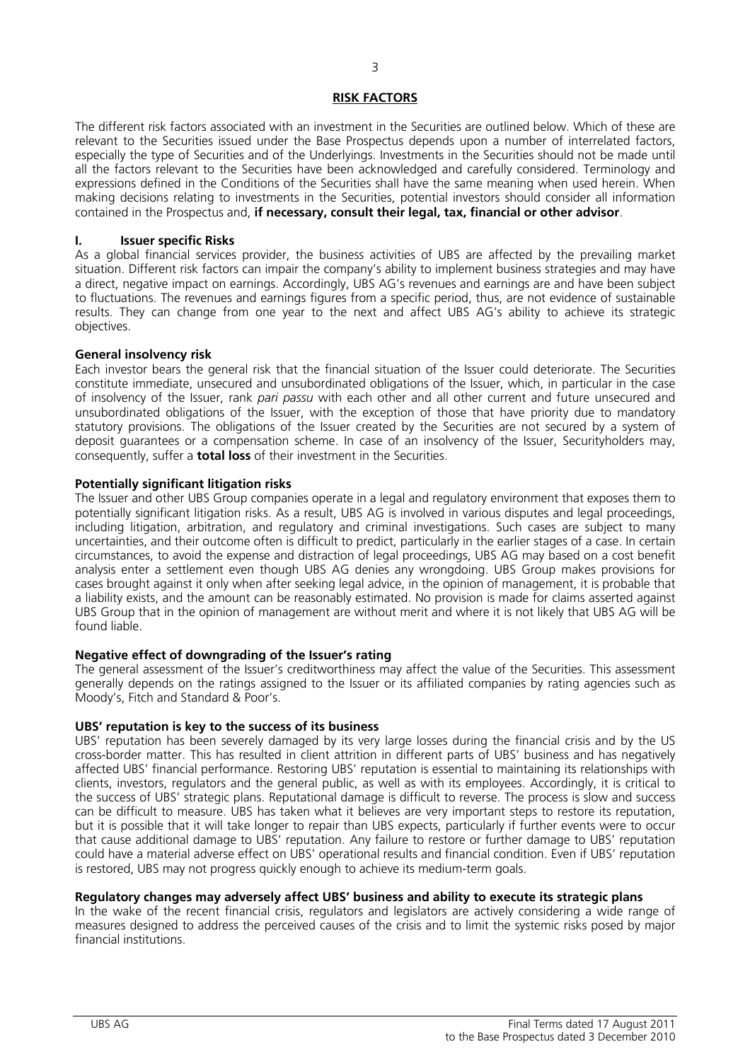## RISK FACTORS

The different risk factors associated with an investment in the Securities are outlined below. Which of these are relevant to the Securities issued under the Base Prospectus depends upon a number of interrelated factors, especially the type of Securities and of the Underlyings. Investments in the Securities should not be made until all the factors relevant to the Securities have been acknowledged and carefully considered. Terminology and expressions defined in the Conditions of the Securities shall have the same meaning when used herein. When making decisions relating to investments in the Securities, potential investors should consider all information contained in the Prospectus and, **if necessary, consult their legal, tax, financial or other advisor**.

### I. Issuer specific Risks

As a global financial services provider, the business activities of UBS are affected by the prevailing market situation. Different risk factors can impair the company's ability to implement business strategies and may have a direct, negative impact on earnings. Accordingly, UBS AG's revenues and earnings are and have been subject to fluctuations. The revenues and earnings figures from a specific period, thus, are not evidence of sustainable results. They can change from one year to the next and affect UBS AG's ability to achieve its strategic objectives.

**General insolvency risk**

Each investor bears the general risk that the financial situation of the Issuer could deteriorate. The Securities constitute immediate, unsecured and unsubordinated obligations of the Issuer, which, in particular in the case of insolvency of the Issuer, rank *pari passu* with each other and all other current and future unsecured and unsubordinated obligations of the Issuer, with the exception of those that have priority due to mandatory statutory provisions. The obligations of the Issuer created by the Securities are not secured by a system of deposit guarantees or a compensation scheme. In case of an insolvency of the Issuer, Securityholders may, consequently, suffer a **total loss** of their investment in the Securities.

**Potentially significant litigation risks**

The Issuer and other UBS Group companies operate in a legal and regulatory environment that exposes them to potentially significant litigation risks. As a result, UBS AG is involved in various disputes and legal proceedings, including litigation, arbitration, and regulatory and criminal investigations. Such cases are subject to many uncertainties, and their outcome often is difficult to predict, particularly in the earlier stages of a case. In certain circumstances, to avoid the expense and distraction of legal proceedings, UBS AG may based on a cost benefit analysis enter a settlement even though UBS AG denies any wrongdoing. UBS Group makes provisions for cases brought against it only when after seeking legal advice, in the opinion of management, it is probable that a liability exists, and the amount can be reasonably estimated. No provision is made for claims asserted against UBS Group that in the opinion of management are without merit and where it is not likely that UBS AG will be found liable.

**Negative effect of downgrading of the Issuer's rating**

The general assessment of the Issuer's creditworthiness may affect the value of the Securities. This assessment generally depends on the ratings assigned to the Issuer or its affiliated companies by rating agencies such as Moody's, Fitch and Standard & Poor's.

**UBS' reputation is key to the success of its business**

UBS' reputation has been severely damaged by its very large losses during the financial crisis and by the US cross-border matter. This has resulted in client attrition in different parts of UBS' business and has negatively affected UBS' financial performance. Restoring UBS' reputation is essential to maintaining its relationships with clients, investors, regulators and the general public, as well as with its employees. Accordingly, it is critical to the success of UBS' strategic plans. Reputational damage is difficult to reverse. The process is slow and success can be difficult to measure. UBS has taken what it believes are very important steps to restore its reputation, but it is possible that it will take longer to repair than UBS expects, particularly if further events were to occur that cause additional damage to UBS' reputation. Any failure to restore or further damage to UBS' reputation could have a material adverse effect on UBS' operational results and financial condition. Even if UBS' reputation is restored, UBS may not progress quickly enough to achieve its medium-term goals.

**Regulatory changes may adversely affect UBS' business and ability to execute its strategic plans**

In the wake of the recent financial crisis, regulators and legislators are actively considering a wide range of measures designed to address the perceived causes of the crisis and to limit the systemic risks posed by major financial institutions.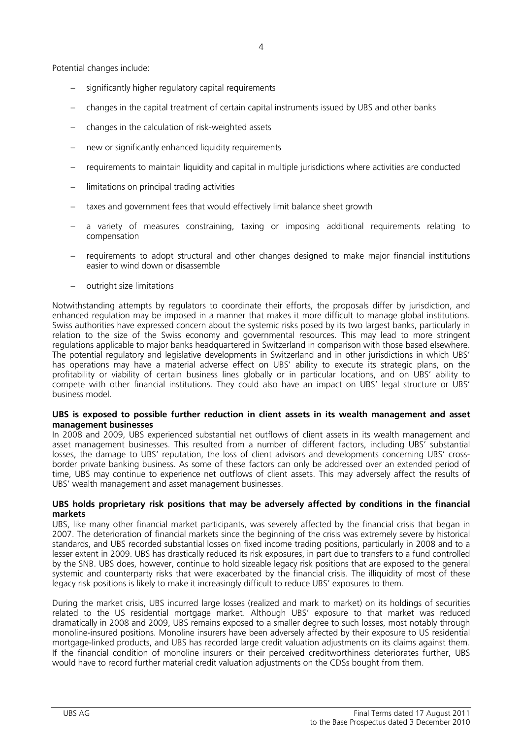Potential changes include:

- significantly higher regulatory capital requirements
- changes in the capital treatment of certain capital instruments issued by UBS and other banks
- changes in the calculation of risk-weighted assets
- new or significantly enhanced liquidity requirements
- requirements to maintain liquidity and capital in multiple jurisdictions where activities are conducted
- limitations on principal trading activities
- taxes and government fees that would effectively limit balance sheet growth
- a variety of measures constraining, taxing or imposing additional requirements relating to compensation
- requirements to adopt structural and other changes designed to make major financial institutions easier to wind down or disassemble
- outright size limitations

Notwithstanding attempts by regulators to coordinate their efforts, the proposals differ by jurisdiction, and enhanced regulation may be imposed in a manner that makes it more difficult to manage global institutions. Swiss authorities have expressed concern about the systemic risks posed by its two largest banks, particularly in relation to the size of the Swiss economy and governmental resources. This may lead to more stringent regulations applicable to major banks headquartered in Switzerland in comparison with those based elsewhere. The potential regulatory and legislative developments in Switzerland and in other jurisdictions in which UBS' has operations may have a material adverse effect on UBS' ability to execute its strategic plans, on the profitability or viability of certain business lines globally or in particular locations, and on UBS' ability to compete with other financial institutions. They could also have an impact on UBS' legal structure or UBS' business model.

**UBS is exposed to possible further reduction in client assets in its wealth management and asset management businesses**

In 2008 and 2009, UBS experienced substantial net outflows of client assets in its wealth management and asset management businesses. This resulted from a number of different factors, including UBS' substantial losses, the damage to UBS' reputation, the loss of client advisors and developments concerning UBS' cross-border private banking business. As some of these factors can only be addressed over an extended period of time, UBS may continue to experience net outflows of client assets. This may adversely affect the results of UBS' wealth management and asset management businesses.

**UBS holds proprietary risk positions that may be adversely affected by conditions in the financial markets**

UBS, like many other financial market participants, was severely affected by the financial crisis that began in 2007. The deterioration of financial markets since the beginning of the crisis was extremely severe by historical standards, and UBS recorded substantial losses on fixed income trading positions, particularly in 2008 and to a lesser extent in 2009. UBS has drastically reduced its risk exposures, in part due to transfers to a fund controlled by the SNB. UBS does, however, continue to hold sizeable legacy risk positions that are exposed to the general systemic and counterparty risks that were exacerbated by the financial crisis. The illiquidity of most of these legacy risk positions is likely to make it increasingly difficult to reduce UBS' exposures to them.

During the market crisis, UBS incurred large losses (realized and mark to market) on its holdings of securities related to the US residential mortgage market. Although UBS' exposure to that market was reduced dramatically in 2008 and 2009, UBS remains exposed to a smaller degree to such losses, most notably through monoline-insured positions. Monoline insurers have been adversely affected by their exposure to US residential mortgage-linked products, and UBS has recorded large credit valuation adjustments on its claims against them. If the financial condition of monoline insurers or their perceived creditworthiness deteriorates further, UBS would have to record further material credit valuation adjustments on the CDSs bought from them.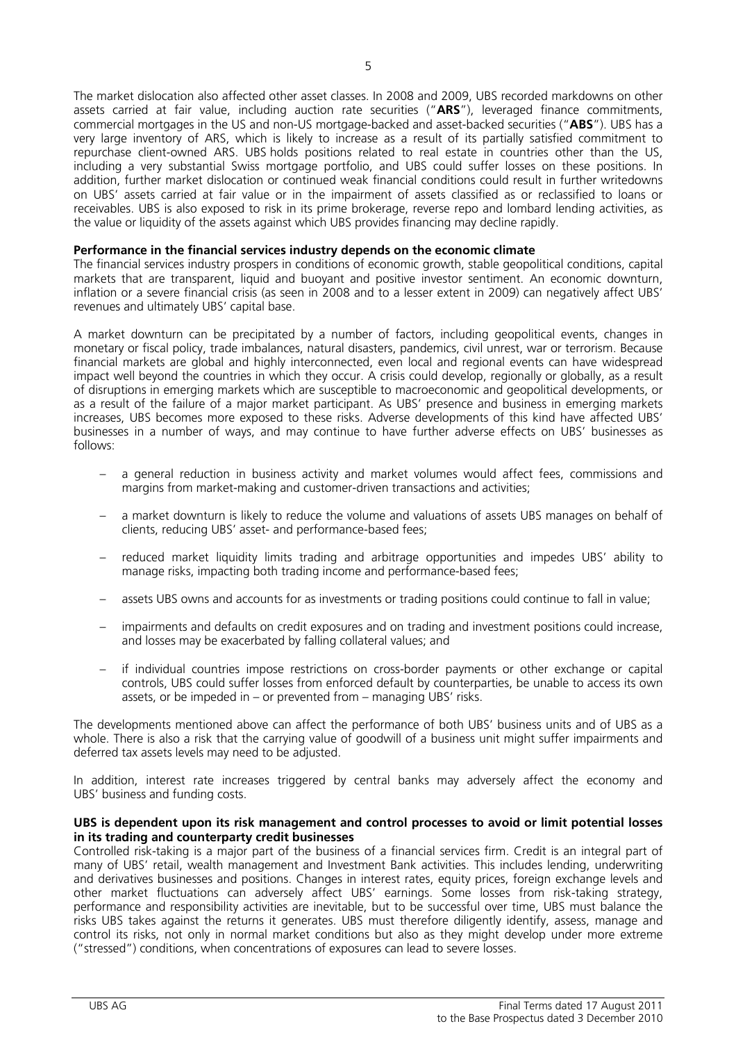The market dislocation also affected other asset classes. In 2008 and 2009, UBS recorded markdowns on other assets carried at fair value, including auction rate securities ("**ARS**"), leveraged finance commitments, commercial mortgages in the US and non-US mortgage-backed and asset-backed securities ("**ABS**"). UBS has a very large inventory of ARS, which is likely to increase as a result of its partially satisfied commitment to repurchase client-owned ARS. UBS holds positions related to real estate in countries other than the US, including a very substantial Swiss mortgage portfolio, and UBS could suffer losses on these positions. In addition, further market dislocation or continued weak financial conditions could result in further writedowns on UBS' assets carried at fair value or in the impairment of assets classified as or reclassified to loans or receivables. UBS is also exposed to risk in its prime brokerage, reverse repo and lombard lending activities, as the value or liquidity of the assets against which UBS provides financing may decline rapidly.

**Performance in the financial services industry depends on the economic climate**

The financial services industry prospers in conditions of economic growth, stable geopolitical conditions, capital markets that are transparent, liquid and buoyant and positive investor sentiment. An economic downturn, inflation or a severe financial crisis (as seen in 2008 and to a lesser extent in 2009) can negatively affect UBS' revenues and ultimately UBS' capital base.

A market downturn can be precipitated by a number of factors, including geopolitical events, changes in monetary or fiscal policy, trade imbalances, natural disasters, pandemics, civil unrest, war or terrorism. Because financial markets are global and highly interconnected, even local and regional events can have widespread impact well beyond the countries in which they occur. A crisis could develop, regionally or globally, as a result of disruptions in emerging markets which are susceptible to macroeconomic and geopolitical developments, or as a result of the failure of a major market participant. As UBS' presence and business in emerging markets increases, UBS becomes more exposed to these risks. Adverse developments of this kind have affected UBS' businesses in a number of ways, and may continue to have further adverse effects on UBS' businesses as follows:

- a general reduction in business activity and market volumes would affect fees, commissions and margins from market-making and customer-driven transactions and activities;
- a market downturn is likely to reduce the volume and valuations of assets UBS manages on behalf of clients, reducing UBS' asset- and performance-based fees;
- reduced market liquidity limits trading and arbitrage opportunities and impedes UBS' ability to manage risks, impacting both trading income and performance-based fees;
- assets UBS owns and accounts for as investments or trading positions could continue to fall in value;
- impairments and defaults on credit exposures and on trading and investment positions could increase, and losses may be exacerbated by falling collateral values; and
- if individual countries impose restrictions on cross-border payments or other exchange or capital controls, UBS could suffer losses from enforced default by counterparties, be unable to access its own assets, or be impeded in – or prevented from – managing UBS' risks.

The developments mentioned above can affect the performance of both UBS' business units and of UBS as a whole. There is also a risk that the carrying value of goodwill of a business unit might suffer impairments and deferred tax assets levels may need to be adjusted.

In addition, interest rate increases triggered by central banks may adversely affect the economy and UBS' business and funding costs.

**UBS is dependent upon its risk management and control processes to avoid or limit potential losses in its trading and counterparty credit businesses**

Controlled risk-taking is a major part of the business of a financial services firm. Credit is an integral part of many of UBS' retail, wealth management and Investment Bank activities. This includes lending, underwriting and derivatives businesses and positions. Changes in interest rates, equity prices, foreign exchange levels and other market fluctuations can adversely affect UBS' earnings. Some losses from risk-taking strategy, performance and responsibility activities are inevitable, but to be successful over time, UBS must balance the risks UBS takes against the returns it generates. UBS must therefore diligently identify, assess, manage and control its risks, not only in normal market conditions but also as they might develop under more extreme ("stressed") conditions, when concentrations of exposures can lead to severe losses.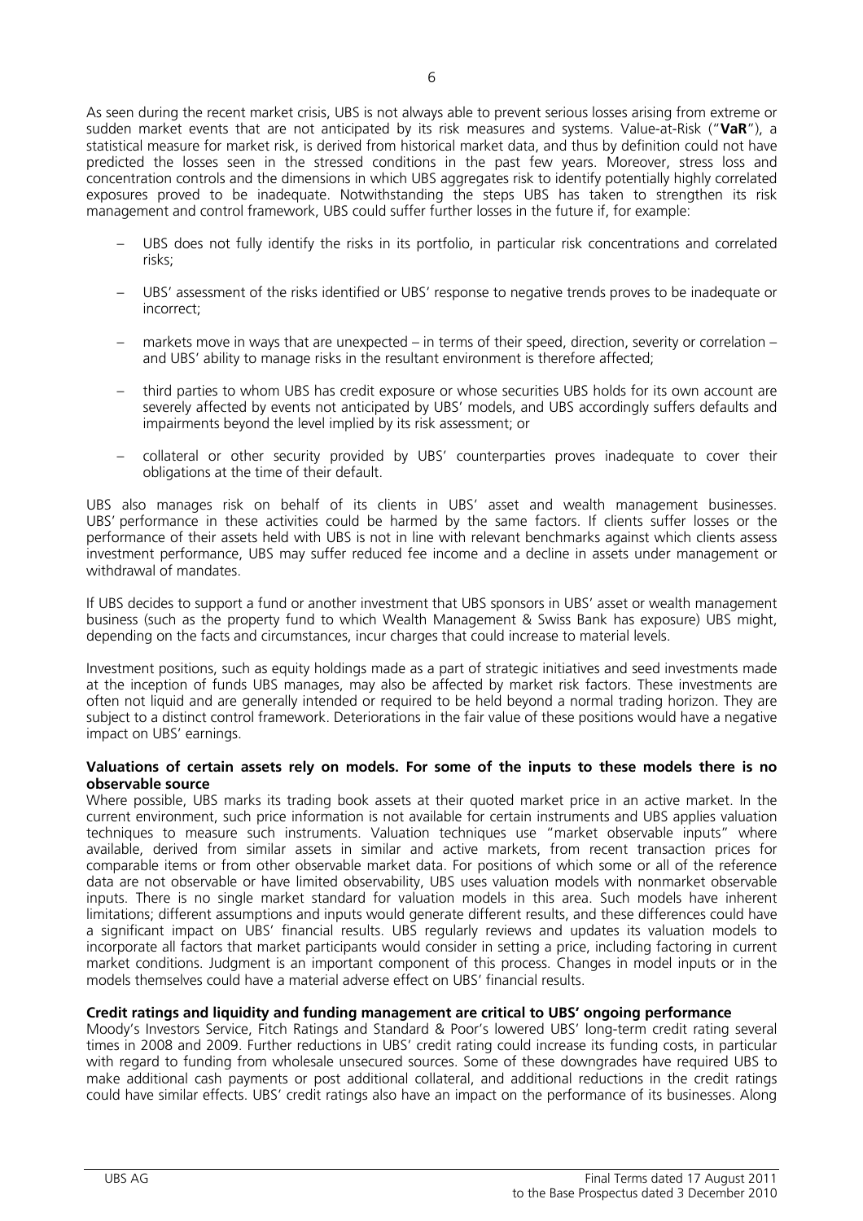As seen during the recent market crisis, UBS is not always able to prevent serious losses arising from extreme or sudden market events that are not anticipated by its risk measures and systems. Value-at-Risk ("**VaR**"), a statistical measure for market risk, is derived from historical market data, and thus by definition could not have predicted the losses seen in the stressed conditions in the past few years. Moreover, stress loss and concentration controls and the dimensions in which UBS aggregates risk to identify potentially highly correlated exposures proved to be inadequate. Notwithstanding the steps UBS has taken to strengthen its risk management and control framework, UBS could suffer further losses in the future if, for example:

- UBS does not fully identify the risks in its portfolio, in particular risk concentrations and correlated risks;
- UBS' assessment of the risks identified or UBS' response to negative trends proves to be inadequate or incorrect;
- markets move in ways that are unexpected – in terms of their speed, direction, severity or correlation – and UBS' ability to manage risks in the resultant environment is therefore affected;
- third parties to whom UBS has credit exposure or whose securities UBS holds for its own account are severely affected by events not anticipated by UBS' models, and UBS accordingly suffers defaults and impairments beyond the level implied by its risk assessment; or
- collateral or other security provided by UBS' counterparties proves inadequate to cover their obligations at the time of their default.

UBS also manages risk on behalf of its clients in UBS' asset and wealth management businesses. UBS' performance in these activities could be harmed by the same factors. If clients suffer losses or the performance of their assets held with UBS is not in line with relevant benchmarks against which clients assess investment performance, UBS may suffer reduced fee income and a decline in assets under management or withdrawal of mandates.

If UBS decides to support a fund or another investment that UBS sponsors in UBS' asset or wealth management business (such as the property fund to which Wealth Management & Swiss Bank has exposure) UBS might, depending on the facts and circumstances, incur charges that could increase to material levels.

Investment positions, such as equity holdings made as a part of strategic initiatives and seed investments made at the inception of funds UBS manages, may also be affected by market risk factors. These investments are often not liquid and are generally intended or required to be held beyond a normal trading horizon. They are subject to a distinct control framework. Deteriorations in the fair value of these positions would have a negative impact on UBS' earnings.

**Valuations of certain assets rely on models. For some of the inputs to these models there is no observable source**

Where possible, UBS marks its trading book assets at their quoted market price in an active market. In the current environment, such price information is not available for certain instruments and UBS applies valuation techniques to measure such instruments. Valuation techniques use "market observable inputs" where available, derived from similar assets in similar and active markets, from recent transaction prices for comparable items or from other observable market data. For positions of which some or all of the reference data are not observable or have limited observability, UBS uses valuation models with nonmarket observable inputs. There is no single market standard for valuation models in this area. Such models have inherent limitations; different assumptions and inputs would generate different results, and these differences could have a significant impact on UBS' financial results. UBS regularly reviews and updates its valuation models to incorporate all factors that market participants would consider in setting a price, including factoring in current market conditions. Judgment is an important component of this process. Changes in model inputs or in the models themselves could have a material adverse effect on UBS' financial results.

**Credit ratings and liquidity and funding management are critical to UBS' ongoing performance**

Moody's Investors Service, Fitch Ratings and Standard & Poor's lowered UBS' long-term credit rating several times in 2008 and 2009. Further reductions in UBS' credit rating could increase its funding costs, in particular with regard to funding from wholesale unsecured sources. Some of these downgrades have required UBS to make additional cash payments or post additional collateral, and additional reductions in the credit ratings could have similar effects. UBS' credit ratings also have an impact on the performance of its businesses. Along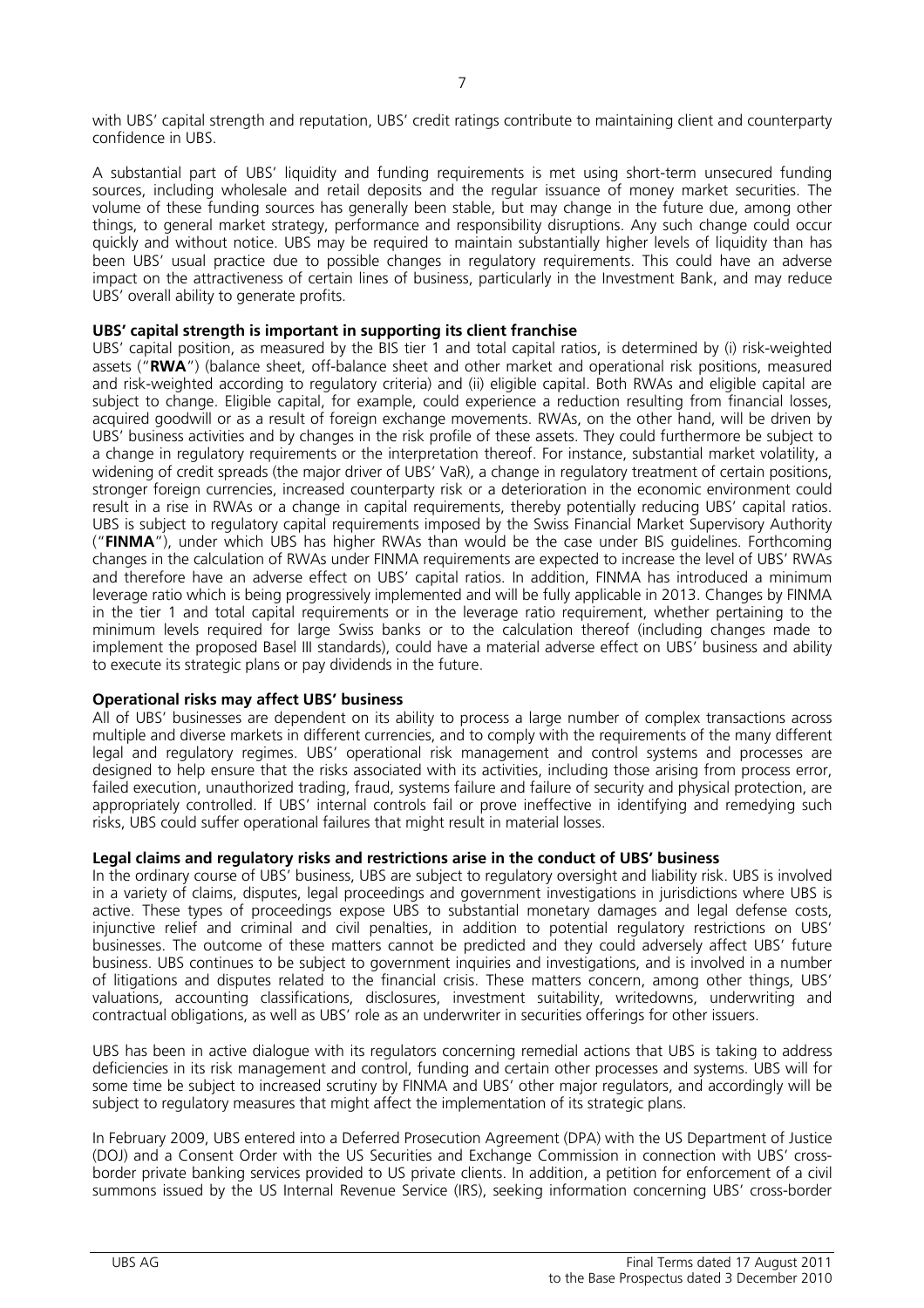with UBS' capital strength and reputation, UBS' credit ratings contribute to maintaining client and counterparty confidence in UBS.

A substantial part of UBS' liquidity and funding requirements is met using short-term unsecured funding sources, including wholesale and retail deposits and the regular issuance of money market securities. The volume of these funding sources has generally been stable, but may change in the future due, among other things, to general market strategy, performance and responsibility disruptions. Any such change could occur quickly and without notice. UBS may be required to maintain substantially higher levels of liquidity than has been UBS' usual practice due to possible changes in regulatory requirements. This could have an adverse impact on the attractiveness of certain lines of business, particularly in the Investment Bank, and may reduce UBS' overall ability to generate profits.

**UBS' capital strength is important in supporting its client franchise**

UBS' capital position, as measured by the BIS tier 1 and total capital ratios, is determined by (i) risk-weighted assets ("**RWA**") (balance sheet, off-balance sheet and other market and operational risk positions, measured and risk-weighted according to regulatory criteria) and (ii) eligible capital. Both RWAs and eligible capital are subject to change. Eligible capital, for example, could experience a reduction resulting from financial losses, acquired goodwill or as a result of foreign exchange movements. RWAs, on the other hand, will be driven by UBS' business activities and by changes in the risk profile of these assets. They could furthermore be subject to a change in regulatory requirements or the interpretation thereof. For instance, substantial market volatility, a widening of credit spreads (the major driver of UBS' VaR), a change in regulatory treatment of certain positions, stronger foreign currencies, increased counterparty risk or a deterioration in the economic environment could result in a rise in RWAs or a change in capital requirements, thereby potentially reducing UBS' capital ratios. UBS is subject to regulatory capital requirements imposed by the Swiss Financial Market Supervisory Authority ("**FINMA**"), under which UBS has higher RWAs than would be the case under BIS guidelines. Forthcoming changes in the calculation of RWAs under FINMA requirements are expected to increase the level of UBS' RWAs and therefore have an adverse effect on UBS' capital ratios. In addition, FINMA has introduced a minimum leverage ratio which is being progressively implemented and will be fully applicable in 2013. Changes by FINMA in the tier 1 and total capital requirements or in the leverage ratio requirement, whether pertaining to the minimum levels required for large Swiss banks or to the calculation thereof (including changes made to implement the proposed Basel III standards), could have a material adverse effect on UBS' business and ability to execute its strategic plans or pay dividends in the future.

**Operational risks may affect UBS' business**

All of UBS' businesses are dependent on its ability to process a large number of complex transactions across multiple and diverse markets in different currencies, and to comply with the requirements of the many different legal and regulatory regimes. UBS' operational risk management and control systems and processes are designed to help ensure that the risks associated with its activities, including those arising from process error, failed execution, unauthorized trading, fraud, systems failure and failure of security and physical protection, are appropriately controlled. If UBS' internal controls fail or prove ineffective in identifying and remedying such risks, UBS could suffer operational failures that might result in material losses.

**Legal claims and regulatory risks and restrictions arise in the conduct of UBS' business**

In the ordinary course of UBS' business, UBS are subject to regulatory oversight and liability risk. UBS is involved in a variety of claims, disputes, legal proceedings and government investigations in jurisdictions where UBS is active. These types of proceedings expose UBS to substantial monetary damages and legal defense costs, injunctive relief and criminal and civil penalties, in addition to potential regulatory restrictions on UBS' businesses. The outcome of these matters cannot be predicted and they could adversely affect UBS' future business. UBS continues to be subject to government inquiries and investigations, and is involved in a number of litigations and disputes related to the financial crisis. These matters concern, among other things, UBS' valuations, accounting classifications, disclosures, investment suitability, writedowns, underwriting and contractual obligations, as well as UBS' role as an underwriter in securities offerings for other issuers.

UBS has been in active dialogue with its regulators concerning remedial actions that UBS is taking to address deficiencies in its risk management and control, funding and certain other processes and systems. UBS will for some time be subject to increased scrutiny by FINMA and UBS' other major regulators, and accordingly will be subject to regulatory measures that might affect the implementation of its strategic plans.

In February 2009, UBS entered into a Deferred Prosecution Agreement (DPA) with the US Department of Justice (DOJ) and a Consent Order with the US Securities and Exchange Commission in connection with UBS' cross-border private banking services provided to US private clients. In addition, a petition for enforcement of a civil summons issued by the US Internal Revenue Service (IRS), seeking information concerning UBS' cross-border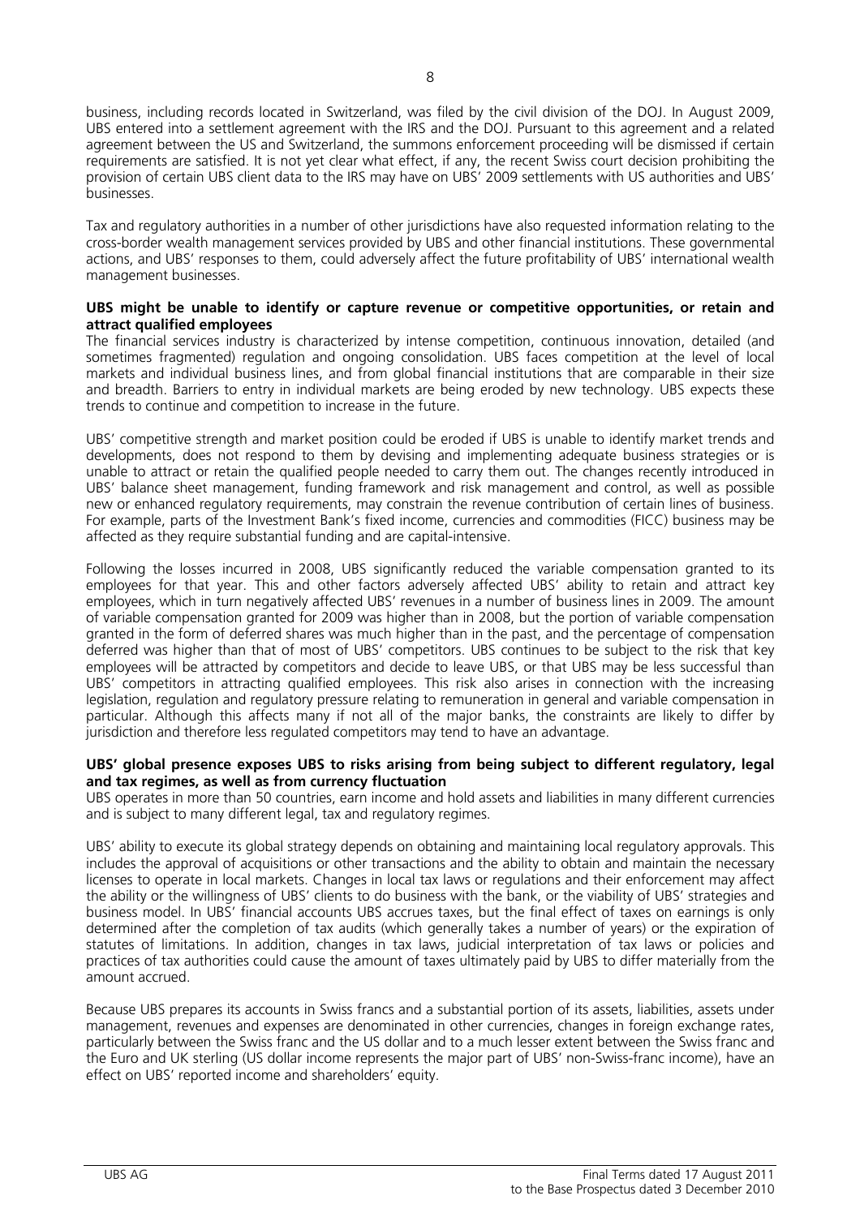business, including records located in Switzerland, was filed by the civil division of the DOJ. In August 2009, UBS entered into a settlement agreement with the IRS and the DOJ. Pursuant to this agreement and a related agreement between the US and Switzerland, the summons enforcement proceeding will be dismissed if certain requirements are satisfied. It is not yet clear what effect, if any, the recent Swiss court decision prohibiting the provision of certain UBS client data to the IRS may have on UBS' 2009 settlements with US authorities and UBS' businesses.

Tax and regulatory authorities in a number of other jurisdictions have also requested information relating to the cross-border wealth management services provided by UBS and other financial institutions. These governmental actions, and UBS' responses to them, could adversely affect the future profitability of UBS' international wealth management businesses.

**UBS might be unable to identify or capture revenue or competitive opportunities, or retain and attract qualified employees**

The financial services industry is characterized by intense competition, continuous innovation, detailed (and sometimes fragmented) regulation and ongoing consolidation. UBS faces competition at the level of local markets and individual business lines, and from global financial institutions that are comparable in their size and breadth. Barriers to entry in individual markets are being eroded by new technology. UBS expects these trends to continue and competition to increase in the future.

UBS' competitive strength and market position could be eroded if UBS is unable to identify market trends and developments, does not respond to them by devising and implementing adequate business strategies or is unable to attract or retain the qualified people needed to carry them out. The changes recently introduced in UBS' balance sheet management, funding framework and risk management and control, as well as possible new or enhanced regulatory requirements, may constrain the revenue contribution of certain lines of business. For example, parts of the Investment Bank's fixed income, currencies and commodities (FICC) business may be affected as they require substantial funding and are capital-intensive.

Following the losses incurred in 2008, UBS significantly reduced the variable compensation granted to its employees for that year. This and other factors adversely affected UBS' ability to retain and attract key employees, which in turn negatively affected UBS' revenues in a number of business lines in 2009. The amount of variable compensation granted for 2009 was higher than in 2008, but the portion of variable compensation granted in the form of deferred shares was much higher than in the past, and the percentage of compensation deferred was higher than that of most of UBS' competitors. UBS continues to be subject to the risk that key employees will be attracted by competitors and decide to leave UBS, or that UBS may be less successful than UBS' competitors in attracting qualified employees. This risk also arises in connection with the increasing legislation, regulation and regulatory pressure relating to remuneration in general and variable compensation in particular. Although this affects many if not all of the major banks, the constraints are likely to differ by jurisdiction and therefore less regulated competitors may tend to have an advantage.

**UBS' global presence exposes UBS to risks arising from being subject to different regulatory, legal and tax regimes, as well as from currency fluctuation**

UBS operates in more than 50 countries, earn income and hold assets and liabilities in many different currencies and is subject to many different legal, tax and regulatory regimes.

UBS' ability to execute its global strategy depends on obtaining and maintaining local regulatory approvals. This includes the approval of acquisitions or other transactions and the ability to obtain and maintain the necessary licenses to operate in local markets. Changes in local tax laws or regulations and their enforcement may affect the ability or the willingness of UBS' clients to do business with the bank, or the viability of UBS' strategies and business model. In UBS' financial accounts UBS accrues taxes, but the final effect of taxes on earnings is only determined after the completion of tax audits (which generally takes a number of years) or the expiration of statutes of limitations. In addition, changes in tax laws, judicial interpretation of tax laws or policies and practices of tax authorities could cause the amount of taxes ultimately paid by UBS to differ materially from the amount accrued.

Because UBS prepares its accounts in Swiss francs and a substantial portion of its assets, liabilities, assets under management, revenues and expenses are denominated in other currencies, changes in foreign exchange rates, particularly between the Swiss franc and the US dollar and to a much lesser extent between the Swiss franc and the Euro and UK sterling (US dollar income represents the major part of UBS' non-Swiss-franc income), have an effect on UBS' reported income and shareholders' equity.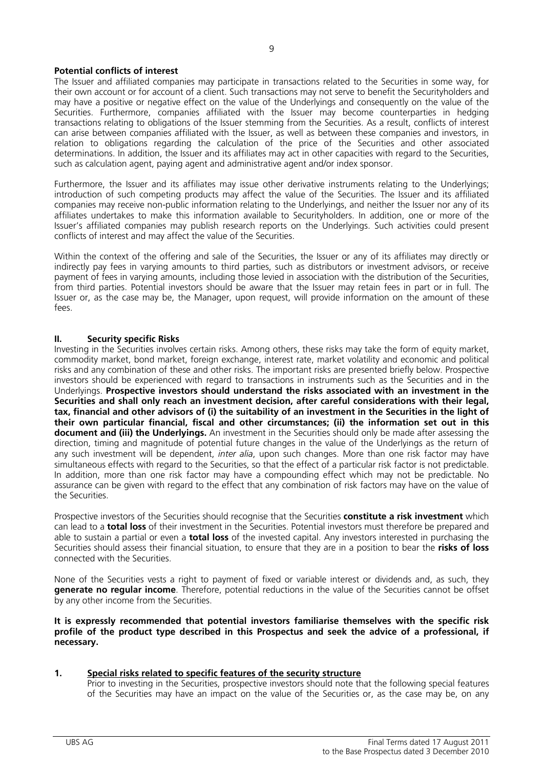**Potential conflicts of interest**

The Issuer and affiliated companies may participate in transactions related to the Securities in some way, for their own account or for account of a client. Such transactions may not serve to benefit the Securityholders and may have a positive or negative effect on the value of the Underlyings and consequently on the value of the Securities. Furthermore, companies affiliated with the Issuer may become counterparties in hedging transactions relating to obligations of the Issuer stemming from the Securities. As a result, conflicts of interest can arise between companies affiliated with the Issuer, as well as between these companies and investors, in relation to obligations regarding the calculation of the price of the Securities and other associated determinations. In addition, the Issuer and its affiliates may act in other capacities with regard to the Securities, such as calculation agent, paying agent and administrative agent and/or index sponsor.

Furthermore, the Issuer and its affiliates may issue other derivative instruments relating to the Underlyings; introduction of such competing products may affect the value of the Securities. The Issuer and its affiliated companies may receive non-public information relating to the Underlyings, and neither the Issuer nor any of its affiliates undertakes to make this information available to Securityholders. In addition, one or more of the Issuer's affiliated companies may publish research reports on the Underlyings. Such activities could present conflicts of interest and may affect the value of the Securities.

Within the context of the offering and sale of the Securities, the Issuer or any of its affiliates may directly or indirectly pay fees in varying amounts to third parties, such as distributors or investment advisors, or receive payment of fees in varying amounts, including those levied in association with the distribution of the Securities, from third parties. Potential investors should be aware that the Issuer may retain fees in part or in full. The Issuer or, as the case may be, the Manager, upon request, will provide information on the amount of these fees.

## II. Security specific Risks

Investing in the Securities involves certain risks. Among others, these risks may take the form of equity market, commodity market, bond market, foreign exchange, interest rate, market volatility and economic and political risks and any combination of these and other risks. The important risks are presented briefly below. Prospective investors should be experienced with regard to transactions in instruments such as the Securities and in the Underlyings. **Prospective investors should understand the risks associated with an investment in the Securities and shall only reach an investment decision, after careful considerations with their legal, tax, financial and other advisors of (i) the suitability of an investment in the Securities in the light of their own particular financial, fiscal and other circumstances; (ii) the information set out in this document and (iii) the Underlyings.** An investment in the Securities should only be made after assessing the direction, timing and magnitude of potential future changes in the value of the Underlyings as the return of any such investment will be dependent, *inter alia*, upon such changes. More than one risk factor may have simultaneous effects with regard to the Securities, so that the effect of a particular risk factor is not predictable. In addition, more than one risk factor may have a compounding effect which may not be predictable. No assurance can be given with regard to the effect that any combination of risk factors may have on the value of the Securities.

Prospective investors of the Securities should recognise that the Securities **constitute a risk investment** which can lead to a **total loss** of their investment in the Securities. Potential investors must therefore be prepared and able to sustain a partial or even a **total loss** of the invested capital. Any investors interested in purchasing the Securities should assess their financial situation, to ensure that they are in a position to bear the **risks of loss** connected with the Securities.

None of the Securities vests a right to payment of fixed or variable interest or dividends and, as such, they **generate no regular income**. Therefore, potential reductions in the value of the Securities cannot be offset by any other income from the Securities.

**It is expressly recommended that potential investors familiarise themselves with the specific risk profile of the product type described in this Prospectus and seek the advice of a professional, if necessary.**

### 1. Special risks related to specific features of the security structure

Prior to investing in the Securities, prospective investors should note that the following special features of the Securities may have an impact on the value of the Securities or, as the case may be, on any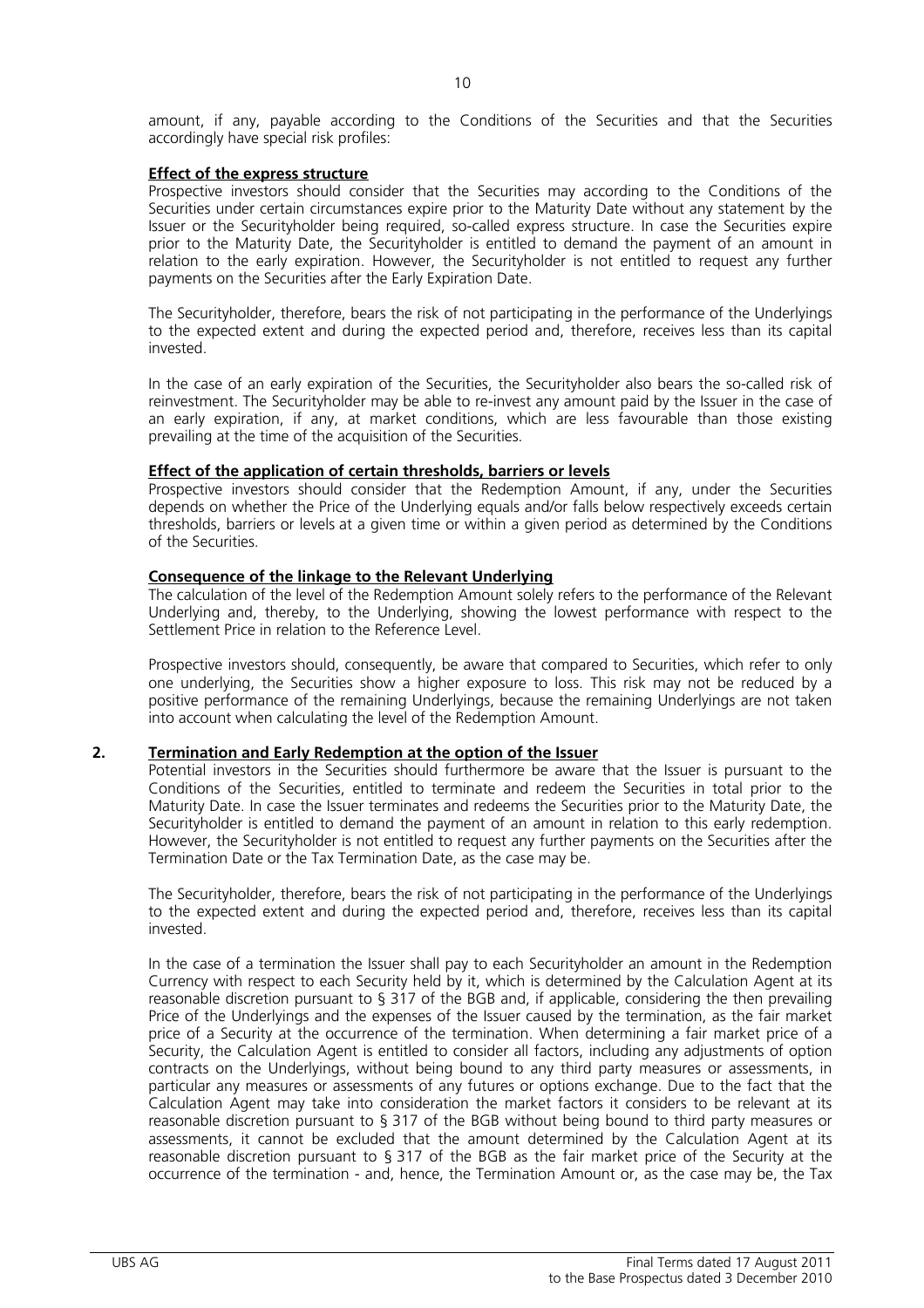amount, if any, payable according to the Conditions of the Securities and that the Securities accordingly have special risk profiles:

**Effect of the express structure**

Prospective investors should consider that the Securities may according to the Conditions of the Securities under certain circumstances expire prior to the Maturity Date without any statement by the Issuer or the Securityholder being required, so-called express structure. In case the Securities expire prior to the Maturity Date, the Securityholder is entitled to demand the payment of an amount in relation to the early expiration. However, the Securityholder is not entitled to request any further payments on the Securities after the Early Expiration Date.

The Securityholder, therefore, bears the risk of not participating in the performance of the Underlyings to the expected extent and during the expected period and, therefore, receives less than its capital invested.

In the case of an early expiration of the Securities, the Securityholder also bears the so-called risk of reinvestment. The Securityholder may be able to re-invest any amount paid by the Issuer in the case of an early expiration, if any, at market conditions, which are less favourable than those existing prevailing at the time of the acquisition of the Securities.

**Effect of the application of certain thresholds, barriers or levels**

Prospective investors should consider that the Redemption Amount, if any, under the Securities depends on whether the Price of the Underlying equals and/or falls below respectively exceeds certain thresholds, barriers or levels at a given time or within a given period as determined by the Conditions of the Securities.

**Consequence of the linkage to the Relevant Underlying**

The calculation of the level of the Redemption Amount solely refers to the performance of the Relevant Underlying and, thereby, to the Underlying, showing the lowest performance with respect to the Settlement Price in relation to the Reference Level.

Prospective investors should, consequently, be aware that compared to Securities, which refer to only one underlying, the Securities show a higher exposure to loss. This risk may not be reduced by a positive performance of the remaining Underlyings, because the remaining Underlyings are not taken into account when calculating the level of the Redemption Amount.

## 2. Termination and Early Redemption at the option of the Issuer

Potential investors in the Securities should furthermore be aware that the Issuer is pursuant to the Conditions of the Securities, entitled to terminate and redeem the Securities in total prior to the Maturity Date. In case the Issuer terminates and redeems the Securities prior to the Maturity Date, the Securityholder is entitled to demand the payment of an amount in relation to this early redemption. However, the Securityholder is not entitled to request any further payments on the Securities after the Termination Date or the Tax Termination Date, as the case may be.

The Securityholder, therefore, bears the risk of not participating in the performance of the Underlyings to the expected extent and during the expected period and, therefore, receives less than its capital invested.

In the case of a termination the Issuer shall pay to each Securityholder an amount in the Redemption Currency with respect to each Security held by it, which is determined by the Calculation Agent at its reasonable discretion pursuant to § 317 of the BGB and, if applicable, considering the then prevailing Price of the Underlyings and the expenses of the Issuer caused by the termination, as the fair market price of a Security at the occurrence of the termination. When determining a fair market price of a Security, the Calculation Agent is entitled to consider all factors, including any adjustments of option contracts on the Underlyings, without being bound to any third party measures or assessments, in particular any measures or assessments of any futures or options exchange. Due to the fact that the Calculation Agent may take into consideration the market factors it considers to be relevant at its reasonable discretion pursuant to § 317 of the BGB without being bound to third party measures or assessments, it cannot be excluded that the amount determined by the Calculation Agent at its reasonable discretion pursuant to § 317 of the BGB as the fair market price of the Security at the occurrence of the termination - and, hence, the Termination Amount or, as the case may be, the Tax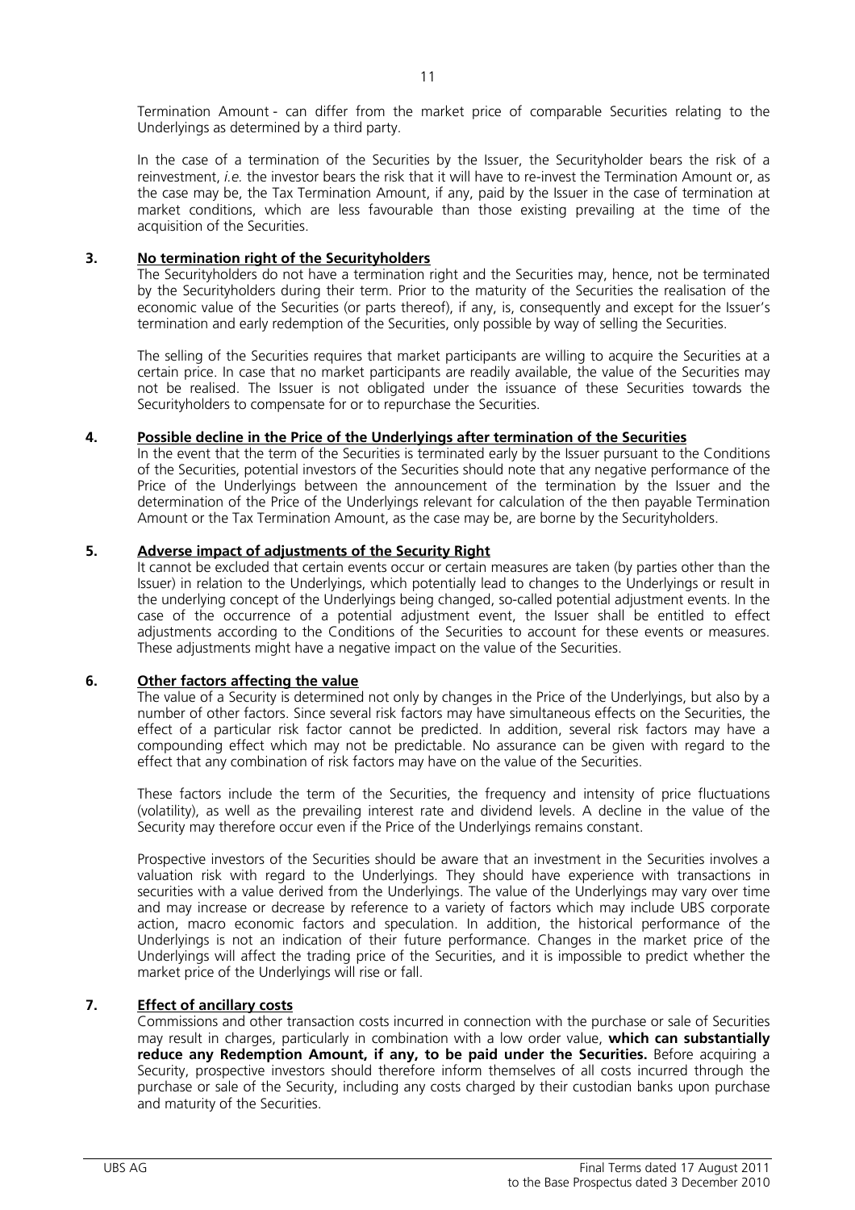Termination Amount - can differ from the market price of comparable Securities relating to the Underlyings as determined by a third party.

In the case of a termination of the Securities by the Issuer, the Securityholder bears the risk of a reinvestment, *i.e.* the investor bears the risk that it will have to re-invest the Termination Amount or, as the case may be, the Tax Termination Amount, if any, paid by the Issuer in the case of termination at market conditions, which are less favourable than those existing prevailing at the time of the acquisition of the Securities.

### 3. No termination right of the Securityholders

The Securityholders do not have a termination right and the Securities may, hence, not be terminated by the Securityholders during their term. Prior to the maturity of the Securities the realisation of the economic value of the Securities (or parts thereof), if any, is, consequently and except for the Issuer's termination and early redemption of the Securities, only possible by way of selling the Securities.

The selling of the Securities requires that market participants are willing to acquire the Securities at a certain price. In case that no market participants are readily available, the value of the Securities may not be realised. The Issuer is not obligated under the issuance of these Securities towards the Securityholders to compensate for or to repurchase the Securities.

### 4. Possible decline in the Price of the Underlyings after termination of the Securities

In the event that the term of the Securities is terminated early by the Issuer pursuant to the Conditions of the Securities, potential investors of the Securities should note that any negative performance of the Price of the Underlyings between the announcement of the termination by the Issuer and the determination of the Price of the Underlyings relevant for calculation of the then payable Termination Amount or the Tax Termination Amount, as the case may be, are borne by the Securityholders.

### 5. Adverse impact of adjustments of the Security Right

It cannot be excluded that certain events occur or certain measures are taken (by parties other than the Issuer) in relation to the Underlyings, which potentially lead to changes to the Underlyings or result in the underlying concept of the Underlyings being changed, so-called potential adjustment events. In the case of the occurrence of a potential adjustment event, the Issuer shall be entitled to effect adjustments according to the Conditions of the Securities to account for these events or measures. These adjustments might have a negative impact on the value of the Securities.

### 6. Other factors affecting the value

The value of a Security is determined not only by changes in the Price of the Underlyings, but also by a number of other factors. Since several risk factors may have simultaneous effects on the Securities, the effect of a particular risk factor cannot be predicted. In addition, several risk factors may have a compounding effect which may not be predictable. No assurance can be given with regard to the effect that any combination of risk factors may have on the value of the Securities.

These factors include the term of the Securities, the frequency and intensity of price fluctuations (volatility), as well as the prevailing interest rate and dividend levels. A decline in the value of the Security may therefore occur even if the Price of the Underlyings remains constant.

Prospective investors of the Securities should be aware that an investment in the Securities involves a valuation risk with regard to the Underlyings. They should have experience with transactions in securities with a value derived from the Underlyings. The value of the Underlyings may vary over time and may increase or decrease by reference to a variety of factors which may include UBS corporate action, macro economic factors and speculation. In addition, the historical performance of the Underlyings is not an indication of their future performance. Changes in the market price of the Underlyings will affect the trading price of the Securities, and it is impossible to predict whether the market price of the Underlyings will rise or fall.

### 7. Effect of ancillary costs

Commissions and other transaction costs incurred in connection with the purchase or sale of Securities may result in charges, particularly in combination with a low order value, **which can substantially reduce any Redemption Amount, if any, to be paid under the Securities.** Before acquiring a Security, prospective investors should therefore inform themselves of all costs incurred through the purchase or sale of the Security, including any costs charged by their custodian banks upon purchase and maturity of the Securities.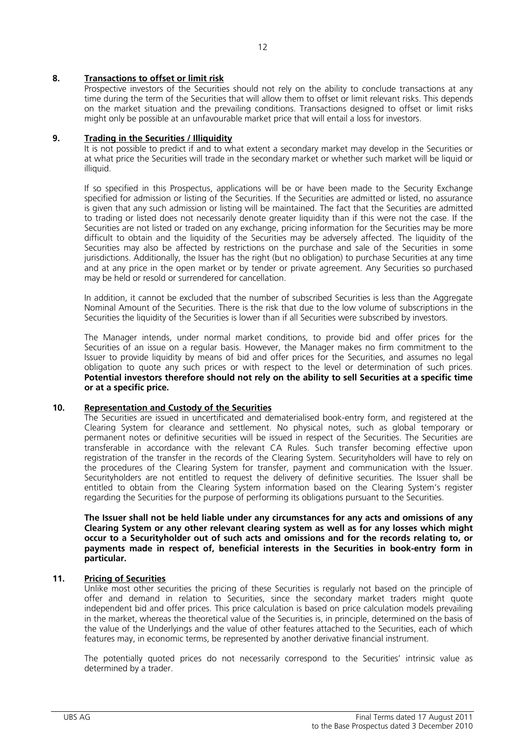## 8. Transactions to offset or limit risk

Prospective investors of the Securities should not rely on the ability to conclude transactions at any time during the term of the Securities that will allow them to offset or limit relevant risks. This depends on the market situation and the prevailing conditions. Transactions designed to offset or limit risks might only be possible at an unfavourable market price that will entail a loss for investors.

## 9. Trading in the Securities / Illiquidity

It is not possible to predict if and to what extent a secondary market may develop in the Securities or at what price the Securities will trade in the secondary market or whether such market will be liquid or illiquid.

If so specified in this Prospectus, applications will be or have been made to the Security Exchange specified for admission or listing of the Securities. If the Securities are admitted or listed, no assurance is given that any such admission or listing will be maintained. The fact that the Securities are admitted to trading or listed does not necessarily denote greater liquidity than if this were not the case. If the Securities are not listed or traded on any exchange, pricing information for the Securities may be more difficult to obtain and the liquidity of the Securities may be adversely affected. The liquidity of the Securities may also be affected by restrictions on the purchase and sale of the Securities in some jurisdictions. Additionally, the Issuer has the right (but no obligation) to purchase Securities at any time and at any price in the open market or by tender or private agreement. Any Securities so purchased may be held or resold or surrendered for cancellation.

In addition, it cannot be excluded that the number of subscribed Securities is less than the Aggregate Nominal Amount of the Securities. There is the risk that due to the low volume of subscriptions in the Securities the liquidity of the Securities is lower than if all Securities were subscribed by investors.

The Manager intends, under normal market conditions, to provide bid and offer prices for the Securities of an issue on a regular basis. However, the Manager makes no firm commitment to the Issuer to provide liquidity by means of bid and offer prices for the Securities, and assumes no legal obligation to quote any such prices or with respect to the level or determination of such prices. **Potential investors therefore should not rely on the ability to sell Securities at a specific time or at a specific price.**

## 10. Representation and Custody of the Securities

The Securities are issued in uncertificated and dematerialised book-entry form, and registered at the Clearing System for clearance and settlement. No physical notes, such as global temporary or permanent notes or definitive securities will be issued in respect of the Securities. The Securities are transferable in accordance with the relevant CA Rules. Such transfer becoming effective upon registration of the transfer in the records of the Clearing System. Securityholders will have to rely on the procedures of the Clearing System for transfer, payment and communication with the Issuer. Securityholders are not entitled to request the delivery of definitive securities. The Issuer shall be entitled to obtain from the Clearing System information based on the Clearing System's register regarding the Securities for the purpose of performing its obligations pursuant to the Securities.

**The Issuer shall not be held liable under any circumstances for any acts and omissions of any Clearing System or any other relevant clearing system as well as for any losses which might occur to a Securityholder out of such acts and omissions and for the records relating to, or payments made in respect of, beneficial interests in the Securities in book-entry form in particular.**

## 11. Pricing of Securities

Unlike most other securities the pricing of these Securities is regularly not based on the principle of offer and demand in relation to Securities, since the secondary market traders might quote independent bid and offer prices. This price calculation is based on price calculation models prevailing in the market, whereas the theoretical value of the Securities is, in principle, determined on the basis of the value of the Underlyings and the value of other features attached to the Securities, each of which features may, in economic terms, be represented by another derivative financial instrument.

The potentially quoted prices do not necessarily correspond to the Securities' intrinsic value as determined by a trader.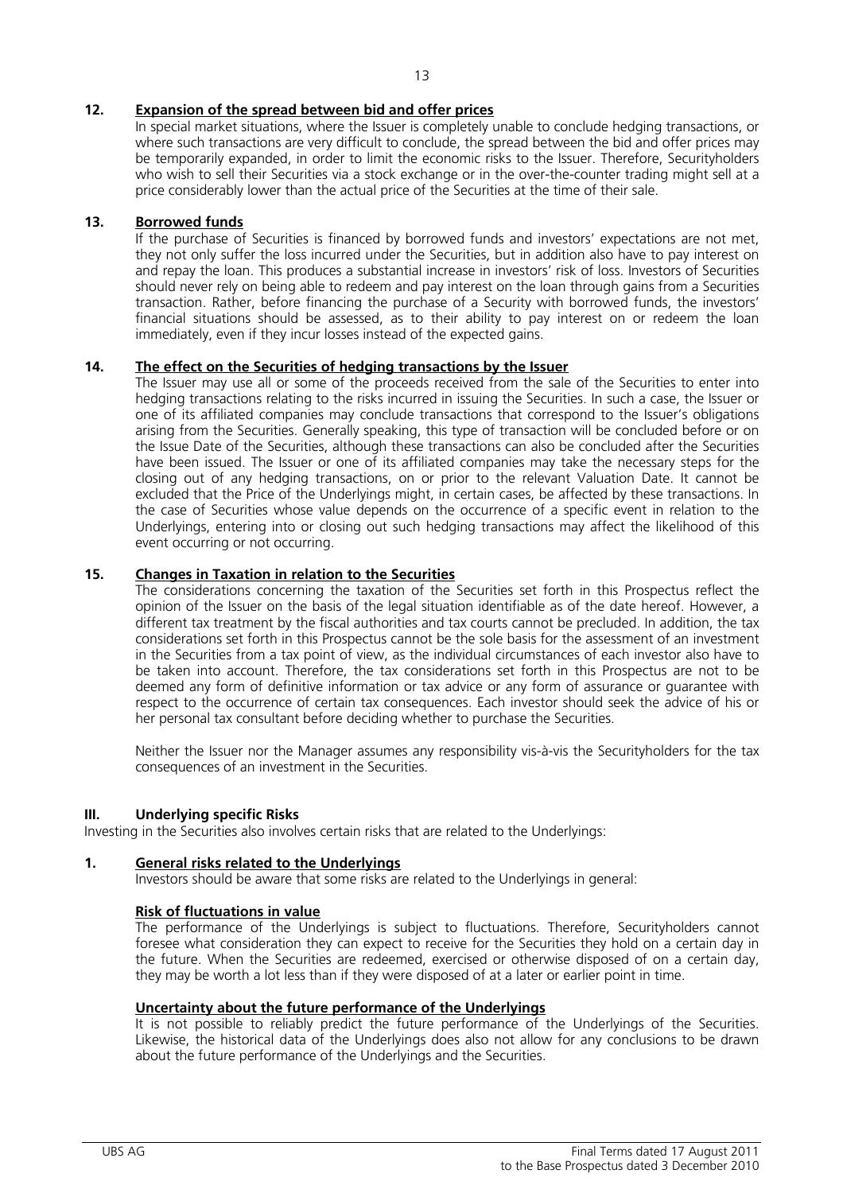### 12. <u>Expansion of the spread between bid and offer prices</u>

In special market situations, where the Issuer is completely unable to conclude hedging transactions, or where such transactions are very difficult to conclude, the spread between the bid and offer prices may be temporarily expanded, in order to limit the economic risks to the Issuer. Therefore, Securityholders who wish to sell their Securities via a stock exchange or in the over-the-counter trading might sell at a price considerably lower than the actual price of the Securities at the time of their sale.

### 13. <u>Borrowed funds</u>

If the purchase of Securities is financed by borrowed funds and investors' expectations are not met, they not only suffer the loss incurred under the Securities, but in addition also have to pay interest on and repay the loan. This produces a substantial increase in investors' risk of loss. Investors of Securities should never rely on being able to redeem and pay interest on the loan through gains from a Securities transaction. Rather, before financing the purchase of a Security with borrowed funds, the investors' financial situations should be assessed, as to their ability to pay interest on or redeem the loan immediately, even if they incur losses instead of the expected gains.

### 14. <u>The effect on the Securities of hedging transactions by the Issuer</u>

The Issuer may use all or some of the proceeds received from the sale of the Securities to enter into hedging transactions relating to the risks incurred in issuing the Securities. In such a case, the Issuer or one of its affiliated companies may conclude transactions that correspond to the Issuer's obligations arising from the Securities. Generally speaking, this type of transaction will be concluded before or on the Issue Date of the Securities, although these transactions can also be concluded after the Securities have been issued. The Issuer or one of its affiliated companies may take the necessary steps for the closing out of any hedging transactions, on or prior to the relevant Valuation Date. It cannot be excluded that the Price of the Underlyings might, in certain cases, be affected by these transactions. In the case of Securities whose value depends on the occurrence of a specific event in relation to the Underlyings, entering into or closing out such hedging transactions may affect the likelihood of this event occurring or not occurring.

### 15. <u>Changes in Taxation in relation to the Securities</u>

The considerations concerning the taxation of the Securities set forth in this Prospectus reflect the opinion of the Issuer on the basis of the legal situation identifiable as of the date hereof. However, a different tax treatment by the fiscal authorities and tax courts cannot be precluded. In addition, the tax considerations set forth in this Prospectus cannot be the sole basis for the assessment of an investment in the Securities from a tax point of view, as the individual circumstances of each investor also have to be taken into account. Therefore, the tax considerations set forth in this Prospectus are not to be deemed any form of definitive information or tax advice or any form of assurance or guarantee with respect to the occurrence of certain tax consequences. Each investor should seek the advice of his or her personal tax consultant before deciding whether to purchase the Securities.

Neither the Issuer nor the Manager assumes any responsibility vis-à-vis the Securityholders for the tax consequences of an investment in the Securities.

## III. Underlying specific Risks

Investing in the Securities also involves certain risks that are related to the Underlyings:

### 1. <u>General risks related to the Underlyings</u>

Investors should be aware that some risks are related to the Underlyings in general:

**<u>Risk of fluctuations in value</u>**

The performance of the Underlyings is subject to fluctuations. Therefore, Securityholders cannot foresee what consideration they can expect to receive for the Securities they hold on a certain day in the future. When the Securities are redeemed, exercised or otherwise disposed of on a certain day, they may be worth a lot less than if they were disposed of at a later or earlier point in time.

**<u>Uncertainty about the future performance of the Underlyings</u>**

It is not possible to reliably predict the future performance of the Underlyings of the Securities. Likewise, the historical data of the Underlyings does also not allow for any conclusions to be drawn about the future performance of the Underlyings and the Securities.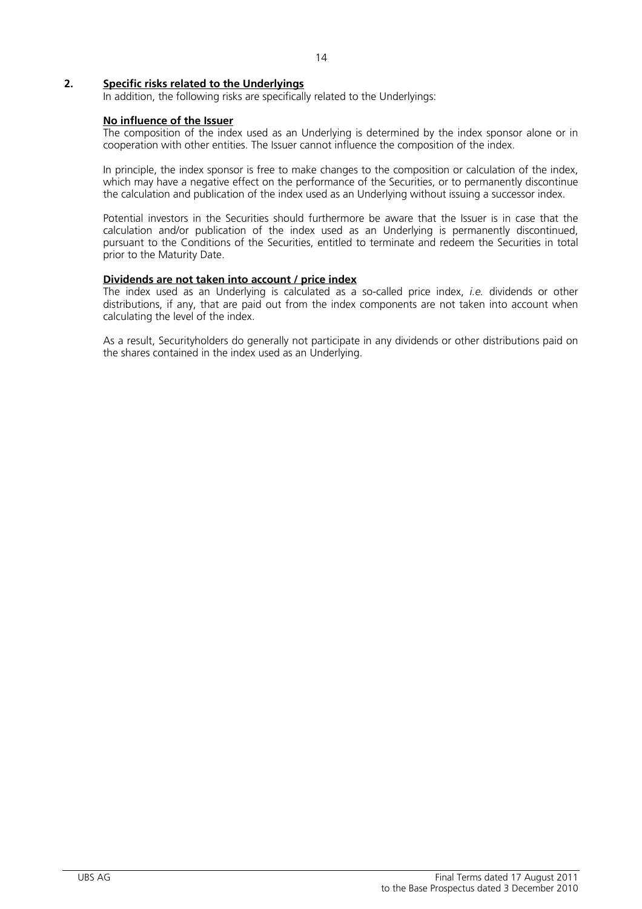## 2. Specific risks related to the Underlyings

In addition, the following risks are specifically related to the Underlyings:

**No influence of the Issuer**

The composition of the index used as an Underlying is determined by the index sponsor alone or in cooperation with other entities. The Issuer cannot influence the composition of the index.

In principle, the index sponsor is free to make changes to the composition or calculation of the index, which may have a negative effect on the performance of the Securities, or to permanently discontinue the calculation and publication of the index used as an Underlying without issuing a successor index.

Potential investors in the Securities should furthermore be aware that the Issuer is in case that the calculation and/or publication of the index used as an Underlying is permanently discontinued, pursuant to the Conditions of the Securities, entitled to terminate and redeem the Securities in total prior to the Maturity Date.

**Dividends are not taken into account / price index**

The index used as an Underlying is calculated as a so-called price index, *i.e.* dividends or other distributions, if any, that are paid out from the index components are not taken into account when calculating the level of the index.

As a result, Securityholders do generally not participate in any dividends or other distributions paid on the shares contained in the index used as an Underlying.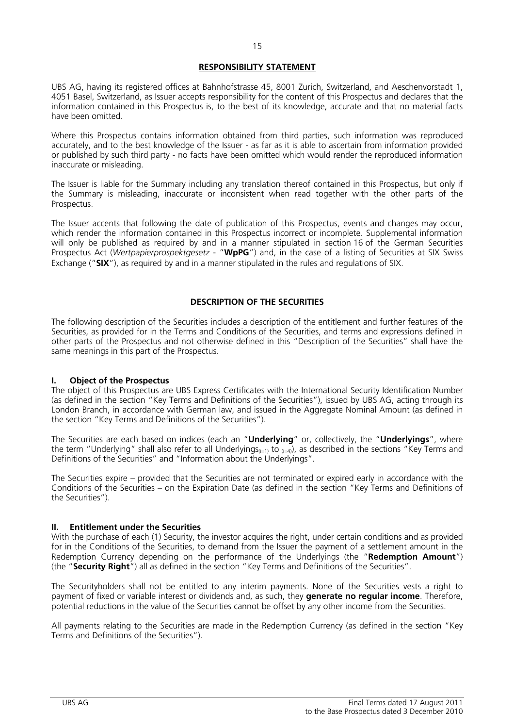## RESPONSIBILITY STATEMENT

UBS AG, having its registered offices at Bahnhofstrasse 45, 8001 Zurich, Switzerland, and Aeschenvorstadt 1, 4051 Basel, Switzerland, as Issuer accepts responsibility for the content of this Prospectus and declares that the information contained in this Prospectus is, to the best of its knowledge, accurate and that no material facts have been omitted.

Where this Prospectus contains information obtained from third parties, such information was reproduced accurately, and to the best knowledge of the Issuer - as far as it is able to ascertain from information provided or published by such third party - no facts have been omitted which would render the reproduced information inaccurate or misleading.

The Issuer is liable for the Summary including any translation thereof contained in this Prospectus, but only if the Summary is misleading, inaccurate or inconsistent when read together with the other parts of the Prospectus.

The Issuer accents that following the date of publication of this Prospectus, events and changes may occur, which render the information contained in this Prospectus incorrect or incomplete. Supplemental information will only be published as required by and in a manner stipulated in section 16 of the German Securities Prospectus Act (*Wertpapierprospektgesetz* - "**WpPG**") and, in the case of a listing of Securities at SIX Swiss Exchange ("**SIX**"), as required by and in a manner stipulated in the rules and regulations of SIX.

## DESCRIPTION OF THE SECURITIES

The following description of the Securities includes a description of the entitlement and further features of the Securities, as provided for in the Terms and Conditions of the Securities, and terms and expressions defined in other parts of the Prospectus and not otherwise defined in this "Description of the Securities" shall have the same meanings in this part of the Prospectus.

### I. Object of the Prospectus

The object of this Prospectus are UBS Express Certificates with the International Security Identification Number (as defined in the section "Key Terms and Definitions of the Securities"), issued by UBS AG, acting through its London Branch, in accordance with German law, and issued in the Aggregate Nominal Amount (as defined in the section "Key Terms and Definitions of the Securities").

The Securities are each based on indices (each an "**Underlying**" or, collectively, the "**Underlyings**", where the term "Underlying" shall also refer to all Underlyings$_{(i=1)}$ to $_{(i=4)}$), as described in the sections "Key Terms and Definitions of the Securities" and "Information about the Underlyings".

The Securities expire – provided that the Securities are not terminated or expired early in accordance with the Conditions of the Securities – on the Expiration Date (as defined in the section "Key Terms and Definitions of the Securities").

### II. Entitlement under the Securities

With the purchase of each (1) Security, the investor acquires the right, under certain conditions and as provided for in the Conditions of the Securities, to demand from the Issuer the payment of a settlement amount in the Redemption Currency depending on the performance of the Underlyings (the "**Redemption Amount**") (the "**Security Right**") all as defined in the section "Key Terms and Definitions of the Securities".

The Securityholders shall not be entitled to any interim payments. None of the Securities vests a right to payment of fixed or variable interest or dividends and, as such, they **generate no regular income**. Therefore, potential reductions in the value of the Securities cannot be offset by any other income from the Securities.

All payments relating to the Securities are made in the Redemption Currency (as defined in the section "Key Terms and Definitions of the Securities").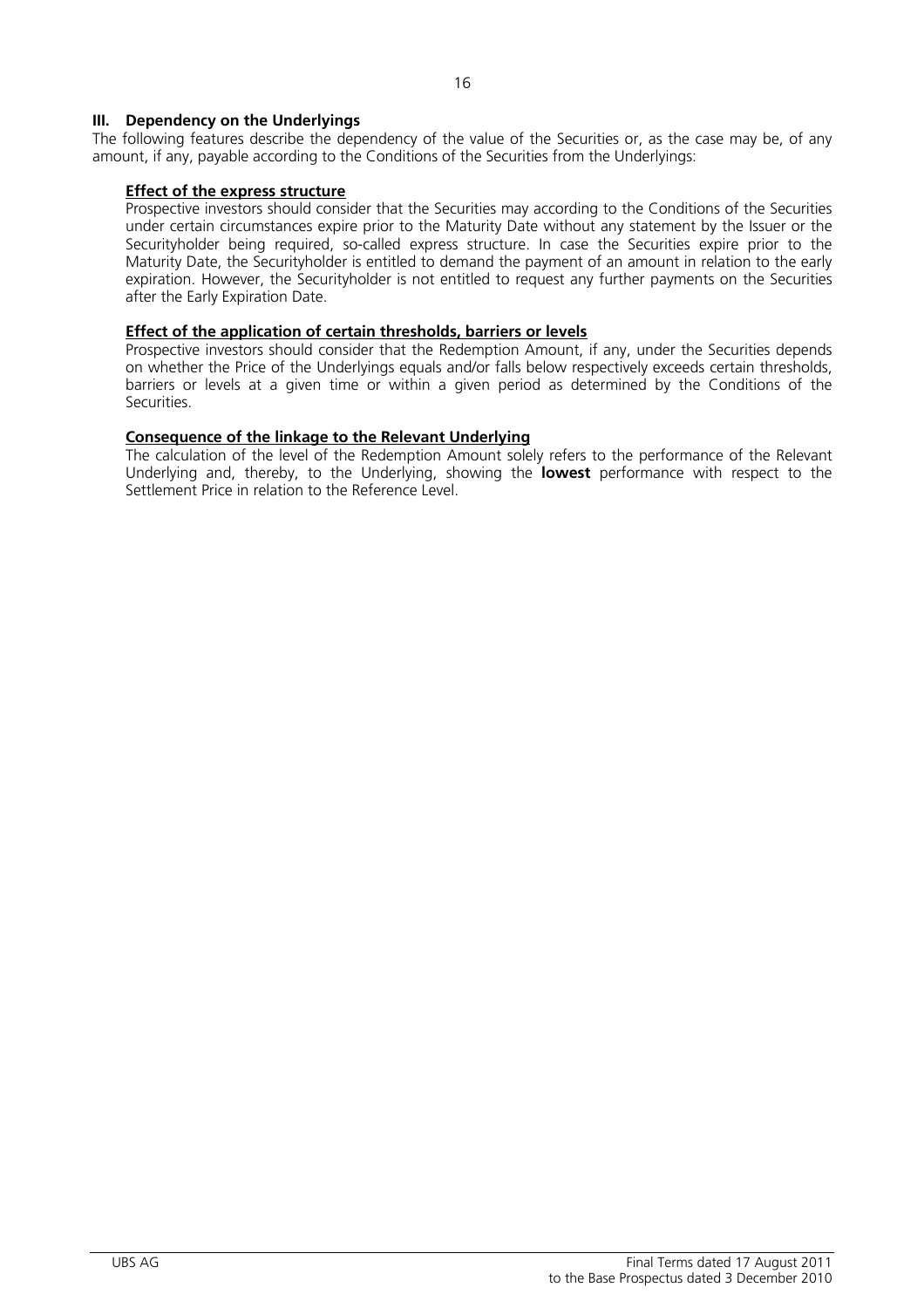## III. Dependency on the Underlyings

The following features describe the dependency of the value of the Securities or, as the case may be, of any amount, if any, payable according to the Conditions of the Securities from the Underlyings:

**Effect of the express structure**

Prospective investors should consider that the Securities may according to the Conditions of the Securities under certain circumstances expire prior to the Maturity Date without any statement by the Issuer or the Securityholder being required, so-called express structure. In case the Securities expire prior to the Maturity Date, the Securityholder is entitled to demand the payment of an amount in relation to the early expiration. However, the Securityholder is not entitled to request any further payments on the Securities after the Early Expiration Date.

**Effect of the application of certain thresholds, barriers or levels**

Prospective investors should consider that the Redemption Amount, if any, under the Securities depends on whether the Price of the Underlyings equals and/or falls below respectively exceeds certain thresholds, barriers or levels at a given time or within a given period as determined by the Conditions of the Securities.

**Consequence of the linkage to the Relevant Underlying**

The calculation of the level of the Redemption Amount solely refers to the performance of the Relevant Underlying and, thereby, to the Underlying, showing the **lowest** performance with respect to the Settlement Price in relation to the Reference Level.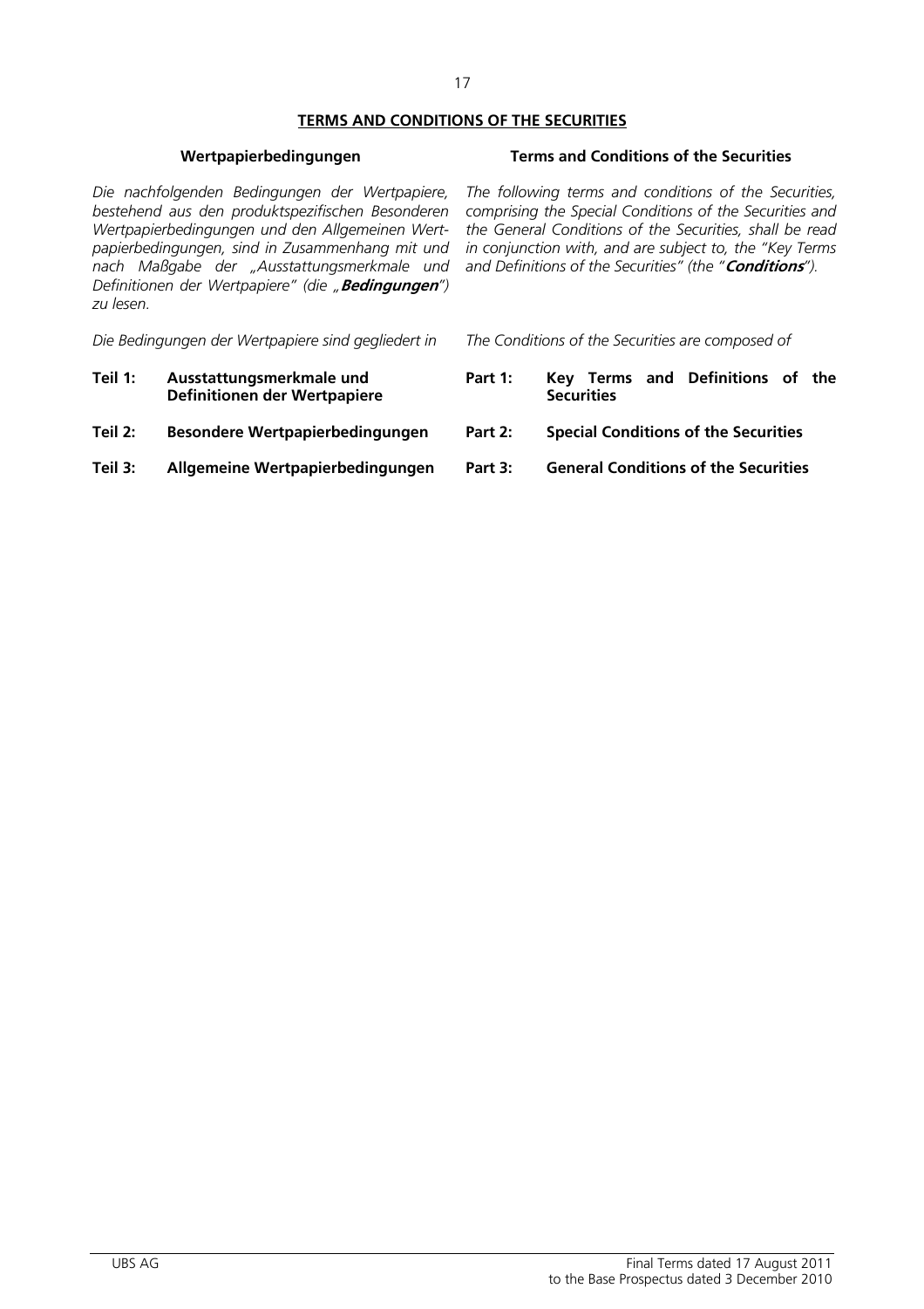## TERMS AND CONDITIONS OF THE SECURITIES

| Wertpapierbedingungen | Terms and Conditions of the Securities |
|---|---|
| *Die nachfolgenden Bedingungen der Wertpapiere, bestehend aus den produktspezifischen Besonderen Wertpapierbedingungen und den Allgemeinen Wertpapierbedingungen, sind in Zusammenhang mit und nach Maßgabe der „Ausstattungsmerkmale und Definitionen der Wertpapiere" (die „**Bedingungen**") zu lesen.* | *The following terms and conditions of the Securities, comprising the Special Conditions of the Securities and the General Conditions of the Securities, shall be read in conjunction with, and are subject to, the "Key Terms and Definitions of the Securities" (the "**Conditions**").* |
| *Die Bedingungen der Wertpapiere sind gegliedert in* | *The Conditions of the Securities are composed of* |

| | | | |
|---|---|---|---|
| **Teil 1:** | **Ausstattungsmerkmale und Definitionen der Wertpapiere** | **Part 1:** | **Key Terms and Definitions of the Securities** |
| **Teil 2:** | **Besondere Wertpapierbedingungen** | **Part 2:** | **Special Conditions of the Securities** |
| **Teil 3:** | **Allgemeine Wertpapierbedingungen** | **Part 3:** | **General Conditions of the Securities** |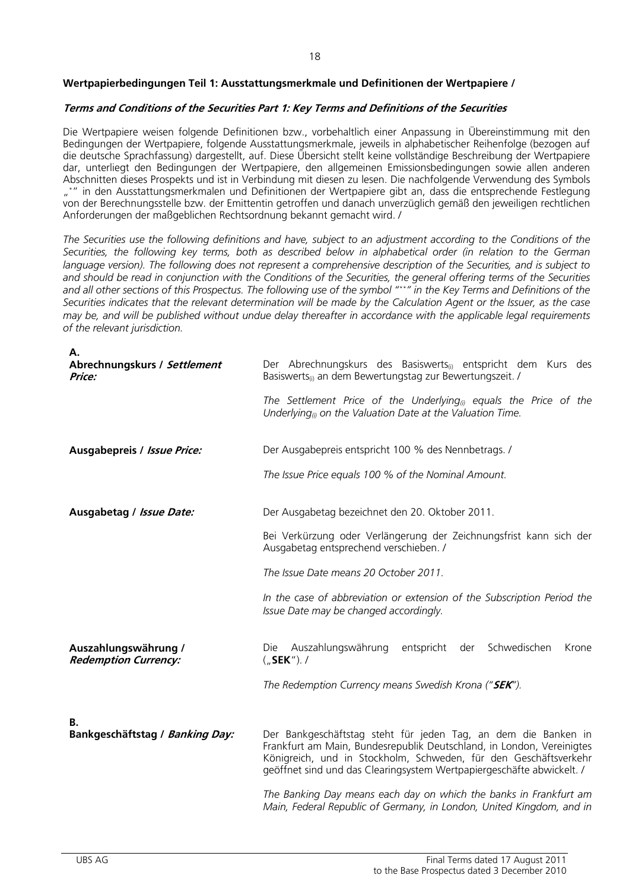**Wertpapierbedingungen Teil 1: Ausstattungsmerkmale und Definitionen der Wertpapiere /**

***Terms and Conditions of the Securities Part 1: Key Terms and Definitions of the Securities***

Die Wertpapiere weisen folgende Definitionen bzw., vorbehaltlich einer Anpassung in Übereinstimmung mit den Bedingungen der Wertpapiere, folgende Ausstattungsmerkmale, jeweils in alphabetischer Reihenfolge (bezogen auf die deutsche Sprachfassung) dargestellt, auf. Diese Übersicht stellt keine vollständige Beschreibung der Wertpapiere dar, unterliegt den Bedingungen der Wertpapiere, den allgemeinen Emissionsbedingungen sowie allen anderen Abschnitten dieses Prospekts und ist in Verbindung mit diesen zu lesen. Die nachfolgende Verwendung des Symbols „*" in den Ausstattungsmerkmalen und Definitionen der Wertpapiere gibt an, dass die entsprechende Festlegung von der Berechnungsstelle bzw. der Emittentin getroffen und danach unverzüglich gemäß den jeweiligen rechtlichen Anforderungen der maßgeblichen Rechtsordnung bekannt gemacht wird. /

*The Securities use the following definitions and have, subject to an adjustment according to the Conditions of the Securities, the following key terms, both as described below in alphabetical order (in relation to the German language version). The following does not represent a comprehensive description of the Securities, and is subject to and should be read in conjunction with the Conditions of the Securities, the general offering terms of the Securities and all other sections of this Prospectus. The following use of the symbol "*" in the Key Terms and Definitions of the Securities indicates that the relevant determination will be made by the Calculation Agent or the Issuer, as the case may be, and will be published without undue delay thereafter in accordance with the applicable legal requirements of the relevant jurisdiction.*

**A.**

**Abrechnungskurs / *Settlement Price:***

Der Abrechnungskurs des Basiswerts$_{(i)}$ entspricht dem Kurs des Basiswerts$_{(i)}$ an dem Bewertungstag zur Bewertungszeit. /

*The Settlement Price of the Underlying$_{(i)}$ equals the Price of the Underlying$_{(i)}$ on the Valuation Date at the Valuation Time.*

**Ausgabepreis / *Issue Price:***

Der Ausgabepreis entspricht 100 % des Nennbetrags. /

*The Issue Price equals 100 % of the Nominal Amount.*

**Ausgabetag / *Issue Date:***

Der Ausgabetag bezeichnet den 20. Oktober 2011.

Bei Verkürzung oder Verlängerung der Zeichnungsfrist kann sich der Ausgabetag entsprechend verschieben. /

*The Issue Date means 20 October 2011.*

*In the case of abbreviation or extension of the Subscription Period the Issue Date may be changed accordingly.*

**Auszahlungswährung / *Redemption Currency:***

Die Auszahlungswährung entspricht der Schwedischen Krone („**SEK**"). /

*The Redemption Currency means Swedish Krona ("**SEK**").*

**B.**

**Bankgeschäftstag / *Banking Day:***

Der Bankgeschäftstag steht für jeden Tag, an dem die Banken in Frankfurt am Main, Bundesrepublik Deutschland, in London, Vereinigtes Königreich, und in Stockholm, Schweden, für den Geschäftsverkehr geöffnet sind und das Clearingsystem Wertpapiergeschäfte abwickelt. /

*The Banking Day means each day on which the banks in Frankfurt am Main, Federal Republic of Germany, in London, United Kingdom, and in*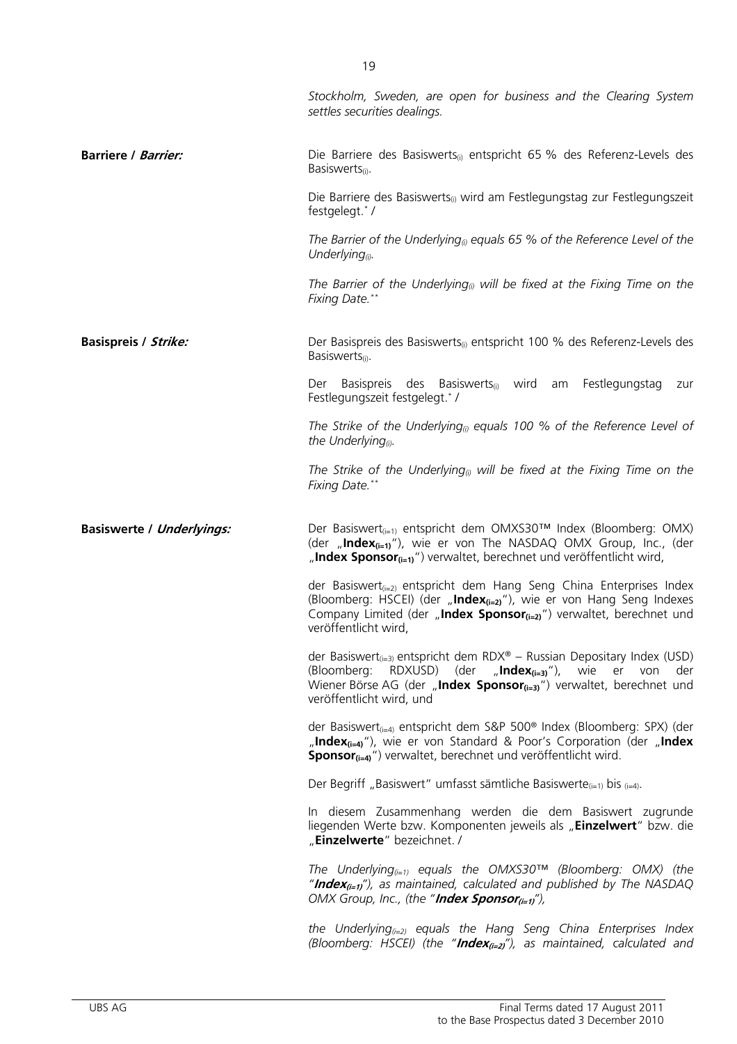*Stockholm, Sweden, are open for business and the Clearing System settles securities dealings.*

| | |
|---|---|
| **Barriere / *Barrier:*** | Die Barriere des Basiswerts$_{(i)}$ entspricht 65 % des Referenz-Levels des Basiswerts$_{(i)}$.<br><br>Die Barriere des Basiswerts$_{(i)}$ wird am Festlegungstag zur Festlegungszeit festgelegt.* /<br><br>*The Barrier of the Underlying$_{(i)}$ equals 65 % of the Reference Level of the Underlying$_{(i)}$.*<br><br>*The Barrier of the Underlying$_{(i)}$ will be fixed at the Fixing Time on the Fixing Date.*** |
| **Basispreis / *Strike:*** | Der Basispreis des Basiswerts$_{(i)}$ entspricht 100 % des Referenz-Levels des Basiswerts$_{(i)}$.<br><br>Der Basispreis des Basiswerts$_{(i)}$ wird am Festlegungstag zur Festlegungszeit festgelegt.* /<br><br>*The Strike of the Underlying$_{(i)}$ equals 100 % of the Reference Level of the Underlying$_{(i)}$.*<br><br>*The Strike of the Underlying$_{(i)}$ will be fixed at the Fixing Time on the Fixing Date.*** |
| **Basiswerte / *Underlyings:*** | Der Basiswert$_{(i=1)}$ entspricht dem OMXS30™ Index (Bloomberg: OMX) (der „**Index$_{(i=1)}$**"), wie er von The NASDAQ OMX Group, Inc., (der „**Index Sponsor$_{(i=1)}$**") verwaltet, berechnet und veröffentlicht wird,<br><br>der Basiswert$_{(i=2)}$ entspricht dem Hang Seng China Enterprises Index (Bloomberg: HSCEI) (der „**Index$_{(i=2)}$**"), wie er von Hang Seng Indexes Company Limited (der „**Index Sponsor$_{(i=2)}$**") verwaltet, berechnet und veröffentlicht wird,<br><br>der Basiswert$_{(i=3)}$ entspricht dem RDX® – Russian Depositary Index (USD) (Bloomberg: RDXUSD) (der „**Index$_{(i=3)}$**"), wie er von der Wiener Börse AG (der „**Index Sponsor$_{(i=3)}$**") verwaltet, berechnet und veröffentlicht wird, und<br><br>der Basiswert$_{(i=4)}$ entspricht dem S&P 500® Index (Bloomberg: SPX) (der „**Index$_{(i=4)}$**"), wie er von Standard & Poor's Corporation (der „**Index Sponsor$_{(i=4)}$**") verwaltet, berechnet und veröffentlicht wird.<br><br>Der Begriff „Basiswert" umfasst sämtliche Basiswerte$_{(i=1)}$ bis $_{(i=4)}$.<br><br>In diesem Zusammenhang werden die dem Basiswert zugrunde liegenden Werte bzw. Komponenten jeweils als „**Einzelwert**" bzw. die „**Einzelwerte**" bezeichnet. /<br><br>*The Underlying$_{(i=1)}$ equals the OMXS30™ (Bloomberg: OMX) (the "**Index$_{(i=1)}$**"), as maintained, calculated and published by The NASDAQ OMX Group, Inc., (the "**Index Sponsor$_{(i=1)}$**"),*<br><br>*the Underlying$_{(i=2)}$ equals the Hang Seng China Enterprises Index (Bloomberg: HSCEI) (the "**Index$_{(i=2)}$**"), as maintained, calculated and* |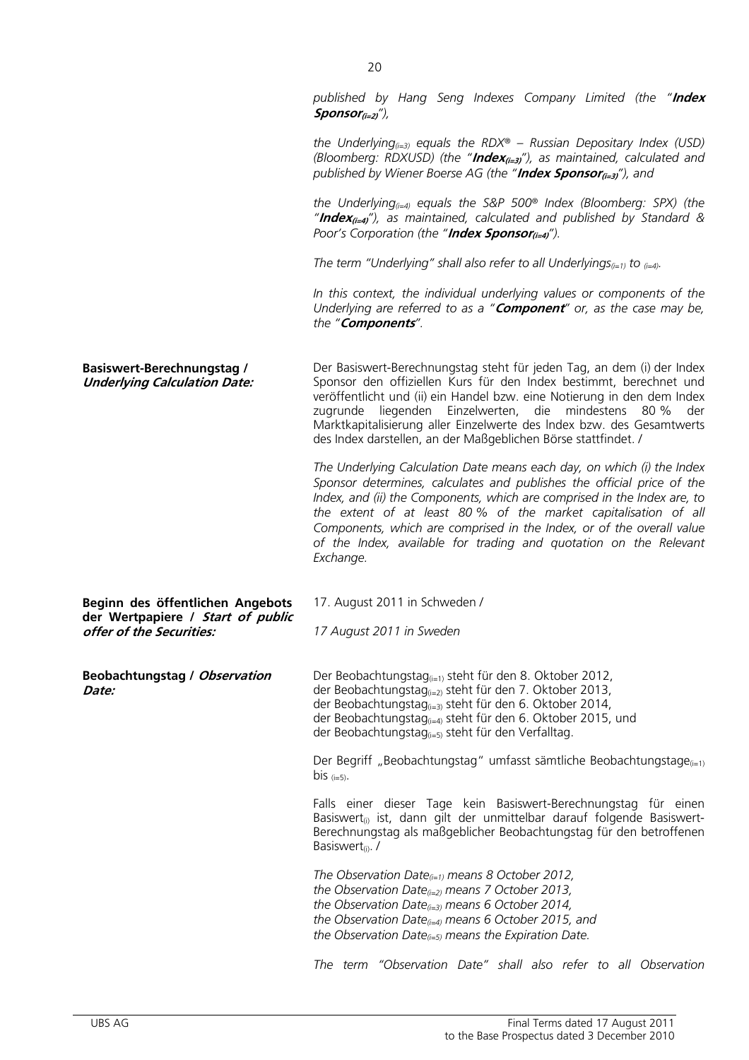*published by Hang Seng Indexes Company Limited (the "**Index Sponsor**$_{(i=2)}$"),*

*the Underlying$_{(i=3)}$ equals the RDX® – Russian Depositary Index (USD) (Bloomberg: RDXUSD) (the "**Index**$_{(i=3)}$"), as maintained, calculated and published by Wiener Boerse AG (the "**Index Sponsor**$_{(i=3)}$"), and*

*the Underlying$_{(i=4)}$ equals the S&P 500® Index (Bloomberg: SPX) (the "**Index**$_{(i=4)}$"), as maintained, calculated and published by Standard & Poor's Corporation (the "**Index Sponsor**$_{(i=4)}$").*

*The term "Underlying" shall also refer to all Underlyings$_{(i=1)}$ to $_{(i=4)}$.*

*In this context, the individual underlying values or components of the Underlying are referred to as a "**Component**" or, as the case may be, the "**Components**".*

| | |
|---|---|
| **Basiswert-Berechnungstag / *Underlying Calculation Date:*** | Der Basiswert-Berechnungstag steht für jeden Tag, an dem (i) der Index Sponsor den offiziellen Kurs für den Index bestimmt, berechnet und veröffentlicht und (ii) ein Handel bzw. eine Notierung in den dem Index zugrunde liegenden Einzelwerten, die mindestens 80 % der Marktkapitalisierung aller Einzelwerte des Index bzw. des Gesamtwerts des Index darstellen, an der Maßgeblichen Börse stattfindet. /<br><br>*The Underlying Calculation Date means each day, on which (i) the Index Sponsor determines, calculates and publishes the official price of the Index, and (ii) the Components, which are comprised in the Index are, to the extent of at least 80 % of the market capitalisation of all Components, which are comprised in the Index, or of the overall value of the Index, available for trading and quotation on the Relevant Exchange.* |
| **Beginn des öffentlichen Angebots der Wertpapiere / *Start of public offer of the Securities:*** | 17. August 2011 in Schweden /<br><br>*17 August 2011 in Sweden* |
| **Beobachtungstag / *Observation Date:*** | Der Beobachtungstag$_{(i=1)}$ steht für den 8. Oktober 2012,<br>der Beobachtungstag$_{(i=2)}$ steht für den 7. Oktober 2013,<br>der Beobachtungstag$_{(i=3)}$ steht für den 6. Oktober 2014,<br>der Beobachtungstag$_{(i=4)}$ steht für den 6. Oktober 2015, und<br>der Beobachtungstag$_{(i=5)}$ steht für den Verfalltag.<br><br>Der Begriff „Beobachtungstag" umfasst sämtliche Beobachtungstage$_{(i=1)}$ bis $_{(i=5)}$.<br><br>Falls einer dieser Tage kein Basiswert-Berechnungstag für einen Basiswert$_{(i)}$ ist, dann gilt der unmittelbar darauf folgende Basiswert-Berechnungstag als maßgeblicher Beobachtungstag für den betroffenen Basiswert$_{(i)}$. /<br><br>*The Observation Date$_{(i=1)}$ means 8 October 2012,*<br>*the Observation Date$_{(i=2)}$ means 7 October 2013,*<br>*the Observation Date$_{(i=3)}$ means 6 October 2014,*<br>*the Observation Date$_{(i=4)}$ means 6 October 2015, and*<br>*the Observation Date$_{(i=5)}$ means the Expiration Date.*<br><br>*The term "Observation Date" shall also refer to all Observation* |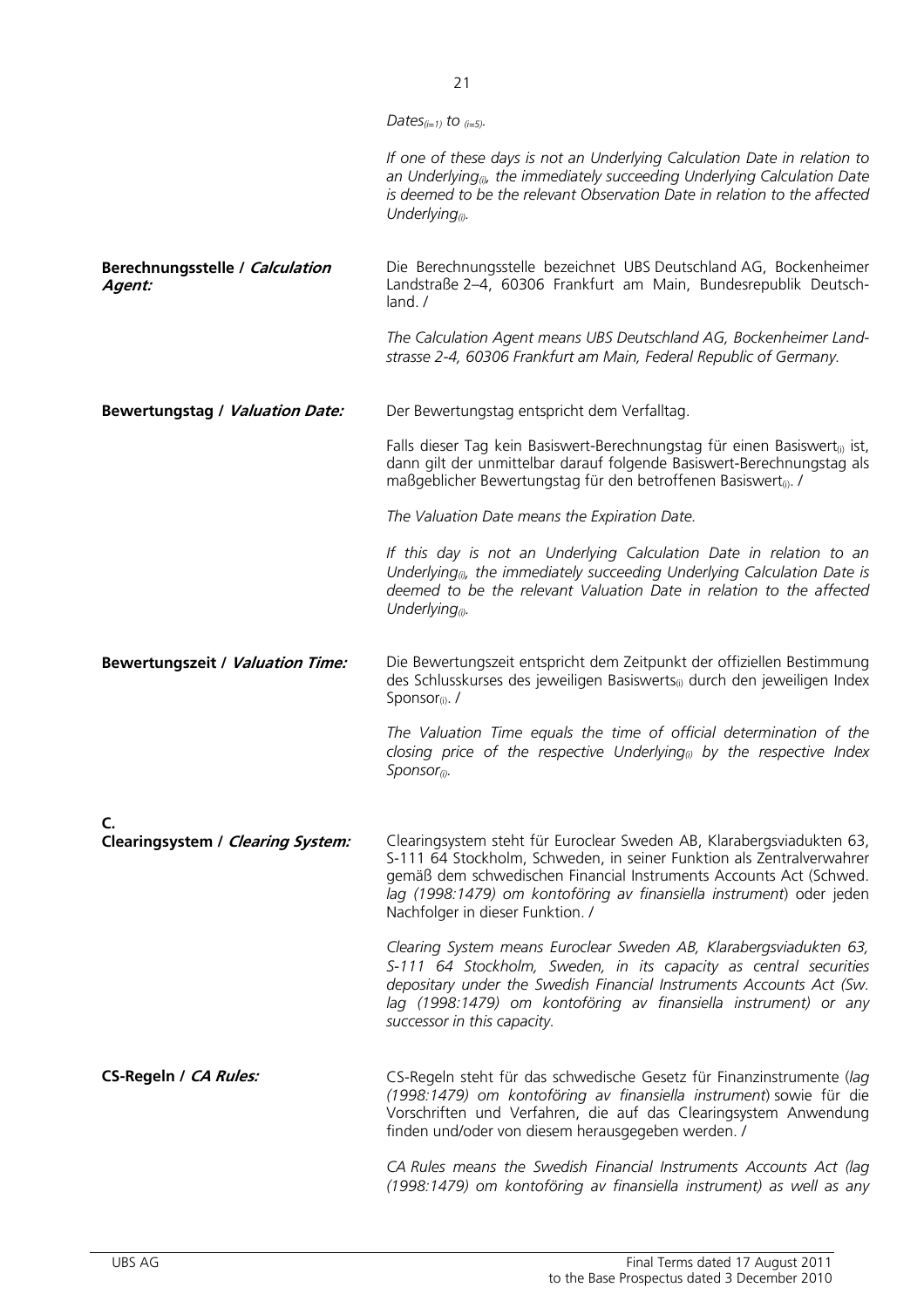*Dates$_{(i=1)}$ to $_{(i=5)}$.*

*If one of these days is not an Underlying Calculation Date in relation to an Underlying$_{(i)}$, the immediately succeeding Underlying Calculation Date is deemed to be the relevant Observation Date in relation to the affected Underlying$_{(i)}$.*

| | |
|---|---|
| **Berechnungsstelle / *Calculation Agent:*** | Die Berechnungsstelle bezeichnet UBS Deutschland AG, Bockenheimer Landstraße 2–4, 60306 Frankfurt am Main, Bundesrepublik Deutschland. /<br><br>*The Calculation Agent means UBS Deutschland AG, Bockenheimer Landstrasse 2-4, 60306 Frankfurt am Main, Federal Republic of Germany.* |
| **Bewertungstag / *Valuation Date:*** | Der Bewertungstag entspricht dem Verfalltag.<br><br>Falls dieser Tag kein Basiswert-Berechnungstag für einen Basiswert$_{(i)}$ ist, dann gilt der unmittelbar darauf folgende Basiswert-Berechnungstag als maßgeblicher Bewertungstag für den betroffenen Basiswert$_{(i)}$. /<br><br>*The Valuation Date means the Expiration Date.*<br><br>*If this day is not an Underlying Calculation Date in relation to an Underlying$_{(i)}$, the immediately succeeding Underlying Calculation Date is deemed to be the relevant Valuation Date in relation to the affected Underlying$_{(i)}$.* |
| **Bewertungszeit / *Valuation Time:*** | Die Bewertungszeit entspricht dem Zeitpunkt der offiziellen Bestimmung des Schlusskurses des jeweiligen Basiswerts$_{(i)}$ durch den jeweiligen Index Sponsor$_{(i)}$. /<br><br>*The Valuation Time equals the time of official determination of the closing price of the respective Underlying$_{(i)}$ by the respective Index Sponsor$_{(i)}$.* |
| **C.** | |
| **Clearingsystem / *Clearing System:*** | Clearingsystem steht für Euroclear Sweden AB, Klarabergsviadukten 63, S-111 64 Stockholm, Schweden, in seiner Funktion als Zentralverwahrer gemäß dem schwedischen Financial Instruments Accounts Act (Schwed. *lag (1998:1479) om kontoföring av finansiella instrument*) oder jeden Nachfolger in dieser Funktion. /<br><br>*Clearing System means Euroclear Sweden AB, Klarabergsviadukten 63, S-111 64 Stockholm, Sweden, in its capacity as central securities depositary under the Swedish Financial Instruments Accounts Act (Sw. lag (1998:1479) om kontoföring av finansiella instrument) or any successor in this capacity.* |
| **CS-Regeln / *CA Rules:*** | CS-Regeln steht für das schwedische Gesetz für Finanzinstrumente (*lag (1998:1479) om kontoföring av finansiella instrument*) sowie für die Vorschriften und Verfahren, die auf das Clearingsystem Anwendung finden und/oder von diesem herausgegeben werden. /<br><br>*CA Rules means the Swedish Financial Instruments Accounts Act (lag (1998:1479) om kontoföring av finansiella instrument) as well as any* |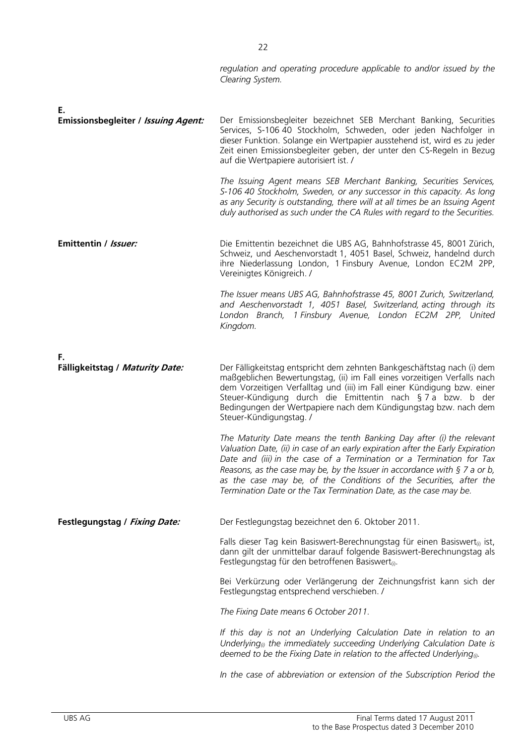*regulation and operating procedure applicable to and/or issued by the Clearing System.*

**E.**

| | |
|---|---|
| **Emissionsbegleiter / *Issuing Agent:*** | Der Emissionsbegleiter bezeichnet SEB Merchant Banking, Securities Services, S-106 40 Stockholm, Schweden, oder jeden Nachfolger in dieser Funktion. Solange ein Wertpapier ausstehend ist, wird es zu jeder Zeit einen Emissionsbegleiter geben, der unter den CS-Regeln in Bezug auf die Wertpapiere autorisiert ist. /<br><br>*The Issuing Agent means SEB Merchant Banking, Securities Services, S-106 40 Stockholm, Sweden, or any successor in this capacity. As long as any Security is outstanding, there will at all times be an Issuing Agent duly authorised as such under the CA Rules with regard to the Securities.* |
| **Emittentin / *Issuer:*** | Die Emittentin bezeichnet die UBS AG, Bahnhofstrasse 45, 8001 Zürich, Schweiz, und Aeschenvorstadt 1, 4051 Basel, Schweiz, handelnd durch ihre Niederlassung London, 1 Finsbury Avenue, London EC2M 2PP, Vereinigtes Königreich. /<br><br>*The Issuer means UBS AG, Bahnhofstrasse 45, 8001 Zurich, Switzerland, and Aeschenvorstadt 1, 4051 Basel, Switzerland, acting through its London Branch, 1 Finsbury Avenue, London EC2M 2PP, United Kingdom.* |

**F.**

| | |
|---|---|
| **Fälligkeitstag / *Maturity Date:*** | Der Fälligkeitstag entspricht dem zehnten Bankgeschäftstag nach (i) dem maßgeblichen Bewertungstag, (ii) im Fall eines vorzeitigen Verfalls nach dem Vorzeitigen Verfalltag und (iii) im Fall einer Kündigung bzw. einer Steuer-Kündigung durch die Emittentin nach § 7 a bzw. b der Bedingungen der Wertpapiere nach dem Kündigungstag bzw. nach dem Steuer-Kündigungstag. /<br><br>*The Maturity Date means the tenth Banking Day after (i) the relevant Valuation Date, (ii) in case of an early expiration after the Early Expiration Date and (iii) in the case of a Termination or a Termination for Tax Reasons, as the case may be, by the Issuer in accordance with § 7 a or b, as the case may be, of the Conditions of the Securities, after the Termination Date or the Tax Termination Date, as the case may be.* |
| **Festlegungstag / *Fixing Date:*** | Der Festlegungstag bezeichnet den 6. Oktober 2011.<br><br>Falls dieser Tag kein Basiswert-Berechnungstag für einen Basiswert$_{(i)}$ ist, dann gilt der unmittelbar darauf folgende Basiswert-Berechnungstag als Festlegungstag für den betroffenen Basiswert$_{(i)}$.<br><br>Bei Verkürzung oder Verlängerung der Zeichnungsfrist kann sich der Festlegungstag entsprechend verschieben. /<br><br>*The Fixing Date means 6 October 2011.*<br><br>*If this day is not an Underlying Calculation Date in relation to an Underlying$_{(i)}$ the immediately succeeding Underlying Calculation Date is deemed to be the Fixing Date in relation to the affected Underlying$_{(i)}$.*<br><br>*In the case of abbreviation or extension of the Subscription Period the* |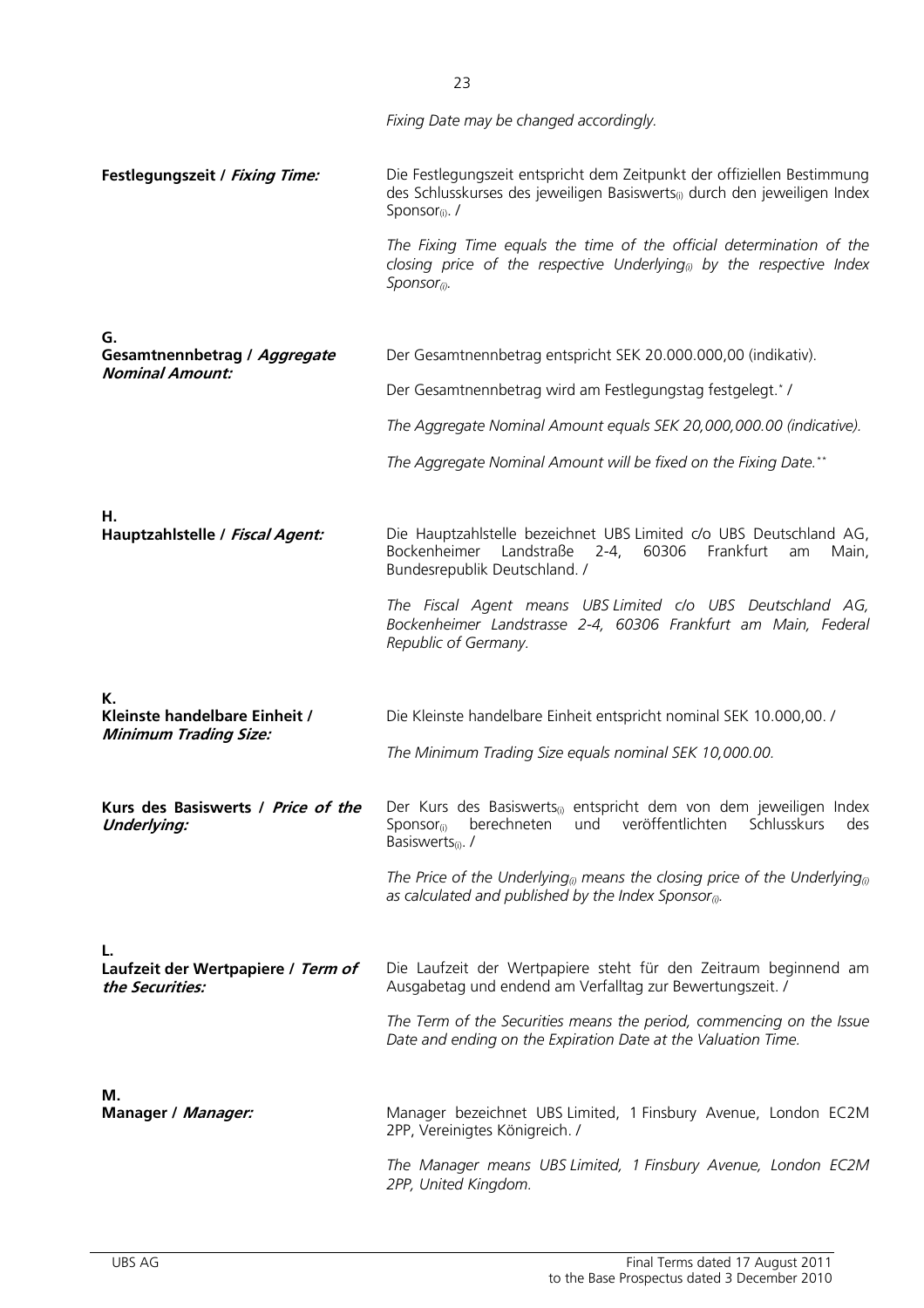*Fixing Date may be changed accordingly.*

| | |
|---|---|
| **Festlegungszeit / *Fixing Time:*** | Die Festlegungszeit entspricht dem Zeitpunkt der offiziellen Bestimmung des Schlusskurses des jeweiligen Basiswerts$_{(i)}$ durch den jeweiligen Index Sponsor$_{(i)}$. /<br><br>*The Fixing Time equals the time of the official determination of the closing price of the respective Underlying$_{(i)}$ by the respective Index Sponsor$_{(i)}$.* |
| **G.** | |
| **Gesamtnennbetrag / *Aggregate Nominal Amount:*** | Der Gesamtnennbetrag entspricht SEK 20.000.000,00 (indikativ).<br><br>Der Gesamtnennbetrag wird am Festlegungstag festgelegt.* /<br><br>*The Aggregate Nominal Amount equals SEK 20,000,000.00 (indicative).*<br><br>*The Aggregate Nominal Amount will be fixed on the Fixing Date.*** |
| **H.** | |
| **Hauptzahlstelle / *Fiscal Agent:*** | Die Hauptzahlstelle bezeichnet UBS Limited c/o UBS Deutschland AG, Bockenheimer Landstraße 2-4, 60306 Frankfurt am Main, Bundesrepublik Deutschland. /<br><br>*The Fiscal Agent means UBS Limited c/o UBS Deutschland AG, Bockenheimer Landstrasse 2-4, 60306 Frankfurt am Main, Federal Republic of Germany.* |
| **K.** | |
| **Kleinste handelbare Einheit / *Minimum Trading Size:*** | Die Kleinste handelbare Einheit entspricht nominal SEK 10.000,00. /<br><br>*The Minimum Trading Size equals nominal SEK 10,000.00.* |
| **Kurs des Basiswerts / *Price of the Underlying:*** | Der Kurs des Basiswerts$_{(i)}$ entspricht dem von dem jeweiligen Index Sponsor$_{(i)}$ berechneten und veröffentlichten Schlusskurs des Basiswerts$_{(i)}$. /<br><br>*The Price of the Underlying$_{(i)}$ means the closing price of the Underlying$_{(i)}$ as calculated and published by the Index Sponsor$_{(i)}$.* |
| **L.** | |
| **Laufzeit der Wertpapiere / *Term of the Securities:*** | Die Laufzeit der Wertpapiere steht für den Zeitraum beginnend am Ausgabetag und endend am Verfalltag zur Bewertungszeit. /<br><br>*The Term of the Securities means the period, commencing on the Issue Date and ending on the Expiration Date at the Valuation Time.* |
| **M.** | |
| **Manager / *Manager:*** | Manager bezeichnet UBS Limited, 1 Finsbury Avenue, London EC2M 2PP, Vereinigtes Königreich. /<br><br>*The Manager means UBS Limited, 1 Finsbury Avenue, London EC2M 2PP, United Kingdom.* |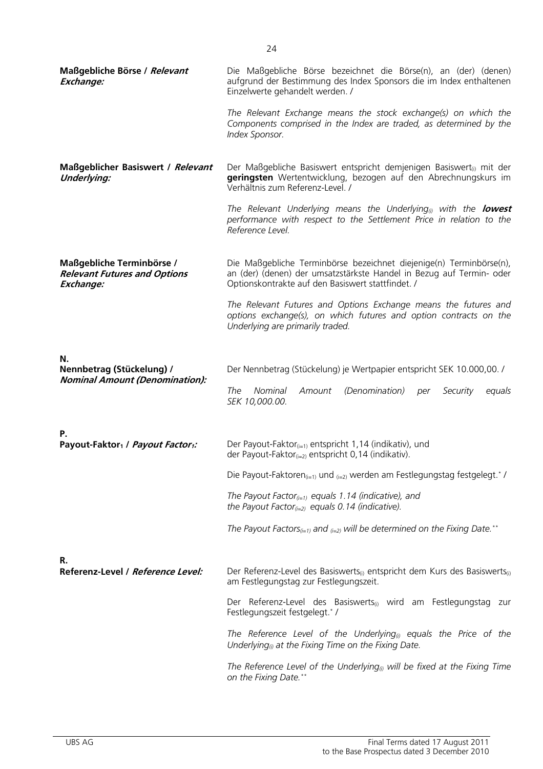| | |
|---|---|
| **Maßgebliche Börse / *Relevant Exchange:*** | Die Maßgebliche Börse bezeichnet die Börse(n), an (der) (denen) aufgrund der Bestimmung des Index Sponsors die im Index enthaltenen Einzelwerte gehandelt werden. /<br><br>*The Relevant Exchange means the stock exchange(s) on which the Components comprised in the Index are traded, as determined by the Index Sponsor.* |
| **Maßgeblicher Basiswert / *Relevant Underlying:*** | Der Maßgebliche Basiswert entspricht demjenigen $\text{Basiswert}_{(i)}$ mit der **geringsten** Wertentwicklung, bezogen auf den Abrechnungskurs im Verhältnis zum Referenz-Level. /<br><br>*The Relevant Underlying means the $\text{Underlying}_{(i)}$ with the **lowest** performance with respect to the Settlement Price in relation to the Reference Level.* |
| **Maßgebliche Terminbörse / *Relevant Futures and Options Exchange:*** | Die Maßgebliche Terminbörse bezeichnet diejenige(n) Terminbörse(n), an (der) (denen) der umsatzstärkste Handel in Bezug auf Termin- oder Optionskontrakte auf den Basiswert stattfindet. /<br><br>*The Relevant Futures and Options Exchange means the futures and options exchange(s), on which futures and option contracts on the Underlying are primarily traded.* |
| **N.** | |
| **Nennbetrag (Stückelung) / *Nominal Amount (Denomination):*** | Der Nennbetrag (Stückelung) je Wertpapier entspricht SEK 10.000,00. /<br><br>*The Nominal Amount (Denomination) per Security equals SEK 10,000.00.* |
| **P.** | |
| **$\text{Payout-Faktor}_1$ / *$\text{Payout Factor}_1$:*** | Der $\text{Payout-Faktor}_{(i=1)}$ entspricht 1,14 (indikativ), und der $\text{Payout-Faktor}_{(i=2)}$ entspricht 0,14 (indikativ).<br><br>Die $\text{Payout-Faktoren}_{(i=1)}$ und $_{(i=2)}$ werden am Festlegungstag festgelegt.* /<br><br>*The $\text{Payout Factor}_{(i=1)}$ equals 1.14 (indicative), and the $\text{Payout Factor}_{(i=2)}$ equals 0.14 (indicative).*<br><br>*The $\text{Payout Factors}_{(i=1)}$ and $_{(i=2)}$ will be determined on the Fixing Date.*** |
| **R.** | |
| **Referenz-Level / *Reference Level:*** | Der Referenz-Level des $\text{Basiswerts}_{(i)}$ entspricht dem Kurs des $\text{Basiswerts}_{(i)}$ am Festlegungstag zur Festlegungszeit.<br><br>Der Referenz-Level des $\text{Basiswerts}_{(i)}$ wird am Festlegungstag zur Festlegungszeit festgelegt.* /<br><br>*The Reference Level of the $\text{Underlying}_{(i)}$ equals the Price of the $\text{Underlying}_{(i)}$ at the Fixing Time on the Fixing Date.*<br><br>*The Reference Level of the $\text{Underlying}_{(i)}$ will be fixed at the Fixing Time on the Fixing Date.*** |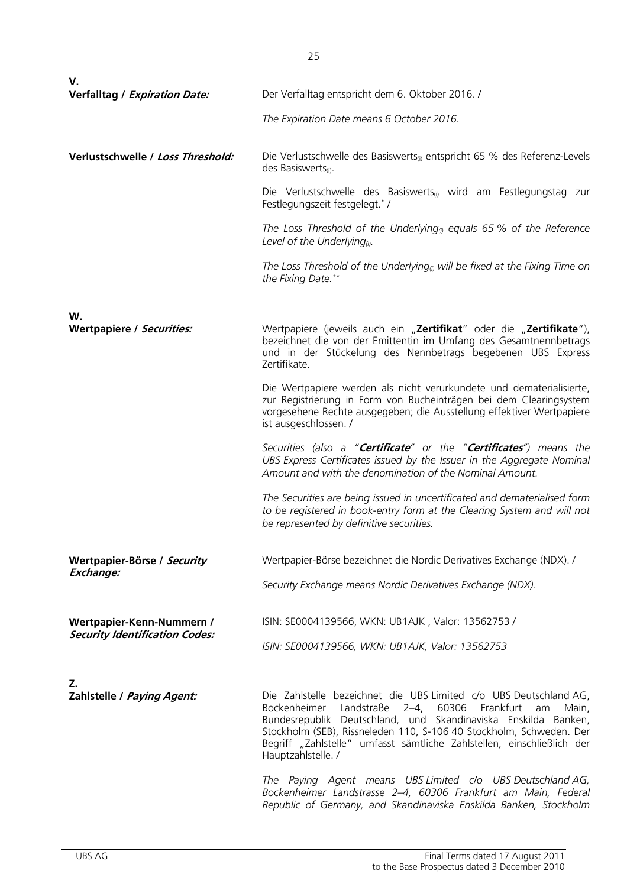**V.**

**Verfalltag / *Expiration Date:***

Der Verfalltag entspricht dem 6. Oktober 2016. /

*The Expiration Date means 6 October 2016.*

**Verlustschwelle / *Loss Threshold:***

Die Verlustschwelle des Basiswerts$_{(i)}$ entspricht 65 % des Referenz-Levels des Basiswerts$_{(i)}$.

Die Verlustschwelle des Basiswerts$_{(i)}$ wird am Festlegungstag zur Festlegungszeit festgelegt.* /

*The Loss Threshold of the Underlying$_{(i)}$ equals 65 % of the Reference Level of the Underlying$_{(i)}$.*

*The Loss Threshold of the Underlying$_{(i)}$ will be fixed at the Fixing Time on the Fixing Date.***

**W.**

**Wertpapiere / *Securities:***

Wertpapiere (jeweils auch ein „**Zertifikat**" oder die „**Zertifikate**"), bezeichnet die von der Emittentin im Umfang des Gesamtnennbetrags und in der Stückelung des Nennbetrags begebenen UBS Express Zertifikate.

Die Wertpapiere werden als nicht verurkundete und dematerialisierte, zur Registrierung in Form von Bucheinträgen bei dem Clearingsystem vorgesehene Rechte ausgegeben; die Ausstellung effektiver Wertpapiere ist ausgeschlossen. /

*Securities (also a "**Certificate**" or the "**Certificates**") means the UBS Express Certificates issued by the Issuer in the Aggregate Nominal Amount and with the denomination of the Nominal Amount.*

*The Securities are being issued in uncertificated and dematerialised form to be registered in book-entry form at the Clearing System and will not be represented by definitive securities.*

**Wertpapier-Börse / *Security Exchange:***

Wertpapier-Börse bezeichnet die Nordic Derivatives Exchange (NDX). /

*Security Exchange means Nordic Derivatives Exchange (NDX).*

**Wertpapier-Kenn-Nummern / *Security Identification Codes:***

ISIN: SE0004139566, WKN: UB1AJK , Valor: 13562753 /

*ISIN: SE0004139566, WKN: UB1AJK, Valor: 13562753*

**Z.**

**Zahlstelle / *Paying Agent:***

Die Zahlstelle bezeichnet die UBS Limited c/o UBS Deutschland AG, Bockenheimer Landstraße 2–4, 60306 Frankfurt am Main, Bundesrepublik Deutschland, und Skandinaviska Enskilda Banken, Stockholm (SEB), Rissneleden 110, S-106 40 Stockholm, Schweden. Der Begriff „Zahlstelle" umfasst sämtliche Zahlstellen, einschließlich der Hauptzahlstelle. /

*The Paying Agent means UBS Limited c/o UBS Deutschland AG, Bockenheimer Landstrasse 2–4, 60306 Frankfurt am Main, Federal Republic of Germany, and Skandinaviska Enskilda Banken, Stockholm*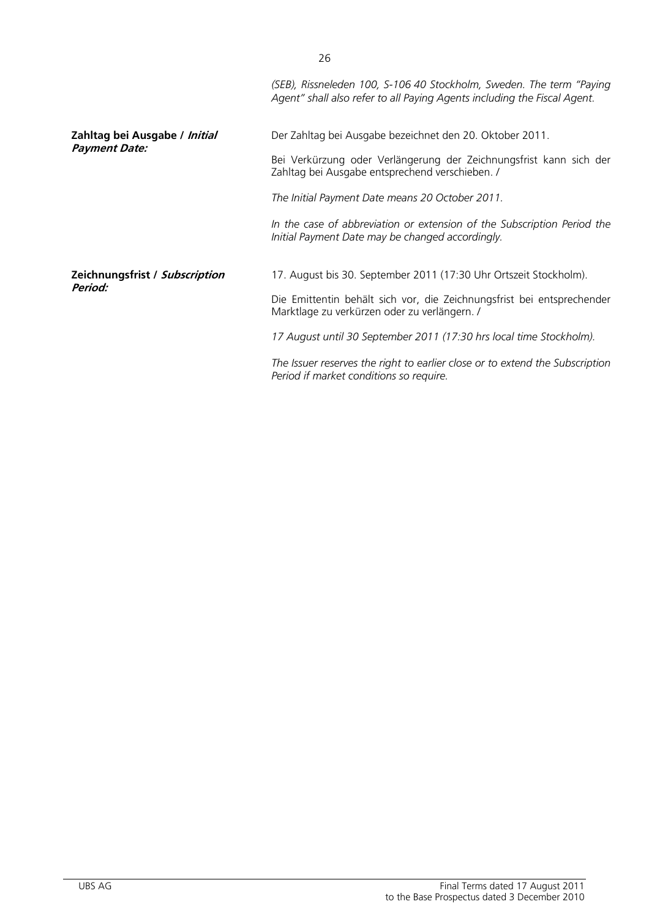*(SEB), Rissneleden 100, S-106 40 Stockholm, Sweden. The term "Paying Agent" shall also refer to all Paying Agents including the Fiscal Agent.*

| | |
|---|---|
| **Zahltag bei Ausgabe / *Initial Payment Date:*** | Der Zahltag bei Ausgabe bezeichnet den 20. Oktober 2011.<br><br>Bei Verkürzung oder Verlängerung der Zeichnungsfrist kann sich der Zahltag bei Ausgabe entsprechend verschieben. /<br><br>*The Initial Payment Date means 20 October 2011.*<br><br>*In the case of abbreviation or extension of the Subscription Period the Initial Payment Date may be changed accordingly.* |
| **Zeichnungsfrist / *Subscription Period:*** | 17. August bis 30. September 2011 (17:30 Uhr Ortszeit Stockholm).<br><br>Die Emittentin behält sich vor, die Zeichnungsfrist bei entsprechender Marktlage zu verkürzen oder zu verlängern. /<br><br>*17 August until 30 September 2011 (17:30 hrs local time Stockholm).*<br><br>*The Issuer reserves the right to earlier close or to extend the Subscription Period if market conditions so require.* |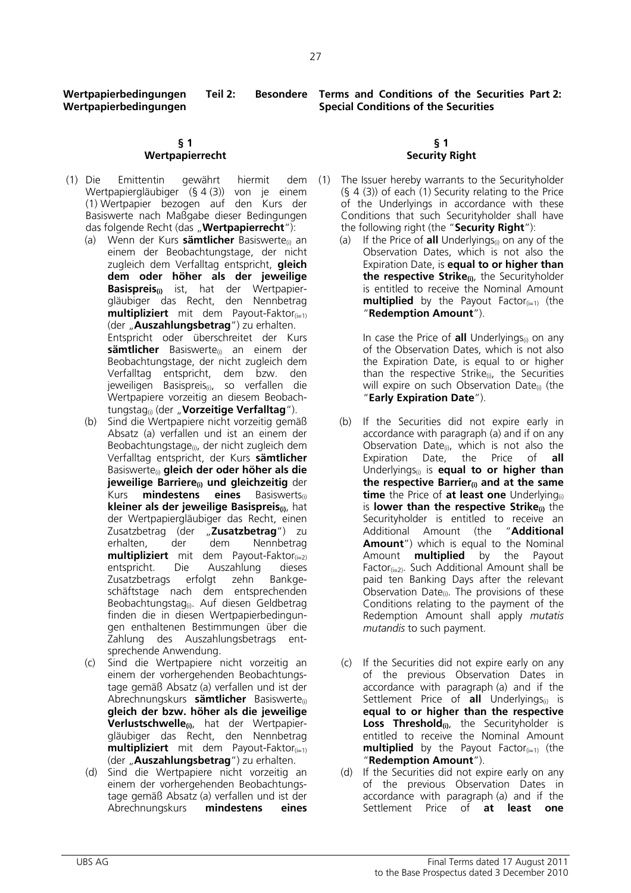**Wertpapierbedingungen Teil 2: Besondere Wertpapierbedingungen**

**§ 1**
**Wertpapierrecht**

(1) Die Emittentin gewährt hiermit dem Wertpapiergläubiger (§ 4 (3)) von je einem (1) Wertpapier bezogen auf den Kurs der Basiswerte nach Maßgabe dieser Bedingungen das folgende Recht (das „**Wertpapierrecht**"):

(a) Wenn der Kurs **sämtlicher** Basiswerte$_{(i)}$ an einem der Beobachtungstage, der nicht zugleich dem Verfalltag entspricht, **gleich dem oder höher als der jeweilige Basispreis$_{(i)}$** ist, hat der Wertpapiergläubiger das Recht, den Nennbetrag **multipliziert** mit dem Payout-Faktor$_{(i=1)}$ (der „**Auszahlungsbetrag**") zu erhalten.
Entspricht oder überschreitet der Kurs **sämtlicher** Basiswerte$_{(i)}$ an einem der Beobachtungstage, der nicht zugleich dem Verfalltag entspricht, dem bzw. den jeweiligen Basispreis$_{(i)}$, so verfallen die Wertpapiere vorzeitig an diesem Beobachtungstag$_{(i)}$ (der „**Vorzeitige Verfalltag**").

(b) Sind die Wertpapiere nicht vorzeitig gemäß Absatz (a) verfallen und ist an einem der Beobachtungstage$_{(i)}$, der nicht zugleich dem Verfalltag entspricht, der Kurs **sämtlicher** Basiswerte$_{(i)}$ **gleich der oder höher als die jeweilige Barriere$_{(i)}$ und gleichzeitig** der Kurs **mindestens eines** Basiswerts$_{(i)}$ **kleiner als der jeweilige Basispreis$_{(i)}$**, hat der Wertpapiergläubiger das Recht, einen Zusatzbetrag (der „**Zusatzbetrag**") zu erhalten, der dem Nennbetrag **multipliziert** mit dem Payout-Faktor$_{(i=2)}$ entspricht. Die Auszahlung dieses Zusatzbetrags erfolgt zehn Bankgeschäftstage nach dem entsprechenden Beobachtungstag$_{(i)}$. Auf diesen Geldbetrag finden die in diesen Wertpapierbedingungen enthaltenen Bestimmungen über die Zahlung des Auszahlungsbetrags entsprechende Anwendung.

(c) Sind die Wertpapiere nicht vorzeitig an einem der vorhergehenden Beobachtungstage gemäß Absatz (a) verfallen und ist der Abrechnungskurs **sämtlicher** Basiswerte$_{(i)}$ **gleich der bzw. höher als die jeweilige Verlustschwelle$_{(i)}$**, hat der Wertpapiergläubiger das Recht, den Nennbetrag **multipliziert** mit dem Payout-Faktor$_{(i=1)}$ (der „**Auszahlungsbetrag**") zu erhalten.

(d) Sind die Wertpapiere nicht vorzeitig an einem der vorhergehenden Beobachtungstage gemäß Absatz (a) verfallen und ist der Abrechnungskurs **mindestens eines**

**Terms and Conditions of the Securities Part 2: Special Conditions of the Securities**

**§ 1**
**Security Right**

(1) The Issuer hereby warrants to the Securityholder (§ 4 (3)) of each (1) Security relating to the Price of the Underlyings in accordance with these Conditions that such Securityholder shall have the following right (the "**Security Right**"):

(a) If the Price of **all** Underlyings$_{(i)}$ on any of the Observation Dates, which is not also the Expiration Date, is **equal to or higher than the respective Strike$_{(i)}$**, the Securityholder is entitled to receive the Nominal Amount **multiplied** by the Payout Factor$_{(i=1)}$ (the "**Redemption Amount**").

In case the Price of **all** Underlyings$_{(i)}$ on any of the Observation Dates, which is not also the Expiration Date, is equal to or higher than the respective Strike$_{(i)}$, the Securities will expire on such Observation Date$_{(i)}$ (the "**Early Expiration Date**").

(b) If the Securities did not expire early in accordance with paragraph (a) and if on any Observation Date$_{(i)}$, which is not also the Expiration Date, the Price of **all** Underlyings$_{(i)}$ is **equal to or higher than the respective Barrier$_{(i)}$ and at the same time** the Price of **at least one** Underlying$_{(i)}$ is **lower than the respective Strike$_{(i)}$** the Securityholder is entitled to receive an Additional Amount (the "**Additional Amount**") which is equal to the Nominal Amount **multiplied** by the Payout Factor$_{(i=2)}$. Such Additional Amount shall be paid ten Banking Days after the relevant Observation Date$_{(i)}$. The provisions of these Conditions relating to the payment of the Redemption Amount shall apply *mutatis mutandis* to such payment.

(c) If the Securities did not expire early on any of the previous Observation Dates in accordance with paragraph (a) and if the Settlement Price of **all** Underlyings$_{(i)}$ is **equal to or higher than the respective Loss Threshold$_{(i)}$**, the Securityholder is entitled to receive the Nominal Amount **multiplied** by the Payout Factor$_{(i=1)}$ (the "**Redemption Amount**").

(d) If the Securities did not expire early on any of the previous Observation Dates in accordance with paragraph (a) and if the Settlement Price of **at least one**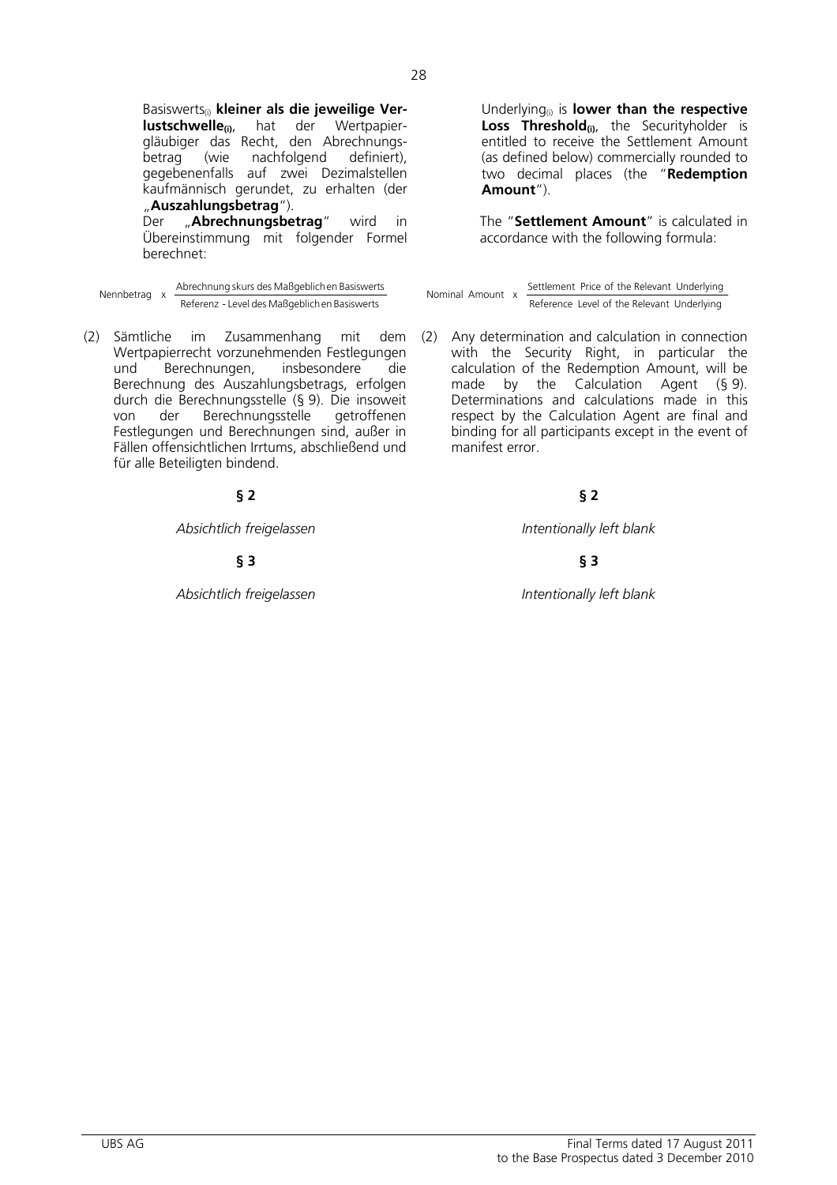Basiswerts$_{(i)}$ **kleiner als die jeweilige Verlustschwelle$_{(i)}$**, hat der Wertpapiergläubiger das Recht, den Abrechnungsbetrag (wie nachfolgend definiert), gegebenenfalls auf zwei Dezimalstellen kaufmännisch gerundet, zu erhalten (der „**Auszahlungsbetrag**").

Der „**Abrechnungsbetrag**" wird in Übereinstimmung mit folgender Formel berechnet:

$$\text{Nennbetrag} \times \frac{\text{Abrechnungskurs des Maßgeblichen Basiswerts}}{\text{Referenz - Level des Maßgeblichen Basiswerts}}$$

(2) Sämtliche im Zusammenhang mit dem Wertpapierrecht vorzunehmenden Festlegungen und Berechnungen, insbesondere die Berechnung des Auszahlungsbetrags, erfolgen durch die Berechnungsstelle (§ 9). Die insoweit von der Berechnungsstelle getroffenen Festlegungen und Berechnungen sind, außer in Fällen offensichtlichen Irrtums, abschließend und für alle Beteiligten bindend.

**§ 2**

*Absichtlich freigelassen*

**§ 3**

*Absichtlich freigelassen*

Underlying$_{(i)}$ is **lower than the respective Loss Threshold$_{(i)}$**, the Securityholder is entitled to receive the Settlement Amount (as defined below) commercially rounded to two decimal places (the "**Redemption Amount**").

The "**Settlement Amount**" is calculated in accordance with the following formula:

$$\text{Nominal Amount} \times \frac{\text{Settlement Price of the Relevant Underlying}}{\text{Reference Level of the Relevant Underlying}}$$

(2) Any determination and calculation in connection with the Security Right, in particular the calculation of the Redemption Amount, will be made by the Calculation Agent (§ 9). Determinations and calculations made in this respect by the Calculation Agent are final and binding for all participants except in the event of manifest error.

**§ 2**

*Intentionally left blank*

**§ 3**

*Intentionally left blank*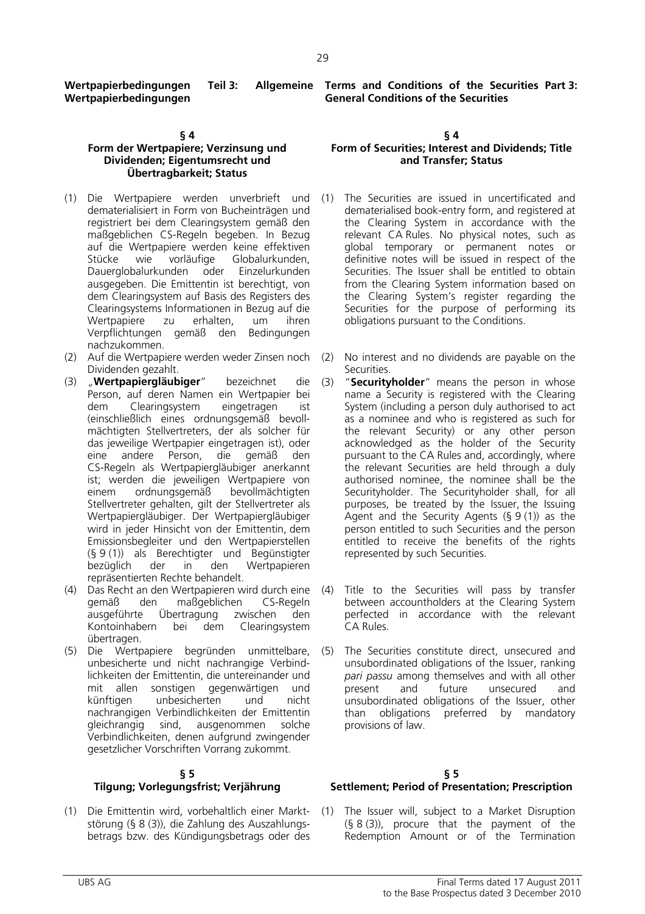**Wertpapierbedingungen Teil 3: Allgemeine Wertpapierbedingungen**

## § 4
### Form der Wertpapiere; Verzinsung und Dividenden; Eigentumsrecht und Übertragbarkeit; Status

(1) Die Wertpapiere werden unverbrieft und dematerialisiert in Form von Bucheinträgen und registriert bei dem Clearingsystem gemäß den maßgeblichen CS-Regeln begeben. In Bezug auf die Wertpapiere werden keine effektiven Stücke wie vorläufige Globalurkunden, Dauerglobalurkunden oder Einzelurkunden ausgegeben. Die Emittentin ist berechtigt, von dem Clearingsystem auf Basis des Registers des Clearingsystems Informationen in Bezug auf die Wertpapiere zu erhalten, um ihren Verpflichtungen gemäß den Bedingungen nachzukommen.

(2) Auf die Wertpapiere werden weder Zinsen noch Dividenden gezahlt.

(3) „**Wertpapiergläubiger**" bezeichnet die Person, auf deren Namen ein Wertpapier bei dem Clearingsystem eingetragen ist (einschließlich eines ordnungsgemäß bevollmächtigten Stellvertreters, der als solcher für das jeweilige Wertpapier eingetragen ist), oder eine andere Person, die gemäß den CS-Regeln als Wertpapiergläubiger anerkannt ist; werden die jeweiligen Wertpapiere von einem ordnungsgemäß bevollmächtigten Stellvertreter gehalten, gilt der Stellvertreter als Wertpapiergläubiger. Der Wertpapiergläubiger wird in jeder Hinsicht von der Emittentin, dem Emissionsbegleiter und den Wertpapierstellen (§ 9 (1)) als Berechtigter und Begünstigter bezüglich der in den Wertpapieren repräsentierten Rechte behandelt.

(4) Das Recht an den Wertpapieren wird durch eine gemäß den maßgeblichen CS-Regeln ausgeführte Übertragung zwischen den Kontoinhabern bei dem Clearingsystem übertragen.

(5) Die Wertpapiere begründen unmittelbare, unbesicherte und nicht nachrangige Verbindlichkeiten der Emittentin, die untereinander und mit allen sonstigen gegenwärtigen und künftigen unbesicherten und nicht nachrangigen Verbindlichkeiten der Emittentin gleichrangig sind, ausgenommen solche Verbindlichkeiten, denen aufgrund zwingender gesetzlicher Vorschriften Vorrang zukommt.

## § 5
### Tilgung; Vorlegungsfrist; Verjährung

(1) Die Emittentin wird, vorbehaltlich einer Marktstörung (§ 8 (3)), die Zahlung des Auszahlungsbetrags bzw. des Kündigungsbetrags oder des

**Terms and Conditions of the Securities Part 3: General Conditions of the Securities**

## § 4
### Form of Securities; Interest and Dividends; Title and Transfer; Status

(1) The Securities are issued in uncertificated and dematerialised book-entry form, and registered at the Clearing System in accordance with the relevant CA Rules. No physical notes, such as global temporary or permanent notes or definitive notes will be issued in respect of the Securities. The Issuer shall be entitled to obtain from the Clearing System information based on the Clearing System's register regarding the Securities for the purpose of performing its obligations pursuant to the Conditions.

(2) No interest and no dividends are payable on the Securities.

(3) "**Securityholder**" means the person in whose name a Security is registered with the Clearing System (including a person duly authorised to act as a nominee and who is registered as such for the relevant Security) or any other person acknowledged as the holder of the Security pursuant to the CA Rules and, accordingly, where the relevant Securities are held through a duly authorised nominee, the nominee shall be the Securityholder. The Securityholder shall, for all purposes, be treated by the Issuer, the Issuing Agent and the Security Agents (§ 9 (1)) as the person entitled to such Securities and the person entitled to receive the benefits of the rights represented by such Securities.

(4) Title to the Securities will pass by transfer between accountholders at the Clearing System perfected in accordance with the relevant CA Rules.

(5) The Securities constitute direct, unsecured and unsubordinated obligations of the Issuer, ranking *pari passu* among themselves and with all other present and future unsecured and unsubordinated obligations of the Issuer, other than obligations preferred by mandatory provisions of law.

## § 5
### Settlement; Period of Presentation; Prescription

(1) The Issuer will, subject to a Market Disruption (§ 8 (3)), procure that the payment of the Redemption Amount or of the Termination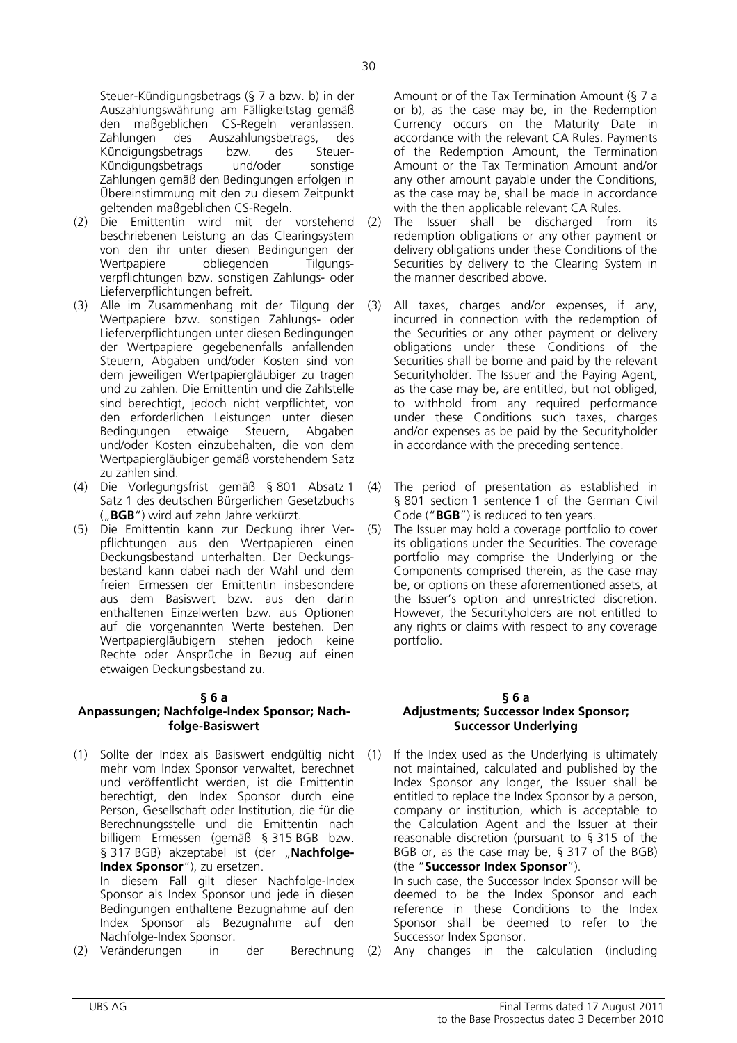Steuer-Kündigungsbetrags (§ 7 a bzw. b) in der Auszahlungswährung am Fälligkeitstag gemäß den maßgeblichen CS-Regeln veranlassen. Zahlungen des Auszahlungsbetrags, des Kündigungsbetrags bzw. des Steuer-Kündigungsbetrags und/oder sonstige Zahlungen gemäß den Bedingungen erfolgen in Übereinstimmung mit den zu diesem Zeitpunkt geltenden maßgeblichen CS-Regeln.

(2) Die Emittentin wird mit der vorstehend beschriebenen Leistung an das Clearingsystem von den ihr unter diesen Bedingungen der Wertpapiere obliegenden Tilgungsverpflichtungen bzw. sonstigen Zahlungs- oder Lieferverpflichtungen befreit.

(3) Alle im Zusammenhang mit der Tilgung der Wertpapiere bzw. sonstigen Zahlungs- oder Lieferverpflichtungen unter diesen Bedingungen der Wertpapiere gegebenenfalls anfallenden Steuern, Abgaben und/oder Kosten sind von dem jeweiligen Wertpapiergläubiger zu tragen und zu zahlen. Die Emittentin und die Zahlstelle sind berechtigt, jedoch nicht verpflichtet, von den erforderlichen Leistungen unter diesen Bedingungen etwaige Steuern, Abgaben und/oder Kosten einzubehalten, die von dem Wertpapiergläubiger gemäß vorstehendem Satz zu zahlen sind.

(4) Die Vorlegungsfrist gemäß § 801 Absatz 1 Satz 1 des deutschen Bürgerlichen Gesetzbuchs („**BGB**") wird auf zehn Jahre verkürzt.

(5) Die Emittentin kann zur Deckung ihrer Verpflichtungen aus den Wertpapieren einen Deckungsbestand unterhalten. Der Deckungsbestand kann dabei nach der Wahl und dem freien Ermessen der Emittentin insbesondere aus dem Basiswert bzw. aus den darin enthaltenen Einzelwerten bzw. aus Optionen auf die vorgenannten Werte bestehen. Den Wertpapiergläubigern stehen jedoch keine Rechte oder Ansprüche in Bezug auf einen etwaigen Deckungsbestand zu.

### § 6 a
### Anpassungen; Nachfolge-Index Sponsor; Nachfolge-Basiswert

(1) Sollte der Index als Basiswert endgültig nicht mehr vom Index Sponsor verwaltet, berechnet und veröffentlicht werden, ist die Emittentin berechtigt, den Index Sponsor durch eine Person, Gesellschaft oder Institution, die für die Berechnungsstelle und die Emittentin nach billigem Ermessen (gemäß § 315 BGB bzw. § 317 BGB) akzeptabel ist (der „**Nachfolge-Index Sponsor**"), zu ersetzen.
In diesem Fall gilt dieser Nachfolge-Index Sponsor als Index Sponsor und jede in diesen Bedingungen enthaltene Bezugnahme auf den Index Sponsor als Bezugnahme auf den Nachfolge-Index Sponsor.

(2) Veränderungen in der Berechnung

---

Amount or of the Tax Termination Amount (§ 7 a or b), as the case may be, in the Redemption Currency occurs on the Maturity Date in accordance with the relevant CA Rules. Payments of the Redemption Amount, the Termination Amount or the Tax Termination Amount and/or any other amount payable under the Conditions, as the case may be, shall be made in accordance with the then applicable relevant CA Rules.

(2) The Issuer shall be discharged from its redemption obligations or any other payment or delivery obligations under these Conditions of the Securities by delivery to the Clearing System in the manner described above.

(3) All taxes, charges and/or expenses, if any, incurred in connection with the redemption of the Securities or any other payment or delivery obligations under these Conditions of the Securities shall be borne and paid by the relevant Securityholder. The Issuer and the Paying Agent, as the case may be, are entitled, but not obliged, to withhold from any required performance under these Conditions such taxes, charges and/or expenses as be paid by the Securityholder in accordance with the preceding sentence.

(4) The period of presentation as established in § 801 section 1 sentence 1 of the German Civil Code ("**BGB**") is reduced to ten years.

(5) The Issuer may hold a coverage portfolio to cover its obligations under the Securities. The coverage portfolio may comprise the Underlying or the Components comprised therein, as the case may be, or options on these aforementioned assets, at the Issuer's option and unrestricted discretion. However, the Securityholders are not entitled to any rights or claims with respect to any coverage portfolio.

### § 6 a
### Adjustments; Successor Index Sponsor; Successor Underlying

(1) If the Index used as the Underlying is ultimately not maintained, calculated and published by the Index Sponsor any longer, the Issuer shall be entitled to replace the Index Sponsor by a person, company or institution, which is acceptable to the Calculation Agent and the Issuer at their reasonable discretion (pursuant to § 315 of the BGB or, as the case may be, § 317 of the BGB) (the "**Successor Index Sponsor**").
In such case, the Successor Index Sponsor will be deemed to be the Index Sponsor and each reference in these Conditions to the Index Sponsor shall be deemed to refer to the Successor Index Sponsor.

(2) Any changes in the calculation (including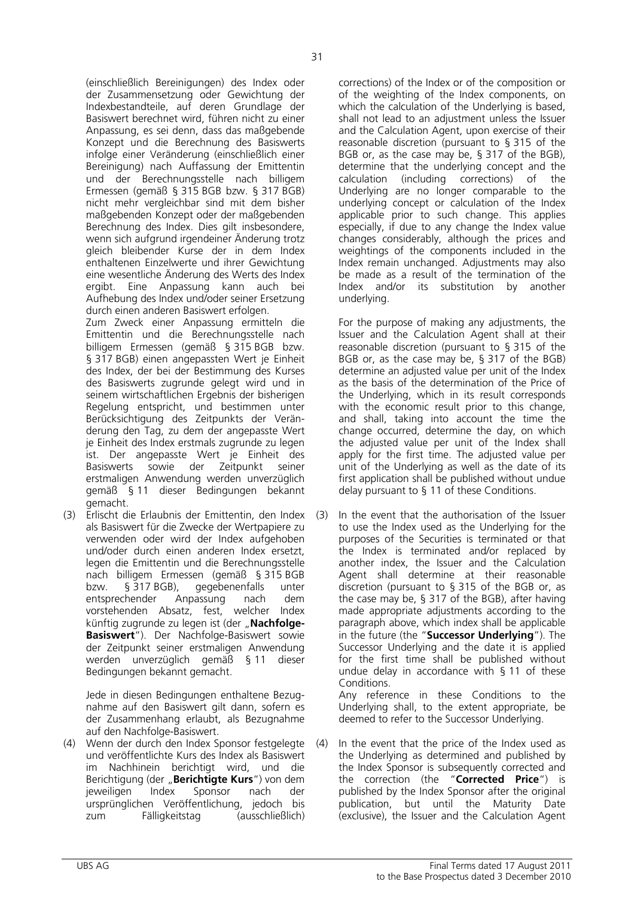(einschließlich Bereinigungen) des Index oder der Zusammensetzung oder Gewichtung der Indexbestandteile, auf deren Grundlage der Basiswert berechnet wird, führen nicht zu einer Anpassung, es sei denn, dass das maßgebende Konzept und die Berechnung des Basiswerts infolge einer Veränderung (einschließlich einer Bereinigung) nach Auffassung der Emittentin und der Berechnungsstelle nach billigem Ermessen (gemäß § 315 BGB bzw. § 317 BGB) nicht mehr vergleichbar sind mit dem bisher maßgebenden Konzept oder der maßgebenden Berechnung des Index. Dies gilt insbesondere, wenn sich aufgrund irgendeiner Änderung trotz gleich bleibender Kurse der in dem Index enthaltenen Einzelwerte und ihrer Gewichtung eine wesentliche Änderung des Werts des Index ergibt. Eine Anpassung kann auch bei Aufhebung des Index und/oder seiner Ersetzung durch einen anderen Basiswert erfolgen.

Zum Zweck einer Anpassung ermitteln die Emittentin und die Berechnungsstelle nach billigem Ermessen (gemäß § 315 BGB bzw. § 317 BGB) einen angepassten Wert je Einheit des Index, der bei der Bestimmung des Kurses des Basiswerts zugrunde gelegt wird und in seinem wirtschaftlichen Ergebnis der bisherigen Regelung entspricht, und bestimmen unter Berücksichtigung des Zeitpunkts der Veränderung den Tag, zu dem der angepasste Wert je Einheit des Index erstmals zugrunde zu legen ist. Der angepasste Wert je Einheit des Basiswerts sowie der Zeitpunkt seiner erstmaligen Anwendung werden unverzüglich gemäß § 11 dieser Bedingungen bekannt gemacht.

(3) Erlischt die Erlaubnis der Emittentin, den Index als Basiswert für die Zwecke der Wertpapiere zu verwenden oder wird der Index aufgehoben und/oder durch einen anderen Index ersetzt, legen die Emittentin und die Berechnungsstelle nach billigem Ermessen (gemäß § 315 BGB bzw. § 317 BGB), gegebenenfalls unter entsprechender Anpassung nach dem vorstehenden Absatz, fest, welcher Index künftig zugrunde zu legen ist (der „**Nachfolge-Basiswert**"). Der Nachfolge-Basiswert sowie der Zeitpunkt seiner erstmaligen Anwendung werden unverzüglich gemäß § 11 dieser Bedingungen bekannt gemacht.

Jede in diesen Bedingungen enthaltene Bezugnahme auf den Basiswert gilt dann, sofern es der Zusammenhang erlaubt, als Bezugnahme auf den Nachfolge-Basiswert.

(4) Wenn der durch den Index Sponsor festgelegte und veröffentlichte Kurs des Index als Basiswert im Nachhinein berichtigt wird, und die Berichtigung (der „**Berichtigte Kurs**") von dem jeweiligen Index Sponsor nach der ursprünglichen Veröffentlichung, jedoch bis zum Fälligkeitstag (ausschließlich)

corrections) of the Index or of the composition or of the weighting of the Index components, on which the calculation of the Underlying is based, shall not lead to an adjustment unless the Issuer and the Calculation Agent, upon exercise of their reasonable discretion (pursuant to § 315 of the BGB or, as the case may be, § 317 of the BGB), determine that the underlying concept and the calculation (including corrections) of the Underlying are no longer comparable to the underlying concept or calculation of the Index applicable prior to such change. This applies especially, if due to any change the Index value changes considerably, although the prices and weightings of the components included in the Index remain unchanged. Adjustments may also be made as a result of the termination of the Index and/or its substitution by another underlying.

For the purpose of making any adjustments, the Issuer and the Calculation Agent shall at their reasonable discretion (pursuant to § 315 of the BGB or, as the case may be, § 317 of the BGB) determine an adjusted value per unit of the Index as the basis of the determination of the Price of the Underlying, which in its result corresponds with the economic result prior to this change, and shall, taking into account the time the change occurred, determine the day, on which the adjusted value per unit of the Index shall apply for the first time. The adjusted value per unit of the Underlying as well as the date of its first application shall be published without undue delay pursuant to § 11 of these Conditions.

(3) In the event that the authorisation of the Issuer to use the Index used as the Underlying for the purposes of the Securities is terminated or that the Index is terminated and/or replaced by another index, the Issuer and the Calculation Agent shall determine at their reasonable discretion (pursuant to § 315 of the BGB or, as the case may be, § 317 of the BGB), after having made appropriate adjustments according to the paragraph above, which index shall be applicable in the future (the "**Successor Underlying**"). The Successor Underlying and the date it is applied for the first time shall be published without undue delay in accordance with § 11 of these Conditions.

Any reference in these Conditions to the Underlying shall, to the extent appropriate, be deemed to refer to the Successor Underlying.

(4) In the event that the price of the Index used as the Underlying as determined and published by the Index Sponsor is subsequently corrected and the correction (the "**Corrected Price**") is published by the Index Sponsor after the original publication, but until the Maturity Date (exclusive), the Issuer and the Calculation Agent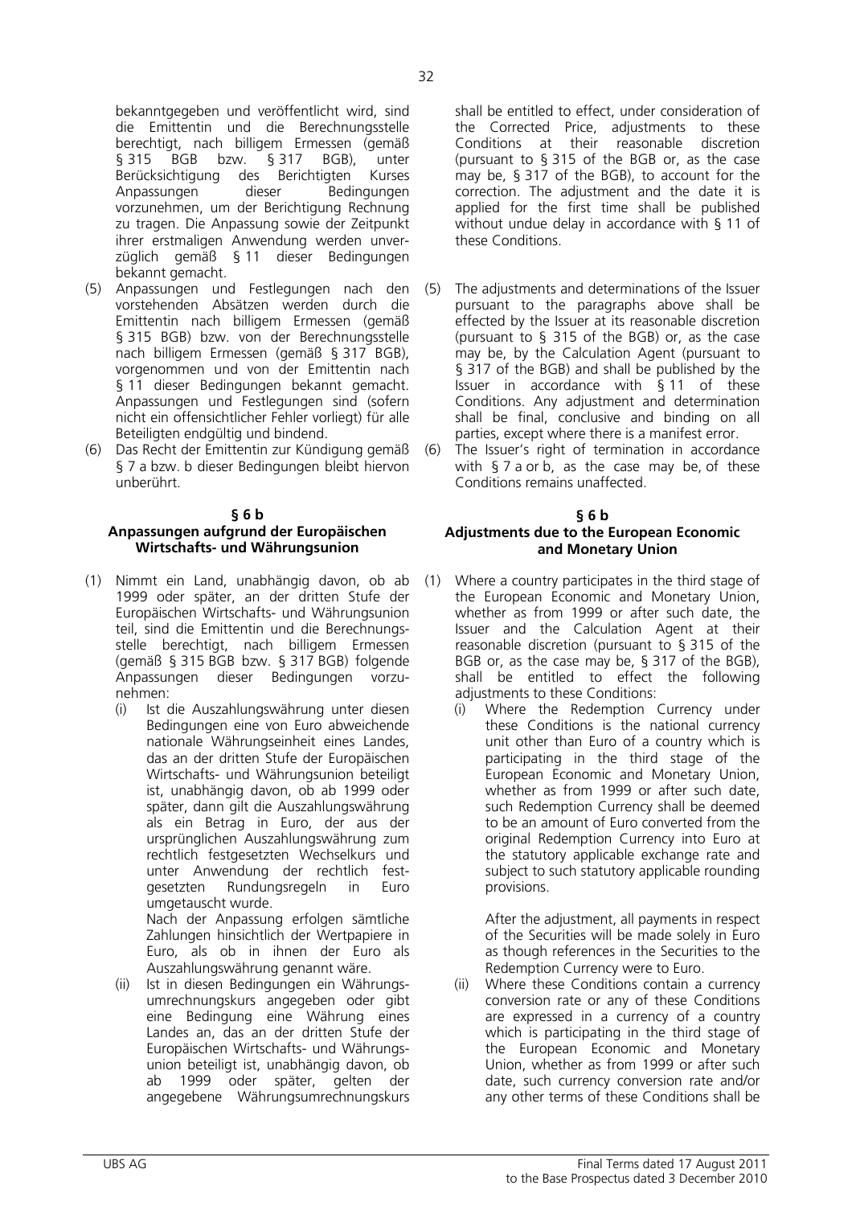bekanntgegeben und veröffentlicht wird, sind die Emittentin und die Berechnungsstelle berechtigt, nach billigem Ermessen (gemäß § 315 BGB bzw. § 317 BGB), unter Berücksichtigung des Berichtigten Kurses Anpassungen dieser Bedingungen vorzunehmen, um der Berichtigung Rechnung zu tragen. Die Anpassung sowie der Zeitpunkt ihrer erstmaligen Anwendung werden unverzüglich gemäß § 11 dieser Bedingungen bekannt gemacht.

(5) Anpassungen und Festlegungen nach den vorstehenden Absätzen werden durch die Emittentin nach billigem Ermessen (gemäß § 315 BGB) bzw. von der Berechnungsstelle nach billigem Ermessen (gemäß § 317 BGB), vorgenommen und von der Emittentin nach § 11 dieser Bedingungen bekannt gemacht. Anpassungen und Festlegungen sind (sofern nicht ein offensichtlicher Fehler vorliegt) für alle Beteiligten endgültig und bindend.

(6) Das Recht der Emittentin zur Kündigung gemäß § 7 a bzw. b dieser Bedingungen bleibt hiervon unberührt.

**§ 6 b**
**Anpassungen aufgrund der Europäischen Wirtschafts- und Währungsunion**

(1) Nimmt ein Land, unabhängig davon, ob ab 1999 oder später, an der dritten Stufe der Europäischen Wirtschafts- und Währungsunion teil, sind die Emittentin und die Berechnungsstelle berechtigt, nach billigem Ermessen (gemäß § 315 BGB bzw. § 317 BGB) folgende Anpassungen dieser Bedingungen vorzunehmen:

(i) Ist die Auszahlungswährung unter diesen Bedingungen eine von Euro abweichende nationale Währungseinheit eines Landes, das an der dritten Stufe der Europäischen Wirtschafts- und Währungsunion beteiligt ist, unabhängig davon, ob ab 1999 oder später, dann gilt die Auszahlungswährung als ein Betrag in Euro, der aus der ursprünglichen Auszahlungswährung zum rechtlich festgesetzten Wechselkurs und unter Anwendung der rechtlich festgesetzten Rundungsregeln in Euro umgetauscht wurde.

Nach der Anpassung erfolgen sämtliche Zahlungen hinsichtlich der Wertpapiere in Euro, als ob in ihnen der Euro als Auszahlungswährung genannt wäre.

(ii) Ist in diesen Bedingungen ein Währungsumrechnungskurs angegeben oder gibt eine Bedingung eine Währung eines Landes an, das an der dritten Stufe der Europäischen Wirtschafts- und Währungsunion beteiligt ist, unabhängig davon, ob ab 1999 oder später, gelten der angegebene Währungsumrechnungskurs

shall be entitled to effect, under consideration of the Corrected Price, adjustments to these Conditions at their reasonable discretion (pursuant to § 315 of the BGB or, as the case may be, § 317 of the BGB), to account for the correction. The adjustment and the date it is applied for the first time shall be published without undue delay in accordance with § 11 of these Conditions.

(5) The adjustments and determinations of the Issuer pursuant to the paragraphs above shall be effected by the Issuer at its reasonable discretion (pursuant to § 315 of the BGB) or, as the case may be, by the Calculation Agent (pursuant to § 317 of the BGB) and shall be published by the Issuer in accordance with § 11 of these Conditions. Any adjustment and determination shall be final, conclusive and binding on all parties, except where there is a manifest error.

(6) The Issuer's right of termination in accordance with § 7 a or b, as the case may be, of these Conditions remains unaffected.

**§ 6 b**
**Adjustments due to the European Economic and Monetary Union**

(1) Where a country participates in the third stage of the European Economic and Monetary Union, whether as from 1999 or after such date, the Issuer and the Calculation Agent at their reasonable discretion (pursuant to § 315 of the BGB or, as the case may be, § 317 of the BGB), shall be entitled to effect the following adjustments to these Conditions:

(i) Where the Redemption Currency under these Conditions is the national currency unit other than Euro of a country which is participating in the third stage of the European Economic and Monetary Union, whether as from 1999 or after such date, such Redemption Currency shall be deemed to be an amount of Euro converted from the original Redemption Currency into Euro at the statutory applicable exchange rate and subject to such statutory applicable rounding provisions.

After the adjustment, all payments in respect of the Securities will be made solely in Euro as though references in the Securities to the Redemption Currency were to Euro.

(ii) Where these Conditions contain a currency conversion rate or any of these Conditions are expressed in a currency of a country which is participating in the third stage of the European Economic and Monetary Union, whether as from 1999 or after such date, such currency conversion rate and/or any other terms of these Conditions shall be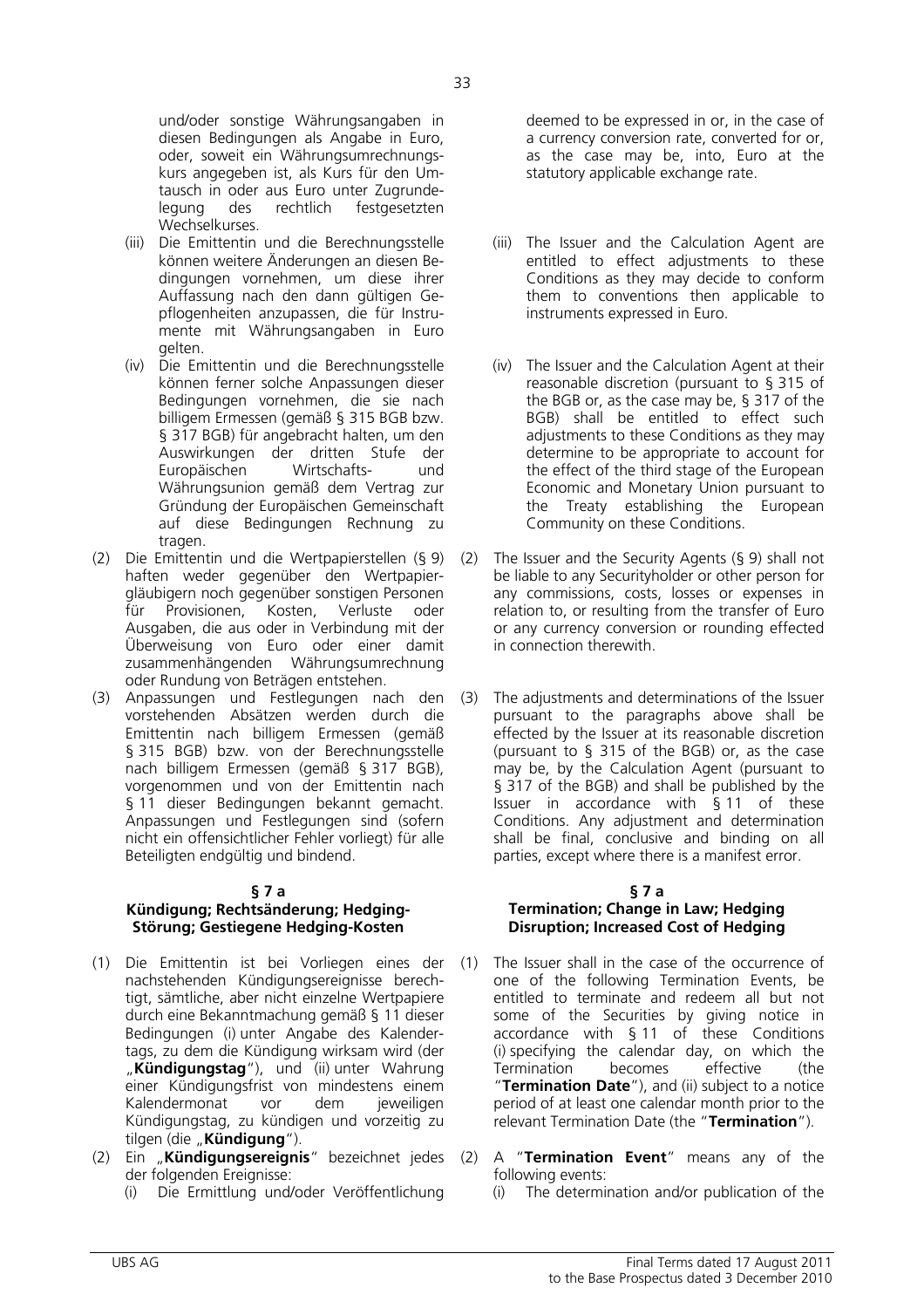und/oder sonstige Währungsangaben in diesen Bedingungen als Angabe in Euro, oder, soweit ein Währungsumrechnungskurs angegeben ist, als Kurs für den Umtausch in oder aus Euro unter Zugrundelegung des rechtlich festgesetzten Wechselkurses.

(iii) Die Emittentin und die Berechnungsstelle können weitere Änderungen an diesen Bedingungen vornehmen, um diese ihrer Auffassung nach den dann gültigen Gepflogenheiten anzupassen, die für Instrumente mit Währungsangaben in Euro gelten.

(iv) Die Emittentin und die Berechnungsstelle können ferner solche Anpassungen dieser Bedingungen vornehmen, die sie nach billigem Ermessen (gemäß § 315 BGB bzw. § 317 BGB) für angebracht halten, um den Auswirkungen der dritten Stufe der Europäischen Wirtschafts- und Währungsunion gemäß dem Vertrag zur Gründung der Europäischen Gemeinschaft auf diese Bedingungen Rechnung zu tragen.

(2) Die Emittentin und die Wertpapierstellen (§ 9) haften weder gegenüber den Wertpapiergläubigern noch gegenüber sonstigen Personen für Provisionen, Kosten, Verluste oder Ausgaben, die aus oder in Verbindung mit der Überweisung von Euro oder einer damit zusammenhängenden Währungsumrechnung oder Rundung von Beträgen entstehen.

(3) Anpassungen und Festlegungen nach den vorstehenden Absätzen werden durch die Emittentin nach billigem Ermessen (gemäß § 315 BGB) bzw. von der Berechnungsstelle nach billigem Ermessen (gemäß § 317 BGB), vorgenommen und von der Emittentin nach § 11 dieser Bedingungen bekannt gemacht. Anpassungen und Festlegungen sind (sofern nicht ein offensichtlicher Fehler vorliegt) für alle Beteiligten endgültig und bindend.

### § 7 a
### Kündigung; Rechtsänderung; Hedging-Störung; Gestiegene Hedging-Kosten

(1) Die Emittentin ist bei Vorliegen eines der nachstehenden Kündigungsereignisse berechtigt, sämtliche, aber nicht einzelne Wertpapiere durch eine Bekanntmachung gemäß § 11 dieser Bedingungen (i) unter Angabe des Kalendertags, zu dem die Kündigung wirksam wird (der „**Kündigungstag**"), und (ii) unter Wahrung einer Kündigungsfrist von mindestens einem Kalendermonat vor dem jeweiligen Kündigungstag, zu kündigen und vorzeitig zu tilgen (die „**Kündigung**").

(2) Ein „**Kündigungsereignis**" bezeichnet jedes der folgenden Ereignisse:

(i) Die Ermittlung und/oder Veröffentlichung

---

deemed to be expressed in or, in the case of a currency conversion rate, converted for or, as the case may be, into, Euro at the statutory applicable exchange rate.

(iii) The Issuer and the Calculation Agent are entitled to effect adjustments to these Conditions as they may decide to conform them to conventions then applicable to instruments expressed in Euro.

(iv) The Issuer and the Calculation Agent at their reasonable discretion (pursuant to § 315 of the BGB or, as the case may be, § 317 of the BGB) shall be entitled to effect such adjustments to these Conditions as they may determine to be appropriate to account for the effect of the third stage of the European Economic and Monetary Union pursuant to the Treaty establishing the European Community on these Conditions.

(2) The Issuer and the Security Agents (§ 9) shall not be liable to any Securityholder or other person for any commissions, costs, losses or expenses in relation to, or resulting from the transfer of Euro or any currency conversion or rounding effected in connection therewith.

(3) The adjustments and determinations of the Issuer pursuant to the paragraphs above shall be effected by the Issuer at its reasonable discretion (pursuant to § 315 of the BGB) or, as the case may be, by the Calculation Agent (pursuant to § 317 of the BGB) and shall be published by the Issuer in accordance with § 11 of these Conditions. Any adjustment and determination shall be final, conclusive and binding on all parties, except where there is a manifest error.

### § 7 a
### Termination; Change in Law; Hedging Disruption; Increased Cost of Hedging

(1) The Issuer shall in the case of the occurrence of one of the following Termination Events, be entitled to terminate and redeem all but not some of the Securities by giving notice in accordance with § 11 of these Conditions (i) specifying the calendar day, on which the Termination becomes effective (the "**Termination Date**"), and (ii) subject to a notice period of at least one calendar month prior to the relevant Termination Date (the "**Termination**").

(2) A "**Termination Event**" means any of the following events:

(i) The determination and/or publication of the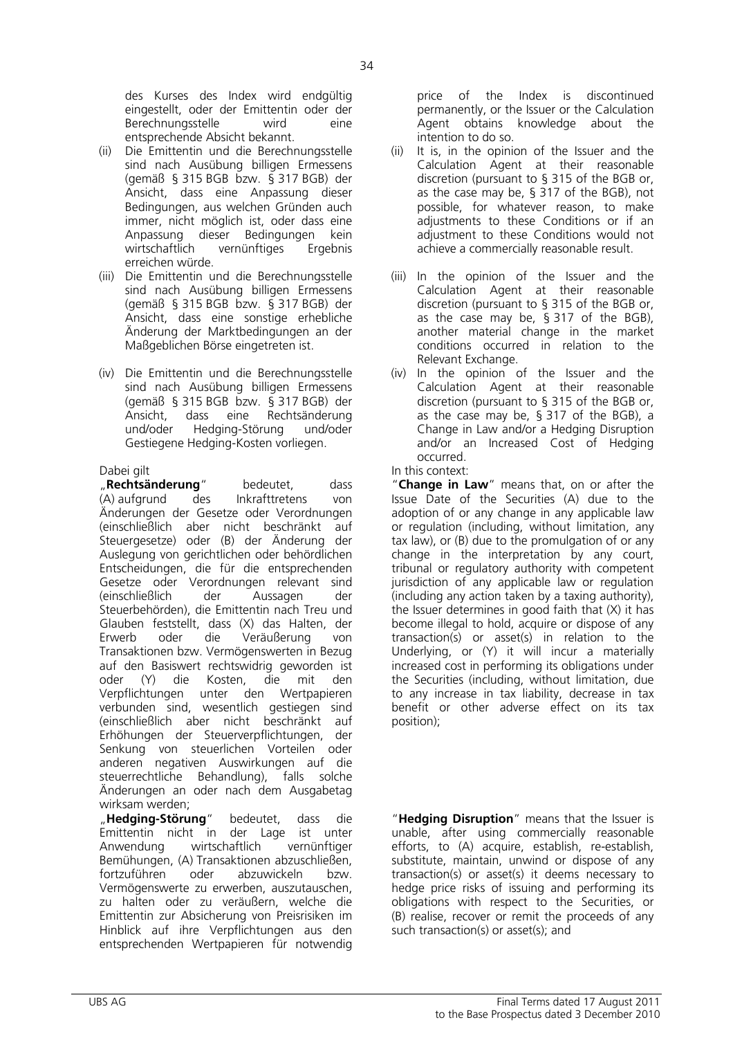des Kurses des Index wird endgültig eingestellt, oder der Emittentin oder der Berechnungsstelle wird eine entsprechende Absicht bekannt.

(ii) Die Emittentin und die Berechnungsstelle sind nach Ausübung billigen Ermessens (gemäß § 315 BGB bzw. § 317 BGB) der Ansicht, dass eine Anpassung dieser Bedingungen, aus welchen Gründen auch immer, nicht möglich ist, oder dass eine Anpassung dieser Bedingungen kein wirtschaftlich vernünftiges Ergebnis erreichen würde.

(iii) Die Emittentin und die Berechnungsstelle sind nach Ausübung billigen Ermessens (gemäß § 315 BGB bzw. § 317 BGB) der Ansicht, dass eine sonstige erhebliche Änderung der Marktbedingungen an der Maßgeblichen Börse eingetreten ist.

(iv) Die Emittentin und die Berechnungsstelle sind nach Ausübung billigen Ermessens (gemäß § 315 BGB bzw. § 317 BGB) der Ansicht, dass eine Rechtsänderung und/oder Hedging-Störung und/oder Gestiegene Hedging-Kosten vorliegen.

Dabei gilt

„**Rechtsänderung**" bedeutet, dass (A) aufgrund des Inkrafttretens von Änderungen der Gesetze oder Verordnungen (einschließlich aber nicht beschränkt auf Steuergesetze) oder (B) der Änderung der Auslegung von gerichtlichen oder behördlichen Entscheidungen, die für die entsprechenden Gesetze oder Verordnungen relevant sind (einschließlich der Aussagen der Steuerbehörden), die Emittentin nach Treu und Glauben feststellt, dass (X) das Halten, der Erwerb oder die Veräußerung von Transaktionen bzw. Vermögenswerten in Bezug auf den Basiswert rechtswidrig geworden ist oder (Y) die Kosten, die mit den Verpflichtungen unter den Wertpapieren verbunden sind, wesentlich gestiegen sind (einschließlich aber nicht beschränkt auf Erhöhungen der Steuerverpflichtungen, der Senkung von steuerlichen Vorteilen oder anderen negativen Auswirkungen auf die steuerrechtliche Behandlung), falls solche Änderungen an oder nach dem Ausgabetag wirksam werden;

„**Hedging-Störung**" bedeutet, dass die Emittentin nicht in der Lage ist unter Anwendung wirtschaftlich vernünftiger Bemühungen, (A) Transaktionen abzuschließen, fortzuführen oder abzuwickeln bzw. Vermögenswerte zu erwerben, auszutauschen, zu halten oder zu veräußern, welche die Emittentin zur Absicherung von Preisrisiken im Hinblick auf ihre Verpflichtungen aus den entsprechenden Wertpapieren für notwendig

price of the Index is discontinued permanently, or the Issuer or the Calculation Agent obtains knowledge about the intention to do so.

(ii) It is, in the opinion of the Issuer and the Calculation Agent at their reasonable discretion (pursuant to § 315 of the BGB or, as the case may be, § 317 of the BGB), not possible, for whatever reason, to make adjustments to these Conditions or if an adjustment to these Conditions would not achieve a commercially reasonable result.

(iii) In the opinion of the Issuer and the Calculation Agent at their reasonable discretion (pursuant to § 315 of the BGB or, as the case may be, § 317 of the BGB), another material change in the market conditions occurred in relation to the Relevant Exchange.

(iv) In the opinion of the Issuer and the Calculation Agent at their reasonable discretion (pursuant to § 315 of the BGB or, as the case may be, § 317 of the BGB), a Change in Law and/or a Hedging Disruption and/or an Increased Cost of Hedging occurred.

In this context:

"**Change in Law**" means that, on or after the Issue Date of the Securities (A) due to the adoption of or any change in any applicable law or regulation (including, without limitation, any tax law), or (B) due to the promulgation of or any change in the interpretation by any court, tribunal or regulatory authority with competent jurisdiction of any applicable law or regulation (including any action taken by a taxing authority), the Issuer determines in good faith that (X) it has become illegal to hold, acquire or dispose of any transaction(s) or asset(s) in relation to the Underlying, or (Y) it will incur a materially increased cost in performing its obligations under the Securities (including, without limitation, due to any increase in tax liability, decrease in tax benefit or other adverse effect on its tax position);

"**Hedging Disruption**" means that the Issuer is unable, after using commercially reasonable efforts, to (A) acquire, establish, re-establish, substitute, maintain, unwind or dispose of any transaction(s) or asset(s) it deems necessary to hedge price risks of issuing and performing its obligations with respect to the Securities, or (B) realise, recover or remit the proceeds of any such transaction(s) or asset(s); and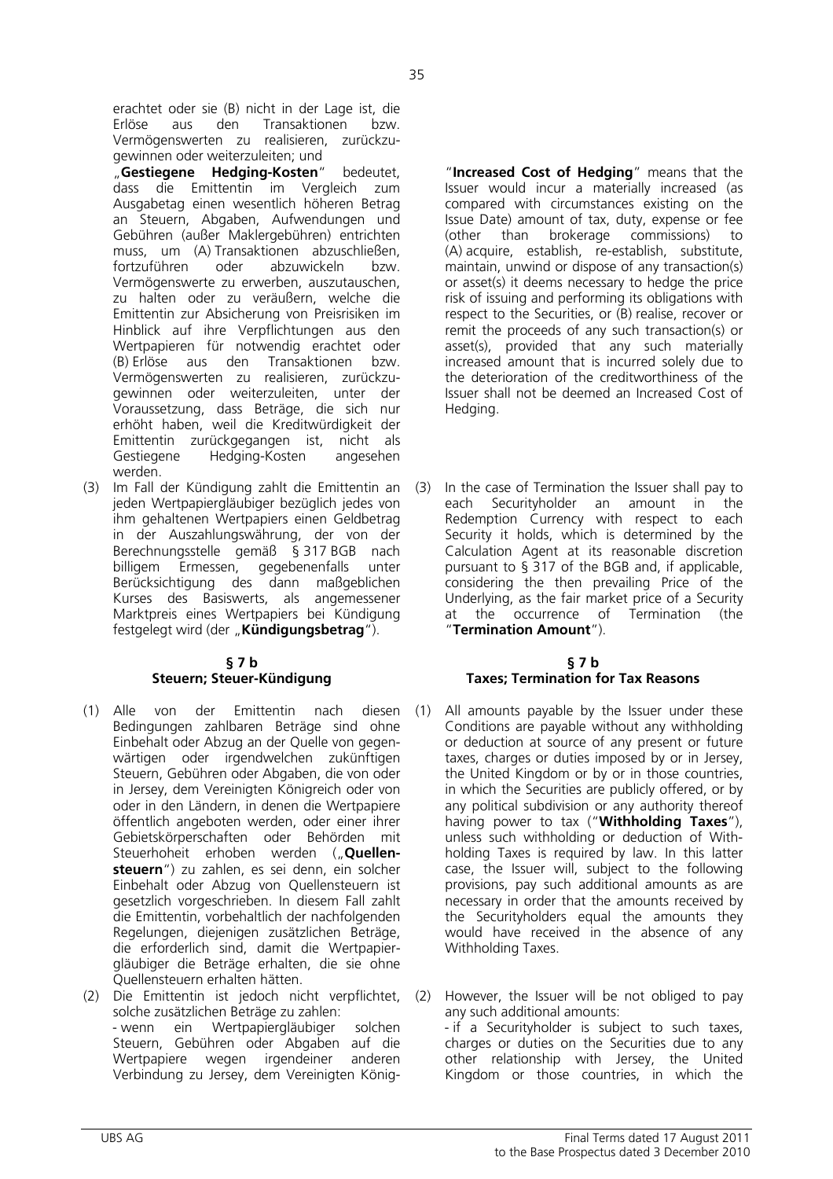erachtet oder sie (B) nicht in der Lage ist, die Erlöse aus den Transaktionen bzw. Vermögenswerten zu realisieren, zurückzugewinnen oder weiterzuleiten; und

„**Gestiegene Hedging-Kosten**" bedeutet, dass die Emittentin im Vergleich zum Ausgabetag einen wesentlich höheren Betrag an Steuern, Abgaben, Aufwendungen und Gebühren (außer Maklergebühren) entrichten muss, um (A) Transaktionen abzuschließen, fortzuführen oder abzuwickeln bzw. Vermögenswerte zu erwerben, auszutauschen, zu halten oder zu veräußern, welche die Emittentin zur Absicherung von Preisrisiken im Hinblick auf ihre Verpflichtungen aus den Wertpapieren für notwendig erachtet oder (B) Erlöse aus den Transaktionen bzw. Vermögenswerten zu realisieren, zurückzugewinnen oder weiterzuleiten, unter der Voraussetzung, dass Beträge, die sich nur erhöht haben, weil die Kreditwürdigkeit der Emittentin zurückgegangen ist, nicht als Gestiegene Hedging-Kosten angesehen werden.

(3) Im Fall der Kündigung zahlt die Emittentin an jeden Wertpapiergläubiger bezüglich jedes von ihm gehaltenen Wertpapiers einen Geldbetrag in der Auszahlungswährung, der von der Berechnungsstelle gemäß § 317 BGB nach billigem Ermessen, gegebenenfalls unter Berücksichtigung des dann maßgeblichen Kurses des Basiswerts, als angemessener Marktpreis eines Wertpapiers bei Kündigung festgelegt wird (der „**Kündigungsbetrag**").

## § 7 b
## Steuern; Steuer-Kündigung

(1) Alle von der Emittentin nach diesen Bedingungen zahlbaren Beträge sind ohne Einbehalt oder Abzug an der Quelle von gegenwärtigen oder irgendwelchen zukünftigen Steuern, Gebühren oder Abgaben, die von oder in Jersey, dem Vereinigten Königreich oder von oder in den Ländern, in denen die Wertpapiere öffentlich angeboten werden, oder einer ihrer Gebietskörperschaften oder Behörden mit Steuerhoheit erhoben werden („**Quellensteuern**") zu zahlen, es sei denn, ein solcher Einbehalt oder Abzug von Quellensteuern ist gesetzlich vorgeschrieben. In diesem Fall zahlt die Emittentin, vorbehaltlich der nachfolgenden Regelungen, diejenigen zusätzlichen Beträge, die erforderlich sind, damit die Wertpapiergläubiger die Beträge erhalten, die sie ohne Quellensteuern erhalten hätten.

(2) Die Emittentin ist jedoch nicht verpflichtet, solche zusätzlichen Beträge zu zahlen:
- wenn ein Wertpapiergläubiger solchen Steuern, Gebühren oder Abgaben auf die Wertpapiere wegen irgendeiner anderen Verbindung zu Jersey, dem Vereinigten König-

"**Increased Cost of Hedging**" means that the Issuer would incur a materially increased (as compared with circumstances existing on the Issue Date) amount of tax, duty, expense or fee (other than brokerage commissions) to (A) acquire, establish, re-establish, substitute, maintain, unwind or dispose of any transaction(s) or asset(s) it deems necessary to hedge the price risk of issuing and performing its obligations with respect to the Securities, or (B) realise, recover or remit the proceeds of any such transaction(s) or asset(s), provided that any such materially increased amount that is incurred solely due to the deterioration of the creditworthiness of the Issuer shall not be deemed an Increased Cost of Hedging.

(3) In the case of Termination the Issuer shall pay to each Securityholder an amount in the Redemption Currency with respect to each Security it holds, which is determined by the Calculation Agent at its reasonable discretion pursuant to § 317 of the BGB and, if applicable, considering the then prevailing Price of the Underlying, as the fair market price of a Security at the occurrence of Termination (the "**Termination Amount**").

## § 7 b
## Taxes; Termination for Tax Reasons

(1) All amounts payable by the Issuer under these Conditions are payable without any withholding or deduction at source of any present or future taxes, charges or duties imposed by or in Jersey, the United Kingdom or by or in those countries, in which the Securities are publicly offered, or by any political subdivision or any authority thereof having power to tax ("**Withholding Taxes**"), unless such withholding or deduction of Withholding Taxes is required by law. In this latter case, the Issuer will, subject to the following provisions, pay such additional amounts as are necessary in order that the amounts received by the Securityholders equal the amounts they would have received in the absence of any Withholding Taxes.

(2) However, the Issuer will be not obliged to pay any such additional amounts:
- if a Securityholder is subject to such taxes, charges or duties on the Securities due to any other relationship with Jersey, the United Kingdom or those countries, in which the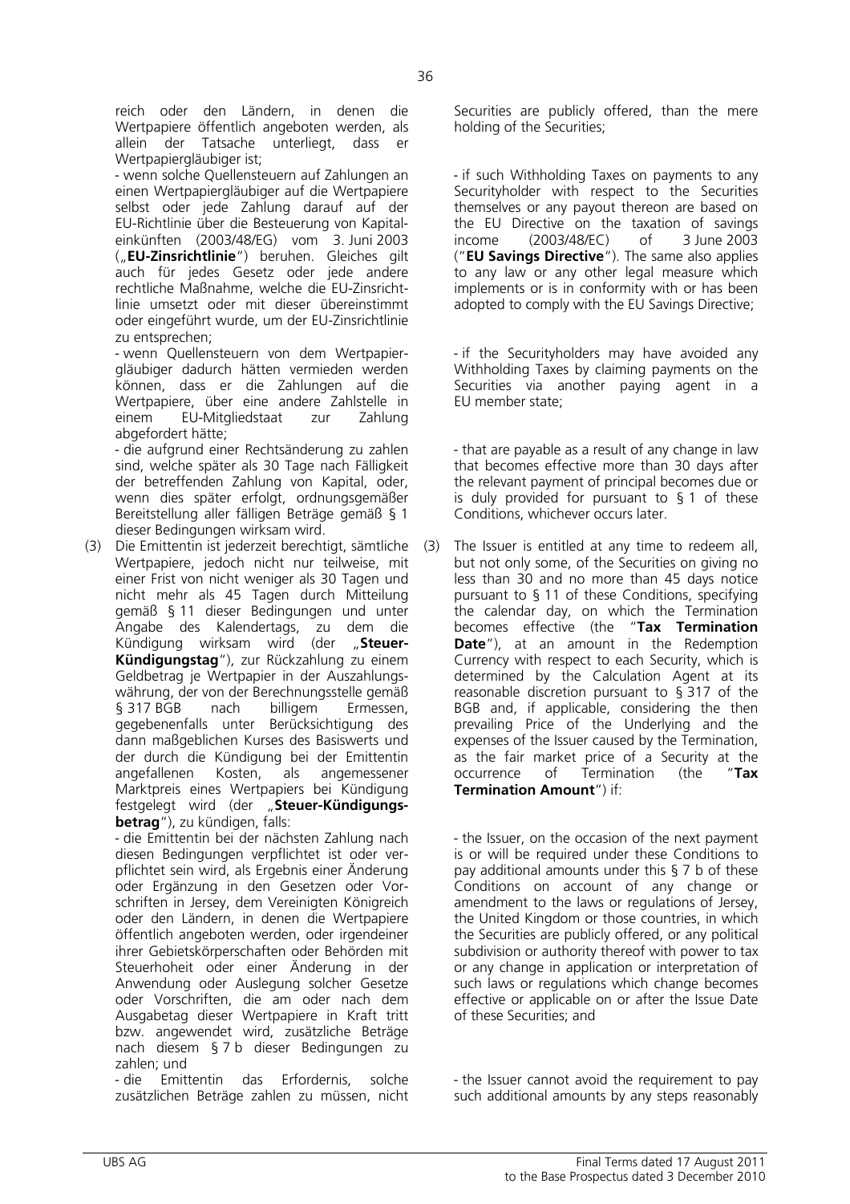reich oder den Ländern, in denen die Wertpapiere öffentlich angeboten werden, als allein der Tatsache unterliegt, dass er Wertpapiergläubiger ist;

- wenn solche Quellensteuern auf Zahlungen an einen Wertpapiergläubiger auf die Wertpapiere selbst oder jede Zahlung darauf auf der EU-Richtlinie über die Besteuerung von Kapitaleinkünften (2003/48/EG) vom 3. Juni 2003 („**EU-Zinsrichtlinie**") beruhen. Gleiches gilt auch für jedes Gesetz oder jede andere rechtliche Maßnahme, welche die EU-Zinsrichtlinie umsetzt oder mit dieser übereinstimmt oder eingeführt wurde, um der EU-Zinsrichtlinie zu entsprechen;

- wenn Quellensteuern von dem Wertpapiergläubiger dadurch hätten vermieden werden können, dass er die Zahlungen auf die Wertpapiere, über eine andere Zahlstelle in einem EU-Mitgliedstaat zur Zahlung abgefordert hätte;

- die aufgrund einer Rechtsänderung zu zahlen sind, welche später als 30 Tage nach Fälligkeit der betreffenden Zahlung von Kapital, oder, wenn dies später erfolgt, ordnungsgemäßer Bereitstellung aller fälligen Beträge gemäß § 1 dieser Bedingungen wirksam wird.

(3) Die Emittentin ist jederzeit berechtigt, sämtliche Wertpapiere, jedoch nicht nur teilweise, mit einer Frist von nicht weniger als 30 Tagen und nicht mehr als 45 Tagen durch Mitteilung gemäß § 11 dieser Bedingungen und unter Angabe des Kalendertags, zu dem die Kündigung wirksam wird (der „**Steuer-Kündigungstag**"), zur Rückzahlung zu einem Geldbetrag je Wertpapier in der Auszahlungswährung, der von der Berechnungsstelle gemäß § 317 BGB nach billigem Ermessen, gegebenenfalls unter Berücksichtigung des dann maßgeblichen Kurses des Basiswerts und der durch die Kündigung bei der Emittentin angefallenen Kosten, als angemessener Marktpreis eines Wertpapiers bei Kündigung festgelegt wird (der „**Steuer-Kündigungsbetrag**"), zu kündigen, falls:

- die Emittentin bei der nächsten Zahlung nach diesen Bedingungen verpflichtet ist oder verpflichtet sein wird, als Ergebnis einer Änderung oder Ergänzung in den Gesetzen oder Vorschriften in Jersey, dem Vereinigten Königreich oder den Ländern, in denen die Wertpapiere öffentlich angeboten werden, oder irgendeiner ihrer Gebietskörperschaften oder Behörden mit Steuerhoheit oder einer Änderung in der Anwendung oder Auslegung solcher Gesetze oder Vorschriften, die am oder nach dem Ausgabetag dieser Wertpapiere in Kraft tritt bzw. angewendet wird, zusätzliche Beträge nach diesem § 7 b dieser Bedingungen zu zahlen; und

- die Emittentin das Erfordernis, solche zusätzlichen Beträge zahlen zu müssen, nicht

Securities are publicly offered, than the mere holding of the Securities;

- if such Withholding Taxes on payments to any Securityholder with respect to the Securities themselves or any payout thereon are based on the EU Directive on the taxation of savings income (2003/48/EC) of 3 June 2003 ("**EU Savings Directive**"). The same also applies to any law or any other legal measure which implements or is in conformity with or has been adopted to comply with the EU Savings Directive;

- if the Securityholders may have avoided any Withholding Taxes by claiming payments on the Securities via another paying agent in a EU member state;

- that are payable as a result of any change in law that becomes effective more than 30 days after the relevant payment of principal becomes due or is duly provided for pursuant to § 1 of these Conditions, whichever occurs later.

(3) The Issuer is entitled at any time to redeem all, but not only some, of the Securities on giving no less than 30 and no more than 45 days notice pursuant to § 11 of these Conditions, specifying the calendar day, on which the Termination becomes effective (the "**Tax Termination Date**"), at an amount in the Redemption Currency with respect to each Security, which is determined by the Calculation Agent at its reasonable discretion pursuant to § 317 of the BGB and, if applicable, considering the then prevailing Price of the Underlying and the expenses of the Issuer caused by the Termination, as the fair market price of a Security at the occurrence of Termination (the "**Tax Termination Amount**") if:

- the Issuer, on the occasion of the next payment is or will be required under these Conditions to pay additional amounts under this § 7 b of these Conditions on account of any change or amendment to the laws or regulations of Jersey, the United Kingdom or those countries, in which the Securities are publicly offered, or any political subdivision or authority thereof with power to tax or any change in application or interpretation of such laws or regulations which change becomes effective or applicable on or after the Issue Date of these Securities; and

- the Issuer cannot avoid the requirement to pay such additional amounts by any steps reasonably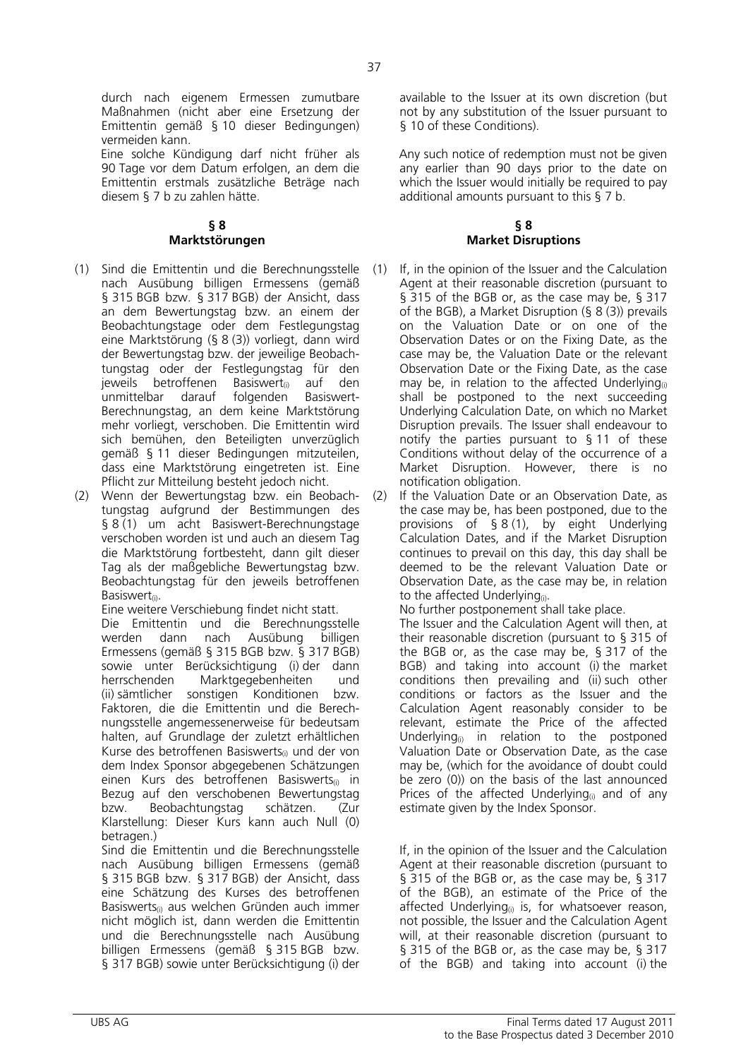durch nach eigenem Ermessen zumutbare Maßnahmen (nicht aber eine Ersetzung der Emittentin gemäß § 10 dieser Bedingungen) vermeiden kann.

Eine solche Kündigung darf nicht früher als 90 Tage vor dem Datum erfolgen, an dem die Emittentin erstmals zusätzliche Beträge nach diesem § 7 b zu zahlen hätte.

available to the Issuer at its own discretion (but not by any substitution of the Issuer pursuant to § 10 of these Conditions).

Any such notice of redemption must not be given any earlier than 90 days prior to the date on which the Issuer would initially be required to pay additional amounts pursuant to this § 7 b.

**§ 8**
**Marktstörungen**

(1) Sind die Emittentin und die Berechnungsstelle nach Ausübung billigen Ermessens (gemäß § 315 BGB bzw. § 317 BGB) der Ansicht, dass an dem Bewertungstag bzw. an einem der Beobachtungstage oder dem Festlegungstag eine Marktstörung (§ 8 (3)) vorliegt, dann wird der Bewertungstag bzw. der jeweilige Beobachtungstag oder der Festlegungstag für den jeweils betroffenen Basiswert$_{(i)}$ auf den unmittelbar darauf folgenden Basiswert-Berechnungstag, an dem keine Marktstörung mehr vorliegt, verschoben. Die Emittentin wird sich bemühen, den Beteiligten unverzüglich gemäß § 11 dieser Bedingungen mitzuteilen, dass eine Marktstörung eingetreten ist. Eine Pflicht zur Mitteilung besteht jedoch nicht.

(2) Wenn der Bewertungstag bzw. ein Beobachtungstag aufgrund der Bestimmungen des § 8 (1) um acht Basiswert-Berechnungstage verschoben worden ist und auch an diesem Tag die Marktstörung fortbesteht, dann gilt dieser Tag als der maßgebliche Bewertungstag bzw. Beobachtungstag für den jeweils betroffenen Basiswert$_{(i)}$.

Eine weitere Verschiebung findet nicht statt.

Die Emittentin und die Berechnungsstelle werden dann nach Ausübung billigen Ermessens (gemäß § 315 BGB bzw. § 317 BGB) sowie unter Berücksichtigung (i) der dann herrschenden Marktgegebenheiten und (ii) sämtlicher sonstigen Konditionen bzw. Faktoren, die die Emittentin und die Berechnungsstelle angemessenerweise für bedeutsam halten, auf Grundlage der zuletzt erhältlichen Kurse des betroffenen Basiswerts$_{(i)}$ und der von dem Index Sponsor abgegebenen Schätzungen einen Kurs des betroffenen Basiswerts$_{(i)}$ in Bezug auf den verschobenen Bewertungstag bzw. Beobachtungstag schätzen. (Zur Klarstellung: Dieser Kurs kann auch Null (0) betragen.)

Sind die Emittentin und die Berechnungsstelle nach Ausübung billigen Ermessens (gemäß § 315 BGB bzw. § 317 BGB) der Ansicht, dass eine Schätzung des Kurses des betroffenen Basiswerts$_{(i)}$ aus welchen Gründen auch immer nicht möglich ist, dann werden die Emittentin und die Berechnungsstelle nach Ausübung billigen Ermessens (gemäß § 315 BGB bzw. § 317 BGB) sowie unter Berücksichtigung (i) der

**§ 8**
**Market Disruptions**

(1) If, in the opinion of the Issuer and the Calculation Agent at their reasonable discretion (pursuant to § 315 of the BGB or, as the case may be, § 317 of the BGB), a Market Disruption (§ 8 (3)) prevails on the Valuation Date or on one of the Observation Dates or on the Fixing Date, as the case may be, the Valuation Date or the relevant Observation Date or the Fixing Date, as the case may be, in relation to the affected Underlying$_{(i)}$ shall be postponed to the next succeeding Underlying Calculation Date, on which no Market Disruption prevails. The Issuer shall endeavour to notify the parties pursuant to § 11 of these Conditions without delay of the occurrence of a Market Disruption. However, there is no notification obligation.

(2) If the Valuation Date or an Observation Date, as the case may be, has been postponed, due to the provisions of § 8 (1), by eight Underlying Calculation Dates, and if the Market Disruption continues to prevail on this day, this day shall be deemed to be the relevant Valuation Date or Observation Date, as the case may be, in relation to the affected Underlying$_{(i)}$.

No further postponement shall take place.

The Issuer and the Calculation Agent will then, at their reasonable discretion (pursuant to § 315 of the BGB or, as the case may be, § 317 of the BGB) and taking into account (i) the market conditions then prevailing and (ii) such other conditions or factors as the Issuer and the Calculation Agent reasonably consider to be relevant, estimate the Price of the affected Underlying$_{(i)}$ in relation to the postponed Valuation Date or Observation Date, as the case may be, (which for the avoidance of doubt could be zero (0)) on the basis of the last announced Prices of the affected Underlying$_{(i)}$ and of any estimate given by the Index Sponsor.

If, in the opinion of the Issuer and the Calculation Agent at their reasonable discretion (pursuant to § 315 of the BGB or, as the case may be, § 317 of the BGB), an estimate of the Price of the affected Underlying$_{(i)}$ is, for whatsoever reason, not possible, the Issuer and the Calculation Agent will, at their reasonable discretion (pursuant to § 315 of the BGB or, as the case may be, § 317 of the BGB) and taking into account (i) the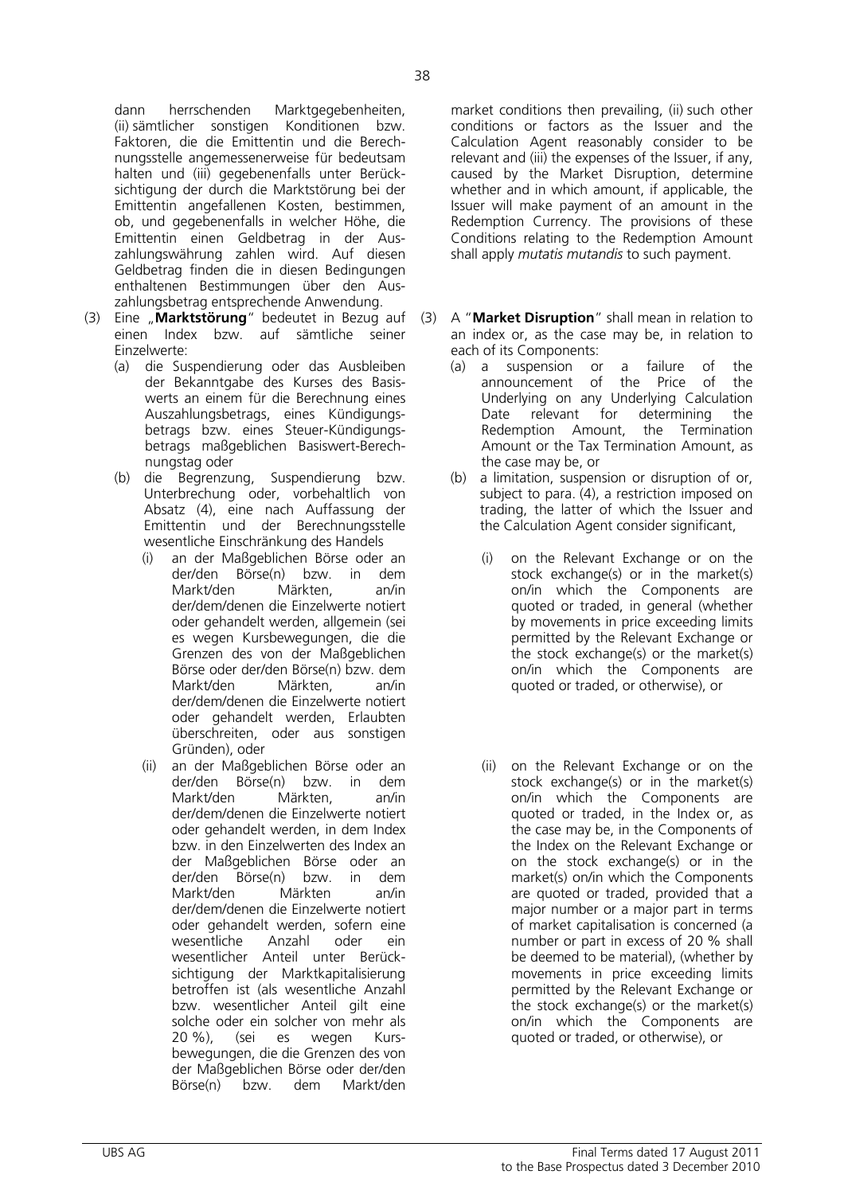dann herrschenden Marktgegebenheiten, (ii) sämtlicher sonstigen Konditionen bzw. Faktoren, die die Emittentin und die Berechnungsstelle angemessenerweise für bedeutsam halten und (iii) gegebenenfalls unter Berücksichtigung der durch die Marktstörung bei der Emittentin angefallenen Kosten, bestimmen, ob, und gegebenenfalls in welcher Höhe, die Emittentin einen Geldbetrag in der Auszahlungswährung zahlen wird. Auf diesen Geldbetrag finden die in diesen Bedingungen enthaltenen Bestimmungen über den Auszahlungsbetrag entsprechende Anwendung.

(3) Eine „**Marktstörung**" bedeutet in Bezug auf einen Index bzw. auf sämtliche seiner Einzelwerte:

(a) die Suspendierung oder das Ausbleiben der Bekanntgabe des Kurses des Basiswerts an einem für die Berechnung eines Auszahlungsbetrags, eines Kündigungsbetrags bzw. eines Steuer-Kündigungsbetrags maßgeblichen Basiswert-Berechnungstag oder

(b) die Begrenzung, Suspendierung bzw. Unterbrechung oder, vorbehaltlich von Absatz (4), eine nach Auffassung der Emittentin und der Berechnungsstelle wesentliche Einschränkung des Handels

(i) an der Maßgeblichen Börse oder an der/den Börse(n) bzw. in dem Markt/den Märkten, an/in der/dem/denen die Einzelwerte notiert oder gehandelt werden, allgemein (sei es wegen Kursbewegungen, die die Grenzen des von der Maßgeblichen Börse oder der/den Börse(n) bzw. dem Markt/den Märkten, an/in der/dem/denen die Einzelwerte notiert oder gehandelt werden, Erlaubten überschreiten, oder aus sonstigen Gründen), oder

(ii) an der Maßgeblichen Börse oder an der/den Börse(n) bzw. in dem Markt/den Märkten, an/in der/dem/denen die Einzelwerte notiert oder gehandelt werden, in dem Index bzw. in den Einzelwerten des Index an der Maßgeblichen Börse oder an der/den Börse(n) bzw. in dem Markt/den Märkten an/in der/dem/denen die Einzelwerte notiert oder gehandelt werden, sofern eine wesentliche Anzahl oder ein wesentlicher Anteil unter Berücksichtigung der Marktkapitalisierung betroffen ist (als wesentliche Anzahl bzw. wesentlicher Anteil gilt eine solche oder ein solcher von mehr als 20 %), (sei es wegen Kursbewegungen, die die Grenzen des von der Maßgeblichen Börse oder der/den Börse(n) bzw. dem Markt/den

market conditions then prevailing, (ii) such other conditions or factors as the Issuer and the Calculation Agent reasonably consider to be relevant and (iii) the expenses of the Issuer, if any, caused by the Market Disruption, determine whether and in which amount, if applicable, the Issuer will make payment of an amount in the Redemption Currency. The provisions of these Conditions relating to the Redemption Amount shall apply *mutatis mutandis* to such payment.

(3) A "**Market Disruption**" shall mean in relation to an index or, as the case may be, in relation to each of its Components:

(a) a suspension or a failure of the announcement of the Price of the Underlying on any Underlying Calculation Date relevant for determining the Redemption Amount, the Termination Amount or the Tax Termination Amount, as the case may be, or

(b) a limitation, suspension or disruption of or, subject to para. (4), a restriction imposed on trading, the latter of which the Issuer and the Calculation Agent consider significant,

(i) on the Relevant Exchange or on the stock exchange(s) or in the market(s) on/in which the Components are quoted or traded, in general (whether by movements in price exceeding limits permitted by the Relevant Exchange or the stock exchange(s) or the market(s) on/in which the Components are quoted or traded, or otherwise), or

(ii) on the Relevant Exchange or on the stock exchange(s) or in the market(s) on/in which the Components are quoted or traded, in the Index or, as the case may be, in the Components of the Index on the Relevant Exchange or on the stock exchange(s) or in the market(s) on/in which the Components are quoted or traded, provided that a major number or a major part in terms of market capitalisation is concerned (a number or part in excess of 20 % shall be deemed to be material), (whether by movements in price exceeding limits permitted by the Relevant Exchange or the stock exchange(s) or the market(s) on/in which the Components are quoted or traded, or otherwise), or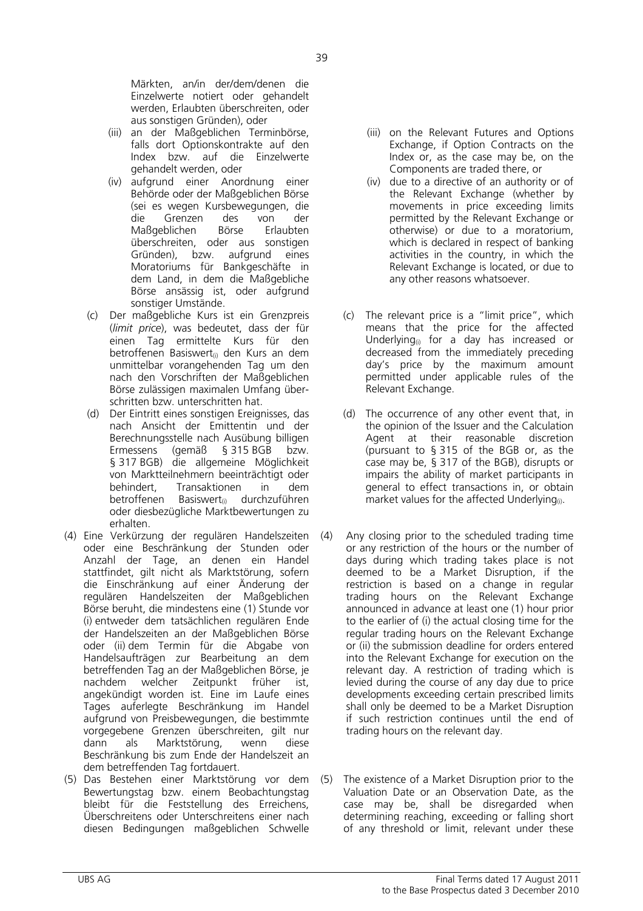Märkten, an/in der/dem/denen die Einzelwerte notiert oder gehandelt werden, Erlaubten überschreiten, oder aus sonstigen Gründen), oder

(iii) an der Maßgeblichen Terminbörse, falls dort Optionskontrakte auf den Index bzw. auf die Einzelwerte gehandelt werden, oder

(iv) aufgrund einer Anordnung einer Behörde oder der Maßgeblichen Börse (sei es wegen Kursbewegungen, die die Grenzen des von der Maßgeblichen Börse Erlaubten überschreiten, oder aus sonstigen Gründen), bzw. aufgrund eines Moratoriums für Bankgeschäfte in dem Land, in dem die Maßgebliche Börse ansässig ist, oder aufgrund sonstiger Umstände.

(c) Der maßgebliche Kurs ist ein Grenzpreis (*limit price*), was bedeutet, dass der für einen Tag ermittelte Kurs für den betroffenen Basiswert$_{(i)}$ den Kurs an dem unmittelbar vorangehenden Tag um den nach den Vorschriften der Maßgeblichen Börse zulässigen maximalen Umfang überschritten bzw. unterschritten hat.

(d) Der Eintritt eines sonstigen Ereignisses, das nach Ansicht der Emittentin und der Berechnungsstelle nach Ausübung billigen Ermessens (gemäß § 315 BGB bzw. § 317 BGB) die allgemeine Möglichkeit von Marktteilnehmern beeinträchtigt oder behindert, Transaktionen in dem betroffenen Basiswert$_{(i)}$ durchzuführen oder diesbezügliche Marktbewertungen zu erhalten.

(4) Eine Verkürzung der regulären Handelszeiten oder eine Beschränkung der Stunden oder Anzahl der Tage, an denen ein Handel stattfindet, gilt nicht als Marktstörung, sofern die Einschränkung auf einer Änderung der regulären Handelszeiten der Maßgeblichen Börse beruht, die mindestens eine (1) Stunde vor (i) entweder dem tatsächlichen regulären Ende der Handelszeiten an der Maßgeblichen Börse oder (ii) dem Termin für die Abgabe von Handelsaufträgen zur Bearbeitung an dem betreffenden Tag an der Maßgeblichen Börse, je nachdem welcher Zeitpunkt früher ist, angekündigt worden ist. Eine im Laufe eines Tages auferlegte Beschränkung im Handel aufgrund von Preisbewegungen, die bestimmte vorgegebene Grenzen überschreiten, gilt nur dann als Marktstörung, wenn diese Beschränkung bis zum Ende der Handelszeit an dem betreffenden Tag fortdauert.

(5) Das Bestehen einer Marktstörung vor dem Bewertungstag bzw. einem Beobachtungstag bleibt für die Feststellung des Erreichens, Überschreitens oder Unterschreitens einer nach diesen Bedingungen maßgeblichen Schwelle

(iii) on the Relevant Futures and Options Exchange, if Option Contracts on the Index or, as the case may be, on the Components are traded there, or

(iv) due to a directive of an authority or of the Relevant Exchange (whether by movements in price exceeding limits permitted by the Relevant Exchange or otherwise) or due to a moratorium, which is declared in respect of banking activities in the country, in which the Relevant Exchange is located, or due to any other reasons whatsoever.

(c) The relevant price is a "limit price", which means that the price for the affected Underlying$_{(i)}$ for a day has increased or decreased from the immediately preceding day's price by the maximum amount permitted under applicable rules of the Relevant Exchange.

(d) The occurrence of any other event that, in the opinion of the Issuer and the Calculation Agent at their reasonable discretion (pursuant to § 315 of the BGB or, as the case may be, § 317 of the BGB), disrupts or impairs the ability of market participants in general to effect transactions in, or obtain market values for the affected Underlying$_{(i)}$.

(4) Any closing prior to the scheduled trading time or any restriction of the hours or the number of days during which trading takes place is not deemed to be a Market Disruption, if the restriction is based on a change in regular trading hours on the Relevant Exchange announced in advance at least one (1) hour prior to the earlier of (i) the actual closing time for the regular trading hours on the Relevant Exchange or (ii) the submission deadline for orders entered into the Relevant Exchange for execution on the relevant day. A restriction of trading which is levied during the course of any day due to price developments exceeding certain prescribed limits shall only be deemed to be a Market Disruption if such restriction continues until the end of trading hours on the relevant day.

(5) The existence of a Market Disruption prior to the Valuation Date or an Observation Date, as the case may be, shall be disregarded when determining reaching, exceeding or falling short of any threshold or limit, relevant under these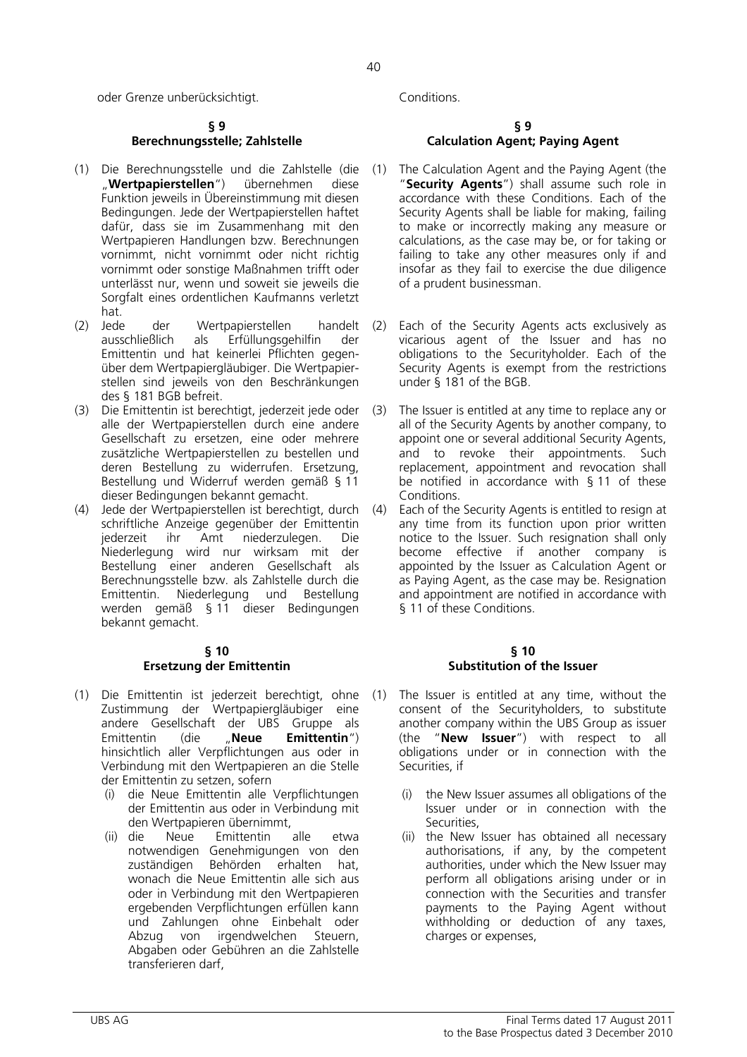oder Grenze unberücksichtigt.

Conditions.

**§ 9**
**Berechnungsstelle; Zahlstelle**

(1) Die Berechnungsstelle und die Zahlstelle (die „**Wertpapierstellen**") übernehmen diese Funktion jeweils in Übereinstimmung mit diesen Bedingungen. Jede der Wertpapierstellen haftet dafür, dass sie im Zusammenhang mit den Wertpapieren Handlungen bzw. Berechnungen vornimmt, nicht vornimmt oder nicht richtig vornimmt oder sonstige Maßnahmen trifft oder unterlässt nur, wenn und soweit sie jeweils die Sorgfalt eines ordentlichen Kaufmanns verletzt hat.

(2) Jede der Wertpapierstellen handelt ausschließlich als Erfüllungsgehilfin der Emittentin und hat keinerlei Pflichten gegenüber dem Wertpapiergläubiger. Die Wertpapierstellen sind jeweils von den Beschränkungen des § 181 BGB befreit.

(3) Die Emittentin ist berechtigt, jederzeit jede oder alle der Wertpapierstellen durch eine andere Gesellschaft zu ersetzen, eine oder mehrere zusätzliche Wertpapierstellen zu bestellen und deren Bestellung zu widerrufen. Ersetzung, Bestellung und Widerruf werden gemäß § 11 dieser Bedingungen bekannt gemacht.

(4) Jede der Wertpapierstellen ist berechtigt, durch schriftliche Anzeige gegenüber der Emittentin jederzeit ihr Amt niederzulegen. Die Niederlegung wird nur wirksam mit der Bestellung einer anderen Gesellschaft als Berechnungsstelle bzw. als Zahlstelle durch die Emittentin. Niederlegung und Bestellung werden gemäß § 11 dieser Bedingungen bekannt gemacht.

**§ 9**
**Calculation Agent; Paying Agent**

(1) The Calculation Agent and the Paying Agent (the "**Security Agents**") shall assume such role in accordance with these Conditions. Each of the Security Agents shall be liable for making, failing to make or incorrectly making any measure or calculations, as the case may be, or for taking or failing to take any other measures only if and insofar as they fail to exercise the due diligence of a prudent businessman.

(2) Each of the Security Agents acts exclusively as vicarious agent of the Issuer and has no obligations to the Securityholder. Each of the Security Agents is exempt from the restrictions under § 181 of the BGB.

(3) The Issuer is entitled at any time to replace any or all of the Security Agents by another company, to appoint one or several additional Security Agents, and to revoke their appointments. Such replacement, appointment and revocation shall be notified in accordance with § 11 of these Conditions.

(4) Each of the Security Agents is entitled to resign at any time from its function upon prior written notice to the Issuer. Such resignation shall only become effective if another company is appointed by the Issuer as Calculation Agent or as Paying Agent, as the case may be. Resignation and appointment are notified in accordance with § 11 of these Conditions.

**§ 10**
**Ersetzung der Emittentin**

(1) Die Emittentin ist jederzeit berechtigt, ohne Zustimmung der Wertpapiergläubiger eine andere Gesellschaft der UBS Gruppe als Emittentin (die „**Neue Emittentin**") hinsichtlich aller Verpflichtungen aus oder in Verbindung mit den Wertpapieren an die Stelle der Emittentin zu setzen, sofern

   (i) die Neue Emittentin alle Verpflichtungen der Emittentin aus oder in Verbindung mit den Wertpapieren übernimmt,

   (ii) die Neue Emittentin alle etwa notwendigen Genehmigungen von den zuständigen Behörden erhalten hat, wonach die Neue Emittentin alle sich aus oder in Verbindung mit den Wertpapieren ergebenden Verpflichtungen erfüllen kann und Zahlungen ohne Einbehalt oder Abzug von irgendwelchen Steuern, Abgaben oder Gebühren an die Zahlstelle transferieren darf,

**§ 10**
**Substitution of the Issuer**

(1) The Issuer is entitled at any time, without the consent of the Securityholders, to substitute another company within the UBS Group as issuer (the "**New Issuer**") with respect to all obligations under or in connection with the Securities, if

   (i) the New Issuer assumes all obligations of the Issuer under or in connection with the Securities,

   (ii) the New Issuer has obtained all necessary authorisations, if any, by the competent authorities, under which the New Issuer may perform all obligations arising under or in connection with the Securities and transfer payments to the Paying Agent without withholding or deduction of any taxes, charges or expenses,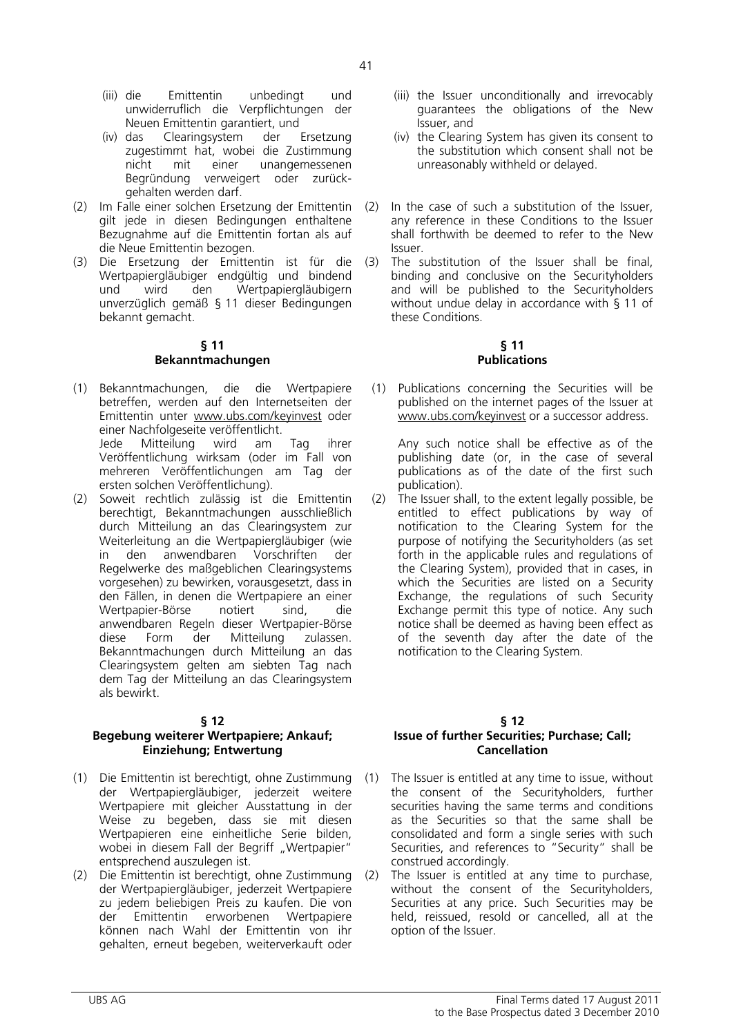(iii) die Emittentin unbedingt und unwiderruflich die Verpflichtungen der Neuen Emittentin garantiert, und

(iv) das Clearingsystem der Ersetzung zugestimmt hat, wobei die Zustimmung nicht mit einer unangemessenen Begründung verweigert oder zurückgehalten werden darf.

(2) Im Falle einer solchen Ersetzung der Emittentin gilt jede in diesen Bedingungen enthaltene Bezugnahme auf die Emittentin fortan als auf die Neue Emittentin bezogen.

(3) Die Ersetzung der Emittentin ist für die Wertpapiergläubiger endgültig und bindend und wird den Wertpapiergläubigern unverzüglich gemäß § 11 dieser Bedingungen bekannt gemacht.

**§ 11**
**Bekanntmachungen**

(1) Bekanntmachungen, die die Wertpapiere betreffen, werden auf den Internetseiten der Emittentin unter www.ubs.com/keyinvest oder einer Nachfolgeseite veröffentlicht.
Jede Mitteilung wird am Tag ihrer Veröffentlichung wirksam (oder im Fall von mehreren Veröffentlichungen am Tag der ersten solchen Veröffentlichung).

(2) Soweit rechtlich zulässig ist die Emittentin berechtigt, Bekanntmachungen ausschließlich durch Mitteilung an das Clearingsystem zur Weiterleitung an die Wertpapiergläubiger (wie in den anwendbaren Vorschriften der Regelwerke des maßgeblichen Clearingsystems vorgesehen) zu bewirken, vorausgesetzt, dass in den Fällen, in denen die Wertpapiere an einer Wertpapier-Börse notiert sind, die anwendbaren Regeln dieser Wertpapier-Börse diese Form der Mitteilung zulassen. Bekanntmachungen durch Mitteilung an das Clearingsystem gelten am siebten Tag nach dem Tag der Mitteilung an das Clearingsystem als bewirkt.

**§ 12**
**Begebung weiterer Wertpapiere; Ankauf; Einziehung; Entwertung**

(1) Die Emittentin ist berechtigt, ohne Zustimmung der Wertpapiergläubiger, jederzeit weitere Wertpapiere mit gleicher Ausstattung in der Weise zu begeben, dass sie mit diesen Wertpapieren eine einheitliche Serie bilden, wobei in diesem Fall der Begriff „Wertpapier" entsprechend auszulegen ist.

(2) Die Emittentin ist berechtigt, ohne Zustimmung der Wertpapiergläubiger, jederzeit Wertpapiere zu jedem beliebigen Preis zu kaufen. Die von der Emittentin erworbenen Wertpapiere können nach Wahl der Emittentin von ihr gehalten, erneut begeben, weiterverkauft oder

(iii) the Issuer unconditionally and irrevocably guarantees the obligations of the New Issuer, and

(iv) the Clearing System has given its consent to the substitution which consent shall not be unreasonably withheld or delayed.

(2) In the case of such a substitution of the Issuer, any reference in these Conditions to the Issuer shall forthwith be deemed to refer to the New Issuer.

(3) The substitution of the Issuer shall be final, binding and conclusive on the Securityholders and will be published to the Securityholders without undue delay in accordance with § 11 of these Conditions.

**§ 11**
**Publications**

(1) Publications concerning the Securities will be published on the internet pages of the Issuer at www.ubs.com/keyinvest or a successor address.

Any such notice shall be effective as of the publishing date (or, in the case of several publications as of the date of the first such publication).

(2) The Issuer shall, to the extent legally possible, be entitled to effect publications by way of notification to the Clearing System for the purpose of notifying the Securityholders (as set forth in the applicable rules and regulations of the Clearing System), provided that in cases, in which the Securities are listed on a Security Exchange, the regulations of such Security Exchange permit this type of notice. Any such notice shall be deemed as having been effect as of the seventh day after the date of the notification to the Clearing System.

**§ 12**
**Issue of further Securities; Purchase; Call; Cancellation**

(1) The Issuer is entitled at any time to issue, without the consent of the Securityholders, further securities having the same terms and conditions as the Securities so that the same shall be consolidated and form a single series with such Securities, and references to "Security" shall be construed accordingly.

(2) The Issuer is entitled at any time to purchase, without the consent of the Securityholders, Securities at any price. Such Securities may be held, reissued, resold or cancelled, all at the option of the Issuer.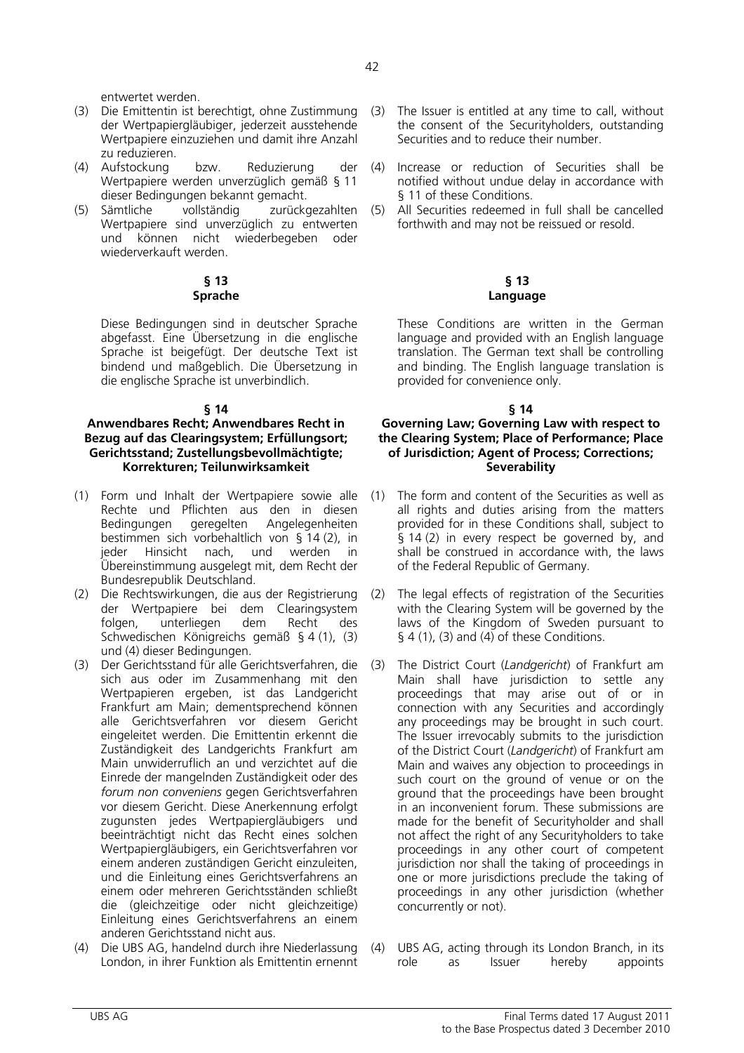entwertet werden.

(3) Die Emittentin ist berechtigt, ohne Zustimmung der Wertpapiergläubiger, jederzeit ausstehende Wertpapiere einzuziehen und damit ihre Anzahl zu reduzieren.

(4) Aufstockung bzw. Reduzierung der Wertpapiere werden unverzüglich gemäß § 11 dieser Bedingungen bekannt gemacht.

(5) Sämtliche vollständig zurückgezahlten Wertpapiere sind unverzüglich zu entwerten und können nicht wiederbegeben oder wiederverkauft werden.

(3) The Issuer is entitled at any time to call, without the consent of the Securityholders, outstanding Securities and to reduce their number.

(4) Increase or reduction of Securities shall be notified without undue delay in accordance with § 11 of these Conditions.

(5) All Securities redeemed in full shall be cancelled forthwith and may not be reissued or resold.

**§ 13**
**Sprache**

Diese Bedingungen sind in deutscher Sprache abgefasst. Eine Übersetzung in die englische Sprache ist beigefügt. Der deutsche Text ist bindend und maßgeblich. Die Übersetzung in die englische Sprache ist unverbindlich.

**§ 13**
**Language**

These Conditions are written in the German language and provided with an English language translation. The German text shall be controlling and binding. The English language translation is provided for convenience only.

**§ 14**
**Anwendbares Recht; Anwendbares Recht in Bezug auf das Clearingsystem; Erfüllungsort; Gerichtsstand; Zustellungsbevollmächtigte; Korrekturen; Teilunwirksamkeit**

(1) Form und Inhalt der Wertpapiere sowie alle Rechte und Pflichten aus den in diesen Bedingungen geregelten Angelegenheiten bestimmen sich vorbehaltlich von § 14 (2), in jeder Hinsicht nach, und werden in Übereinstimmung ausgelegt mit, dem Recht der Bundesrepublik Deutschland.

(2) Die Rechtswirkungen, die aus der Registrierung der Wertpapiere bei dem Clearingsystem folgen, unterliegen dem Recht des Schwedischen Königreichs gemäß § 4 (1), (3) und (4) dieser Bedingungen.

(3) Der Gerichtsstand für alle Gerichtsverfahren, die sich aus oder im Zusammenhang mit den Wertpapieren ergeben, ist das Landgericht Frankfurt am Main; dementsprechend können alle Gerichtsverfahren vor diesem Gericht eingeleitet werden. Die Emittentin erkennt die Zuständigkeit des Landgerichts Frankfurt am Main unwiderruflich an und verzichtet auf die Einrede der mangelnden Zuständigkeit oder des *forum non conveniens* gegen Gerichtsverfahren vor diesem Gericht. Diese Anerkennung erfolgt zugunsten jedes Wertpapiergläubigers und beeinträchtigt nicht das Recht eines solchen Wertpapiergläubigers, ein Gerichtsverfahren vor einem anderen zuständigen Gericht einzuleiten, und die Einleitung eines Gerichtsverfahrens an einem oder mehreren Gerichtsständen schließt die (gleichzeitige oder nicht gleichzeitige) Einleitung eines Gerichtsverfahrens an einem anderen Gerichtsstand nicht aus.

(4) Die UBS AG, handelnd durch ihre Niederlassung London, in ihrer Funktion als Emittentin ernennt

**§ 14**
**Governing Law; Governing Law with respect to the Clearing System; Place of Performance; Place of Jurisdiction; Agent of Process; Corrections; Severability**

(1) The form and content of the Securities as well as all rights and duties arising from the matters provided for in these Conditions shall, subject to § 14 (2) in every respect be governed by, and shall be construed in accordance with, the laws of the Federal Republic of Germany.

(2) The legal effects of registration of the Securities with the Clearing System will be governed by the laws of the Kingdom of Sweden pursuant to § 4 (1), (3) and (4) of these Conditions.

(3) The District Court (*Landgericht*) of Frankfurt am Main shall have jurisdiction to settle any proceedings that may arise out of or in connection with any Securities and accordingly any proceedings may be brought in such court. The Issuer irrevocably submits to the jurisdiction of the District Court (*Landgericht*) of Frankfurt am Main and waives any objection to proceedings in such court on the ground of venue or on the ground that the proceedings have been brought in an inconvenient forum. These submissions are made for the benefit of Securityholder and shall not affect the right of any Securityholders to take proceedings in any other court of competent jurisdiction nor shall the taking of proceedings in one or more jurisdictions preclude the taking of proceedings in any other jurisdiction (whether concurrently or not).

(4) UBS AG, acting through its London Branch, in its role as Issuer hereby appoints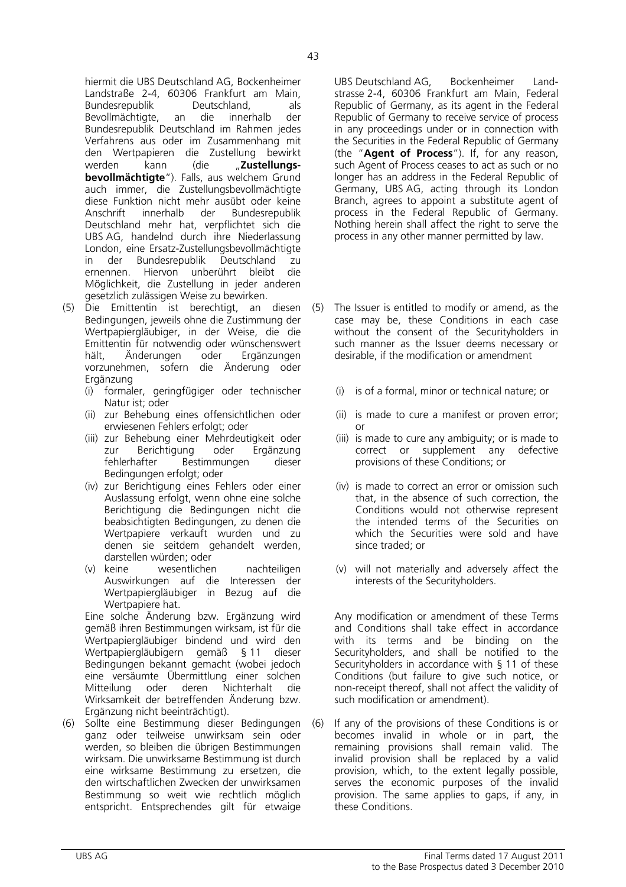hiermit die UBS Deutschland AG, Bockenheimer Landstraße 2-4, 60306 Frankfurt am Main, Bundesrepublik Deutschland, als Bevollmächtigte, an die innerhalb der Bundesrepublik Deutschland im Rahmen jedes Verfahrens aus oder im Zusammenhang mit den Wertpapieren die Zustellung bewirkt werden kann (die „**Zustellungsbevollmächtigte**"). Falls, aus welchem Grund auch immer, die Zustellungsbevollmächtigte diese Funktion nicht mehr ausübt oder keine Anschrift innerhalb der Bundesrepublik Deutschland mehr hat, verpflichtet sich die UBS AG, handelnd durch ihre Niederlassung London, eine Ersatz-Zustellungsbevollmächtigte in der Bundesrepublik Deutschland zu ernennen. Hiervon unberührt bleibt die Möglichkeit, die Zustellung in jeder anderen gesetzlich zulässigen Weise zu bewirken.

(5) Die Emittentin ist berechtigt, an diesen Bedingungen, jeweils ohne die Zustimmung der Wertpapiergläubiger, in der Weise, die die Emittentin für notwendig oder wünschenswert hält, Änderungen oder Ergänzungen vorzunehmen, sofern die Änderung oder Ergänzung

   (i) formaler, geringfügiger oder technischer Natur ist; oder

   (ii) zur Behebung eines offensichtlichen oder erwiesenen Fehlers erfolgt; oder

   (iii) zur Behebung einer Mehrdeutigkeit oder zur Berichtigung oder Ergänzung fehlerhafter Bestimmungen dieser Bedingungen erfolgt; oder

   (iv) zur Berichtigung eines Fehlers oder einer Auslassung erfolgt, wenn ohne eine solche Berichtigung die Bedingungen nicht die beabsichtigten Bedingungen, zu denen die Wertpapiere verkauft wurden und zu denen sie seitdem gehandelt werden, darstellen würden; oder

   (v) keine wesentlichen nachteiligen Auswirkungen auf die Interessen der Wertpapiergläubiger in Bezug auf die Wertpapiere hat.

   Eine solche Änderung bzw. Ergänzung wird gemäß ihren Bestimmungen wirksam, ist für die Wertpapiergläubiger bindend und wird den Wertpapiergläubigern gemäß § 11 dieser Bedingungen bekannt gemacht (wobei jedoch eine versäumte Übermittlung einer solchen Mitteilung oder deren Nichterhalt die Wirksamkeit der betreffenden Änderung bzw. Ergänzung nicht beeinträchtigt).

(6) Sollte eine Bestimmung dieser Bedingungen ganz oder teilweise unwirksam sein oder werden, so bleiben die übrigen Bestimmungen wirksam. Die unwirksame Bestimmung ist durch eine wirksame Bestimmung zu ersetzen, die den wirtschaftlichen Zwecken der unwirksamen Bestimmung so weit wie rechtlich möglich entspricht. Entsprechendes gilt für etwaige

UBS Deutschland AG, Bockenheimer Landstrasse 2-4, 60306 Frankfurt am Main, Federal Republic of Germany, as its agent in the Federal Republic of Germany to receive service of process in any proceedings under or in connection with the Securities in the Federal Republic of Germany (the "**Agent of Process**"). If, for any reason, such Agent of Process ceases to act as such or no longer has an address in the Federal Republic of Germany, UBS AG, acting through its London Branch, agrees to appoint a substitute agent of process in the Federal Republic of Germany. Nothing herein shall affect the right to serve the process in any other manner permitted by law.

(5) The Issuer is entitled to modify or amend, as the case may be, these Conditions in each case without the consent of the Securityholders in such manner as the Issuer deems necessary or desirable, if the modification or amendment

   (i) is of a formal, minor or technical nature; or

   (ii) is made to cure a manifest or proven error; or

   (iii) is made to cure any ambiguity; or is made to correct or supplement any defective provisions of these Conditions; or

   (iv) is made to correct an error or omission such that, in the absence of such correction, the Conditions would not otherwise represent the intended terms of the Securities on which the Securities were sold and have since traded; or

   (v) will not materially and adversely affect the interests of the Securityholders.

   Any modification or amendment of these Terms and Conditions shall take effect in accordance with its terms and be binding on the Securityholders, and shall be notified to the Securityholders in accordance with § 11 of these Conditions (but failure to give such notice, or non-receipt thereof, shall not affect the validity of such modification or amendment).

(6) If any of the provisions of these Conditions is or becomes invalid in whole or in part, the remaining provisions shall remain valid. The invalid provision shall be replaced by a valid provision, which, to the extent legally possible, serves the economic purposes of the invalid provision. The same applies to gaps, if any, in these Conditions.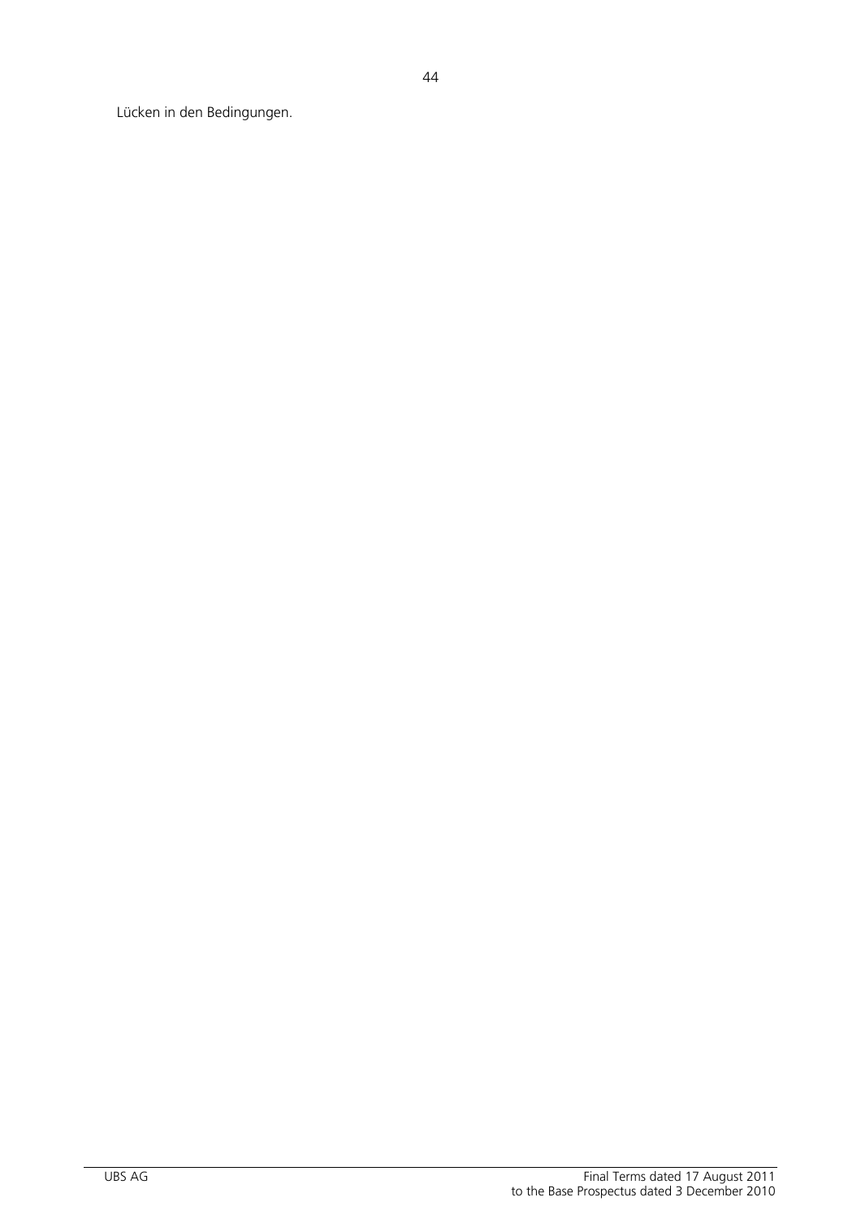Lücken in den Bedingungen.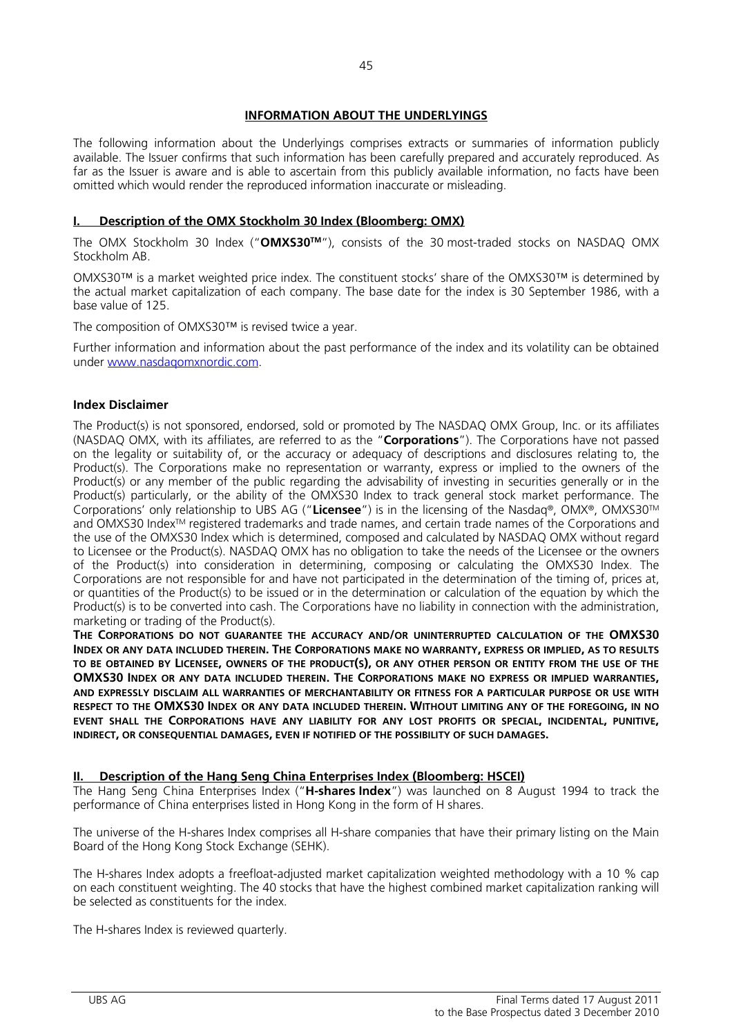## INFORMATION ABOUT THE UNDERLYINGS

The following information about the Underlyings comprises extracts or summaries of information publicly available. The Issuer confirms that such information has been carefully prepared and accurately reproduced. As far as the Issuer is aware and is able to ascertain from this publicly available information, no facts have been omitted which would render the reproduced information inaccurate or misleading.

### I. Description of the OMX Stockholm 30 Index (Bloomberg: OMX)

The OMX Stockholm 30 Index ("**OMXS30™**"), consists of the 30 most-traded stocks on NASDAQ OMX Stockholm AB.

OMXS30™ is a market weighted price index. The constituent stocks' share of the OMXS30™ is determined by the actual market capitalization of each company. The base date for the index is 30 September 1986, with a base value of 125.

The composition of OMXS30™ is revised twice a year.

Further information and information about the past performance of the index and its volatility can be obtained under www.nasdaqomxnordic.com.

#### Index Disclaimer

The Product(s) is not sponsored, endorsed, sold or promoted by The NASDAQ OMX Group, Inc. or its affiliates (NASDAQ OMX, with its affiliates, are referred to as the "**Corporations**"). The Corporations have not passed on the legality or suitability of, or the accuracy or adequacy of descriptions and disclosures relating to, the Product(s). The Corporations make no representation or warranty, express or implied to the owners of the Product(s) or any member of the public regarding the advisability of investing in securities generally or in the Product(s) particularly, or the ability of the OMXS30 Index to track general stock market performance. The Corporations' only relationship to UBS AG ("**Licensee**") is in the licensing of the Nasdaq®, OMX®, OMXS30™ and OMXS30 Index™ registered trademarks and trade names, and certain trade names of the Corporations and the use of the OMXS30 Index which is determined, composed and calculated by NASDAQ OMX without regard to Licensee or the Product(s). NASDAQ OMX has no obligation to take the needs of the Licensee or the owners of the Product(s) into consideration in determining, composing or calculating the OMXS30 Index. The Corporations are not responsible for and have not participated in the determination of the timing of, prices at, or quantities of the Product(s) to be issued or in the determination or calculation of the equation by which the Product(s) is to be converted into cash. The Corporations have no liability in connection with the administration, marketing or trading of the Product(s).

**THE CORPORATIONS DO NOT GUARANTEE THE ACCURACY AND/OR UNINTERRUPTED CALCULATION OF THE OMXS30 INDEX OR ANY DATA INCLUDED THEREIN. THE CORPORATIONS MAKE NO WARRANTY, EXPRESS OR IMPLIED, AS TO RESULTS TO BE OBTAINED BY LICENSEE, OWNERS OF THE PRODUCT(S), OR ANY OTHER PERSON OR ENTITY FROM THE USE OF THE OMXS30 INDEX OR ANY DATA INCLUDED THEREIN. THE CORPORATIONS MAKE NO EXPRESS OR IMPLIED WARRANTIES, AND EXPRESSLY DISCLAIM ALL WARRANTIES OF MERCHANTABILITY OR FITNESS FOR A PARTICULAR PURPOSE OR USE WITH RESPECT TO THE OMXS30 INDEX OR ANY DATA INCLUDED THEREIN. WITHOUT LIMITING ANY OF THE FOREGOING, IN NO EVENT SHALL THE CORPORATIONS HAVE ANY LIABILITY FOR ANY LOST PROFITS OR SPECIAL, INCIDENTAL, PUNITIVE, INDIRECT, OR CONSEQUENTIAL DAMAGES, EVEN IF NOTIFIED OF THE POSSIBILITY OF SUCH DAMAGES.**

### II. Description of the Hang Seng China Enterprises Index (Bloomberg: HSCEI)

The Hang Seng China Enterprises Index ("**H-shares Index**") was launched on 8 August 1994 to track the performance of China enterprises listed in Hong Kong in the form of H shares.

The universe of the H-shares Index comprises all H-share companies that have their primary listing on the Main Board of the Hong Kong Stock Exchange (SEHK).

The H-shares Index adopts a freefloat-adjusted market capitalization weighted methodology with a 10 % cap on each constituent weighting. The 40 stocks that have the highest combined market capitalization ranking will be selected as constituents for the index.

The H-shares Index is reviewed quarterly.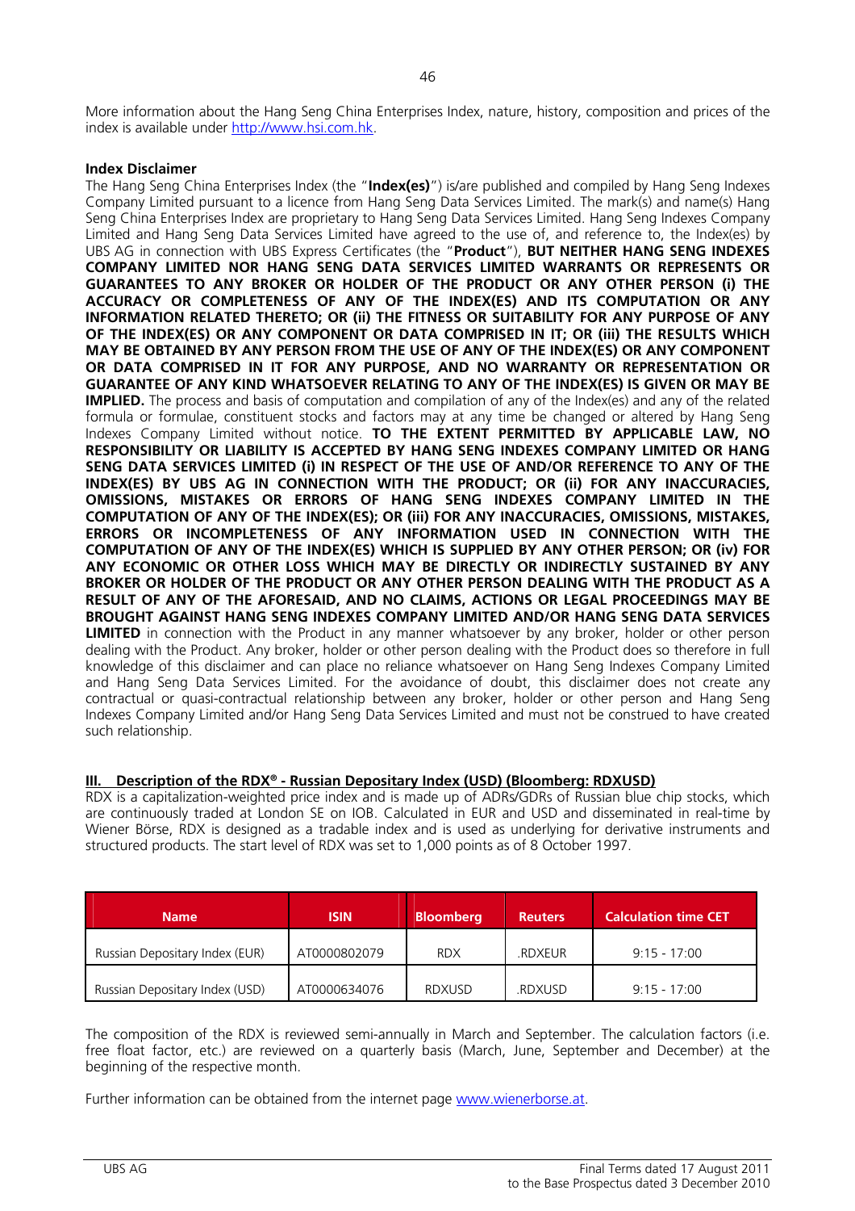More information about the Hang Seng China Enterprises Index, nature, history, composition and prices of the index is available under http://www.hsi.com.hk.

**Index Disclaimer**

The Hang Seng China Enterprises Index (the "**Index(es)**") is/are published and compiled by Hang Seng Indexes Company Limited pursuant to a licence from Hang Seng Data Services Limited. The mark(s) and name(s) Hang Seng China Enterprises Index are proprietary to Hang Seng Data Services Limited. Hang Seng Indexes Company Limited and Hang Seng Data Services Limited have agreed to the use of, and reference to, the Index(es) by UBS AG in connection with UBS Express Certificates (the "**Product**"), **BUT NEITHER HANG SENG INDEXES COMPANY LIMITED NOR HANG SENG DATA SERVICES LIMITED WARRANTS OR REPRESENTS OR GUARANTEES TO ANY BROKER OR HOLDER OF THE PRODUCT OR ANY OTHER PERSON (i) THE ACCURACY OR COMPLETENESS OF ANY OF THE INDEX(ES) AND ITS COMPUTATION OR ANY INFORMATION RELATED THERETO; OR (ii) THE FITNESS OR SUITABILITY FOR ANY PURPOSE OF ANY OF THE INDEX(ES) OR ANY COMPONENT OR DATA COMPRISED IN IT; OR (iii) THE RESULTS WHICH MAY BE OBTAINED BY ANY PERSON FROM THE USE OF ANY OF THE INDEX(ES) OR ANY COMPONENT OR DATA COMPRISED IN IT FOR ANY PURPOSE, AND NO WARRANTY OR REPRESENTATION OR GUARANTEE OF ANY KIND WHATSOEVER RELATING TO ANY OF THE INDEX(ES) IS GIVEN OR MAY BE IMPLIED.** The process and basis of computation and compilation of any of the Index(es) and any of the related formula or formulae, constituent stocks and factors may at any time be changed or altered by Hang Seng Indexes Company Limited without notice. **TO THE EXTENT PERMITTED BY APPLICABLE LAW, NO RESPONSIBILITY OR LIABILITY IS ACCEPTED BY HANG SENG INDEXES COMPANY LIMITED OR HANG SENG DATA SERVICES LIMITED (i) IN RESPECT OF THE USE OF AND/OR REFERENCE TO ANY OF THE INDEX(ES) BY UBS AG IN CONNECTION WITH THE PRODUCT; OR (ii) FOR ANY INACCURACIES, OMISSIONS, MISTAKES OR ERRORS OF HANG SENG INDEXES COMPANY LIMITED IN THE COMPUTATION OF ANY OF THE INDEX(ES); OR (iii) FOR ANY INACCURACIES, OMISSIONS, MISTAKES, ERRORS OR INCOMPLETENESS OF ANY INFORMATION USED IN CONNECTION WITH THE COMPUTATION OF ANY OF THE INDEX(ES) WHICH IS SUPPLIED BY ANY OTHER PERSON; OR (iv) FOR ANY ECONOMIC OR OTHER LOSS WHICH MAY BE DIRECTLY OR INDIRECTLY SUSTAINED BY ANY BROKER OR HOLDER OF THE PRODUCT OR ANY OTHER PERSON DEALING WITH THE PRODUCT AS A RESULT OF ANY OF THE AFORESAID, AND NO CLAIMS, ACTIONS OR LEGAL PROCEEDINGS MAY BE BROUGHT AGAINST HANG SENG INDEXES COMPANY LIMITED AND/OR HANG SENG DATA SERVICES LIMITED** in connection with the Product in any manner whatsoever by any broker, holder or other person dealing with the Product. Any broker, holder or other person dealing with the Product does so therefore in full knowledge of this disclaimer and can place no reliance whatsoever on Hang Seng Indexes Company Limited and Hang Seng Data Services Limited. For the avoidance of doubt, this disclaimer does not create any contractual or quasi-contractual relationship between any broker, holder or other person and Hang Seng Indexes Company Limited and/or Hang Seng Data Services Limited and must not be construed to have created such relationship.

## III. Description of the RDX® - Russian Depositary Index (USD) (Bloomberg: RDXUSD)

RDX is a capitalization-weighted price index and is made up of ADRs/GDRs of Russian blue chip stocks, which are continuously traded at London SE on IOB. Calculated in EUR and USD and disseminated in real-time by Wiener Börse, RDX is designed as a tradable index and is used as underlying for derivative instruments and structured products. The start level of RDX was set to 1,000 points as of 8 October 1997.

| Name | ISIN | Bloomberg | Reuters | Calculation time CET |
|---|---|---|---|---|
| Russian Depositary Index (EUR) | AT0000802079 | RDX | .RDXEUR | 9:15 - 17:00 |
| Russian Depositary Index (USD) | AT0000634076 | RDXUSD | .RDXUSD | 9:15 - 17:00 |

The composition of the RDX is reviewed semi-annually in March and September. The calculation factors (i.e. free float factor, etc.) are reviewed on a quarterly basis (March, June, September and December) at the beginning of the respective month.

Further information can be obtained from the internet page www.wienerborse.at.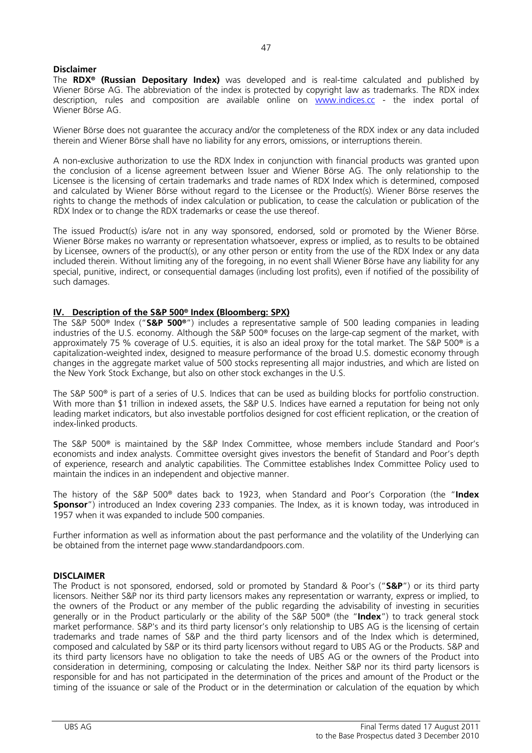**Disclaimer**

The **RDX® (Russian Depositary Index)** was developed and is real-time calculated and published by Wiener Börse AG. The abbreviation of the index is protected by copyright law as trademarks. The RDX index description, rules and composition are available online on www.indices.cc - the index portal of Wiener Börse AG.

Wiener Börse does not guarantee the accuracy and/or the completeness of the RDX index or any data included therein and Wiener Börse shall have no liability for any errors, omissions, or interruptions therein.

A non-exclusive authorization to use the RDX Index in conjunction with financial products was granted upon the conclusion of a license agreement between Issuer and Wiener Börse AG. The only relationship to the Licensee is the licensing of certain trademarks and trade names of RDX Index which is determined, composed and calculated by Wiener Börse without regard to the Licensee or the Product(s). Wiener Börse reserves the rights to change the methods of index calculation or publication, to cease the calculation or publication of the RDX Index or to change the RDX trademarks or cease the use thereof.

The issued Product(s) is/are not in any way sponsored, endorsed, sold or promoted by the Wiener Börse. Wiener Börse makes no warranty or representation whatsoever, express or implied, as to results to be obtained by Licensee, owners of the product(s), or any other person or entity from the use of the RDX Index or any data included therein. Without limiting any of the foregoing, in no event shall Wiener Börse have any liability for any special, punitive, indirect, or consequential damages (including lost profits), even if notified of the possibility of such damages.

## IV. Description of the S&P 500® Index (Bloomberg: SPX)

The S&P 500® Index ("**S&P 500®**") includes a representative sample of 500 leading companies in leading industries of the U.S. economy. Although the S&P 500® focuses on the large-cap segment of the market, with approximately 75 % coverage of U.S. equities, it is also an ideal proxy for the total market. The S&P 500® is a capitalization-weighted index, designed to measure performance of the broad U.S. domestic economy through changes in the aggregate market value of 500 stocks representing all major industries, and which are listed on the New York Stock Exchange, but also on other stock exchanges in the U.S.

The S&P 500® is part of a series of U.S. Indices that can be used as building blocks for portfolio construction. With more than $1 trillion in indexed assets, the S&P U.S. Indices have earned a reputation for being not only leading market indicators, but also investable portfolios designed for cost efficient replication, or the creation of index-linked products.

The S&P 500® is maintained by the S&P Index Committee, whose members include Standard and Poor's economists and index analysts. Committee oversight gives investors the benefit of Standard and Poor's depth of experience, research and analytic capabilities. The Committee establishes Index Committee Policy used to maintain the indices in an independent and objective manner.

The history of the S&P 500® dates back to 1923, when Standard and Poor's Corporation (the "**Index Sponsor**") introduced an Index covering 233 companies. The Index, as it is known today, was introduced in 1957 when it was expanded to include 500 companies.

Further information as well as information about the past performance and the volatility of the Underlying can be obtained from the internet page www.standardandpoors.com.

**DISCLAIMER**

The Product is not sponsored, endorsed, sold or promoted by Standard & Poor's ("**S&P**") or its third party licensors. Neither S&P nor its third party licensors makes any representation or warranty, express or implied, to the owners of the Product or any member of the public regarding the advisability of investing in securities generally or in the Product particularly or the ability of the S&P 500® (the "**Index**") to track general stock market performance. S&P's and its third party licensor's only relationship to UBS AG is the licensing of certain trademarks and trade names of S&P and the third party licensors and of the Index which is determined, composed and calculated by S&P or its third party licensors without regard to UBS AG or the Products. S&P and its third party licensors have no obligation to take the needs of UBS AG or the owners of the Product into consideration in determining, composing or calculating the Index. Neither S&P nor its third party licensors is responsible for and has not participated in the determination of the prices and amount of the Product or the timing of the issuance or sale of the Product or in the determination or calculation of the equation by which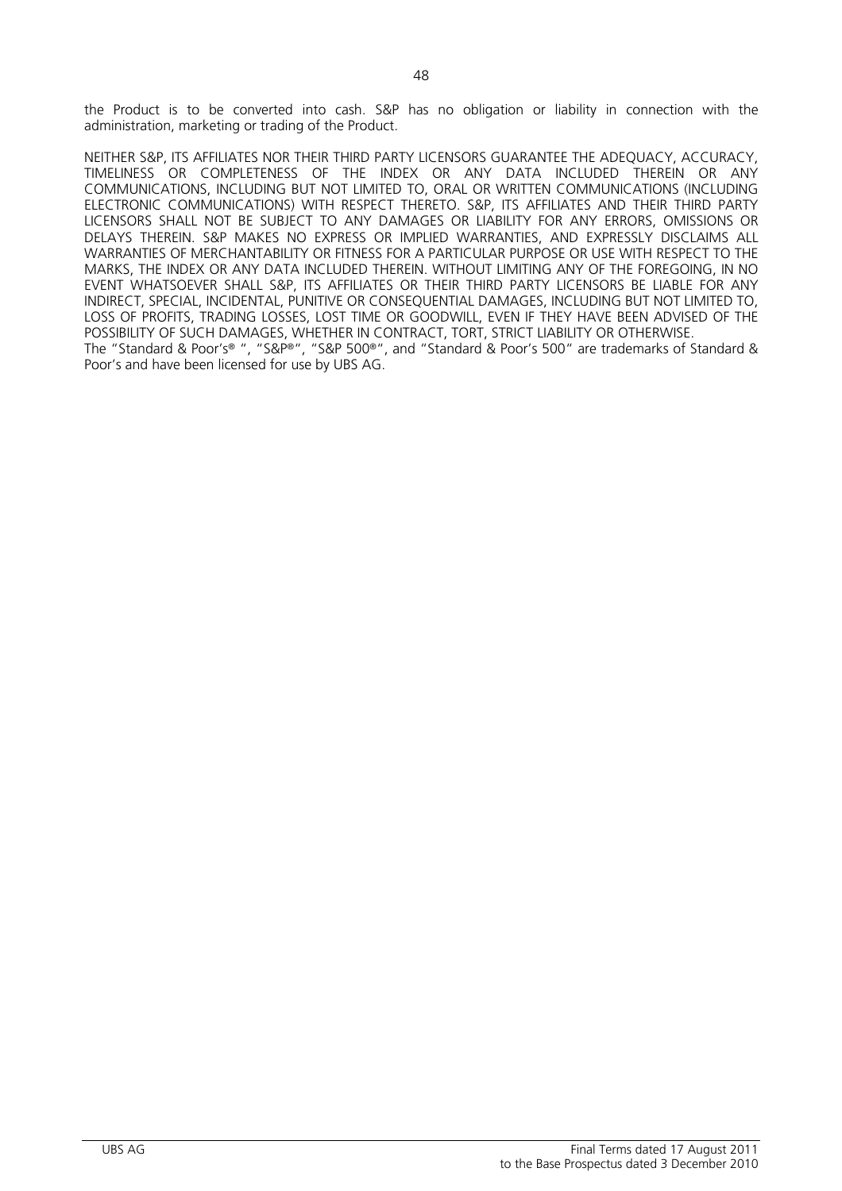the Product is to be converted into cash. S&P has no obligation or liability in connection with the administration, marketing or trading of the Product.

NEITHER S&P, ITS AFFILIATES NOR THEIR THIRD PARTY LICENSORS GUARANTEE THE ADEQUACY, ACCURACY, TIMELINESS OR COMPLETENESS OF THE INDEX OR ANY DATA INCLUDED THEREIN OR ANY COMMUNICATIONS, INCLUDING BUT NOT LIMITED TO, ORAL OR WRITTEN COMMUNICATIONS (INCLUDING ELECTRONIC COMMUNICATIONS) WITH RESPECT THERETO. S&P, ITS AFFILIATES AND THEIR THIRD PARTY LICENSORS SHALL NOT BE SUBJECT TO ANY DAMAGES OR LIABILITY FOR ANY ERRORS, OMISSIONS OR DELAYS THEREIN. S&P MAKES NO EXPRESS OR IMPLIED WARRANTIES, AND EXPRESSLY DISCLAIMS ALL WARRANTIES OF MERCHANTABILITY OR FITNESS FOR A PARTICULAR PURPOSE OR USE WITH RESPECT TO THE MARKS, THE INDEX OR ANY DATA INCLUDED THEREIN. WITHOUT LIMITING ANY OF THE FOREGOING, IN NO EVENT WHATSOEVER SHALL S&P, ITS AFFILIATES OR THEIR THIRD PARTY LICENSORS BE LIABLE FOR ANY INDIRECT, SPECIAL, INCIDENTAL, PUNITIVE OR CONSEQUENTIAL DAMAGES, INCLUDING BUT NOT LIMITED TO, LOSS OF PROFITS, TRADING LOSSES, LOST TIME OR GOODWILL, EVEN IF THEY HAVE BEEN ADVISED OF THE POSSIBILITY OF SUCH DAMAGES, WHETHER IN CONTRACT, TORT, STRICT LIABILITY OR OTHERWISE.
The "Standard & Poor's® ", "S&P®", "S&P 500®", and "Standard & Poor's 500" are trademarks of Standard & Poor's and have been licensed for use by UBS AG.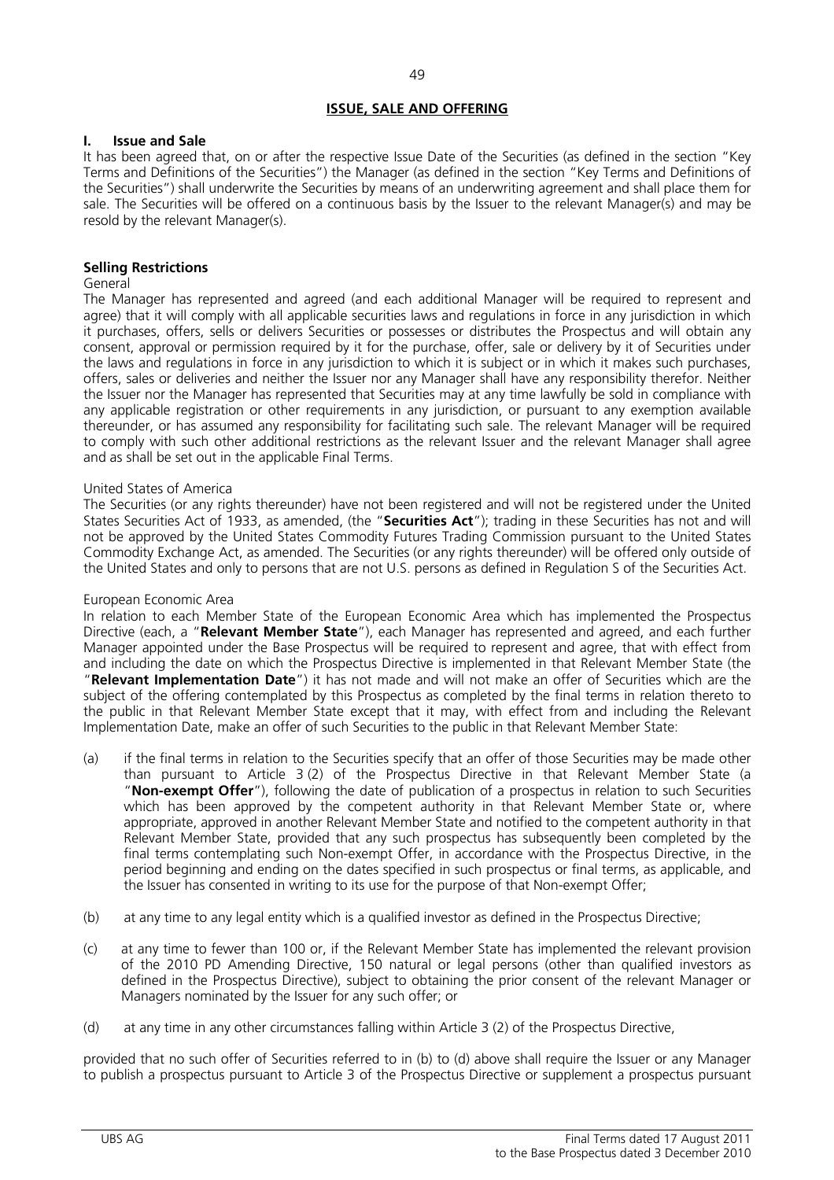## ISSUE, SALE AND OFFERING

### I. Issue and Sale

It has been agreed that, on or after the respective Issue Date of the Securities (as defined in the section "Key Terms and Definitions of the Securities") the Manager (as defined in the section "Key Terms and Definitions of the Securities") shall underwrite the Securities by means of an underwriting agreement and shall place them for sale. The Securities will be offered on a continuous basis by the Issuer to the relevant Manager(s) and may be resold by the relevant Manager(s).

#### Selling Restrictions

General

The Manager has represented and agreed (and each additional Manager will be required to represent and agree) that it will comply with all applicable securities laws and regulations in force in any jurisdiction in which it purchases, offers, sells or delivers Securities or possesses or distributes the Prospectus and will obtain any consent, approval or permission required by it for the purchase, offer, sale or delivery by it of Securities under the laws and regulations in force in any jurisdiction to which it is subject or in which it makes such purchases, offers, sales or deliveries and neither the Issuer nor any Manager shall have any responsibility therefor. Neither the Issuer nor the Manager has represented that Securities may at any time lawfully be sold in compliance with any applicable registration or other requirements in any jurisdiction, or pursuant to any exemption available thereunder, or has assumed any responsibility for facilitating such sale. The relevant Manager will be required to comply with such other additional restrictions as the relevant Issuer and the relevant Manager shall agree and as shall be set out in the applicable Final Terms.

United States of America

The Securities (or any rights thereunder) have not been registered and will not be registered under the United States Securities Act of 1933, as amended, (the "**Securities Act**"); trading in these Securities has not and will not be approved by the United States Commodity Futures Trading Commission pursuant to the United States Commodity Exchange Act, as amended. The Securities (or any rights thereunder) will be offered only outside of the United States and only to persons that are not U.S. persons as defined in Regulation S of the Securities Act.

European Economic Area

In relation to each Member State of the European Economic Area which has implemented the Prospectus Directive (each, a "**Relevant Member State**"), each Manager has represented and agreed, and each further Manager appointed under the Base Prospectus will be required to represent and agree, that with effect from and including the date on which the Prospectus Directive is implemented in that Relevant Member State (the "**Relevant Implementation Date**") it has not made and will not make an offer of Securities which are the subject of the offering contemplated by this Prospectus as completed by the final terms in relation thereto to the public in that Relevant Member State except that it may, with effect from and including the Relevant Implementation Date, make an offer of such Securities to the public in that Relevant Member State:

(a) if the final terms in relation to the Securities specify that an offer of those Securities may be made other than pursuant to Article 3 (2) of the Prospectus Directive in that Relevant Member State (a "**Non-exempt Offer**"), following the date of publication of a prospectus in relation to such Securities which has been approved by the competent authority in that Relevant Member State or, where appropriate, approved in another Relevant Member State and notified to the competent authority in that Relevant Member State, provided that any such prospectus has subsequently been completed by the final terms contemplating such Non-exempt Offer, in accordance with the Prospectus Directive, in the period beginning and ending on the dates specified in such prospectus or final terms, as applicable, and the Issuer has consented in writing to its use for the purpose of that Non-exempt Offer;

(b) at any time to any legal entity which is a qualified investor as defined in the Prospectus Directive;

(c) at any time to fewer than 100 or, if the Relevant Member State has implemented the relevant provision of the 2010 PD Amending Directive, 150 natural or legal persons (other than qualified investors as defined in the Prospectus Directive), subject to obtaining the prior consent of the relevant Manager or Managers nominated by the Issuer for any such offer; or

(d) at any time in any other circumstances falling within Article 3 (2) of the Prospectus Directive,

provided that no such offer of Securities referred to in (b) to (d) above shall require the Issuer or any Manager to publish a prospectus pursuant to Article 3 of the Prospectus Directive or supplement a prospectus pursuant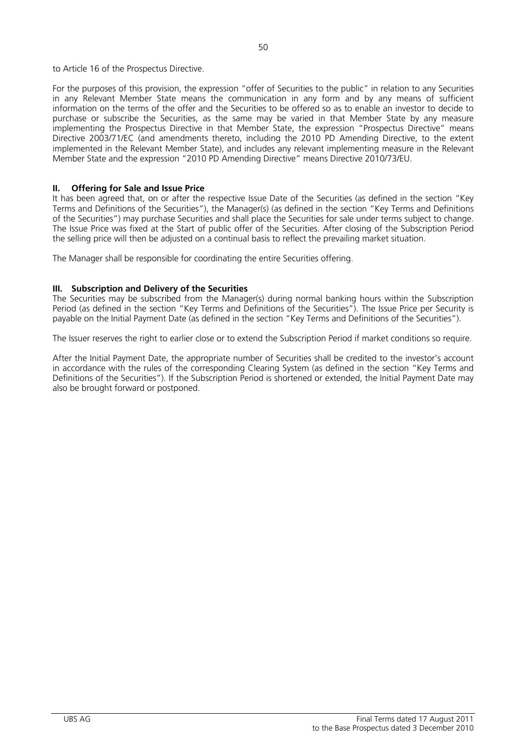to Article 16 of the Prospectus Directive.

For the purposes of this provision, the expression "offer of Securities to the public" in relation to any Securities in any Relevant Member State means the communication in any form and by any means of sufficient information on the terms of the offer and the Securities to be offered so as to enable an investor to decide to purchase or subscribe the Securities, as the same may be varied in that Member State by any measure implementing the Prospectus Directive in that Member State, the expression "Prospectus Directive" means Directive 2003/71/EC (and amendments thereto, including the 2010 PD Amending Directive, to the extent implemented in the Relevant Member State), and includes any relevant implementing measure in the Relevant Member State and the expression "2010 PD Amending Directive" means Directive 2010/73/EU.

### II. Offering for Sale and Issue Price

It has been agreed that, on or after the respective Issue Date of the Securities (as defined in the section "Key Terms and Definitions of the Securities"), the Manager(s) (as defined in the section "Key Terms and Definitions of the Securities") may purchase Securities and shall place the Securities for sale under terms subject to change. The Issue Price was fixed at the Start of public offer of the Securities. After closing of the Subscription Period the selling price will then be adjusted on a continual basis to reflect the prevailing market situation.

The Manager shall be responsible for coordinating the entire Securities offering.

### III. Subscription and Delivery of the Securities

The Securities may be subscribed from the Manager(s) during normal banking hours within the Subscription Period (as defined in the section "Key Terms and Definitions of the Securities"). The Issue Price per Security is payable on the Initial Payment Date (as defined in the section "Key Terms and Definitions of the Securities").

The Issuer reserves the right to earlier close or to extend the Subscription Period if market conditions so require.

After the Initial Payment Date, the appropriate number of Securities shall be credited to the investor's account in accordance with the rules of the corresponding Clearing System (as defined in the section "Key Terms and Definitions of the Securities"). If the Subscription Period is shortened or extended, the Initial Payment Date may also be brought forward or postponed.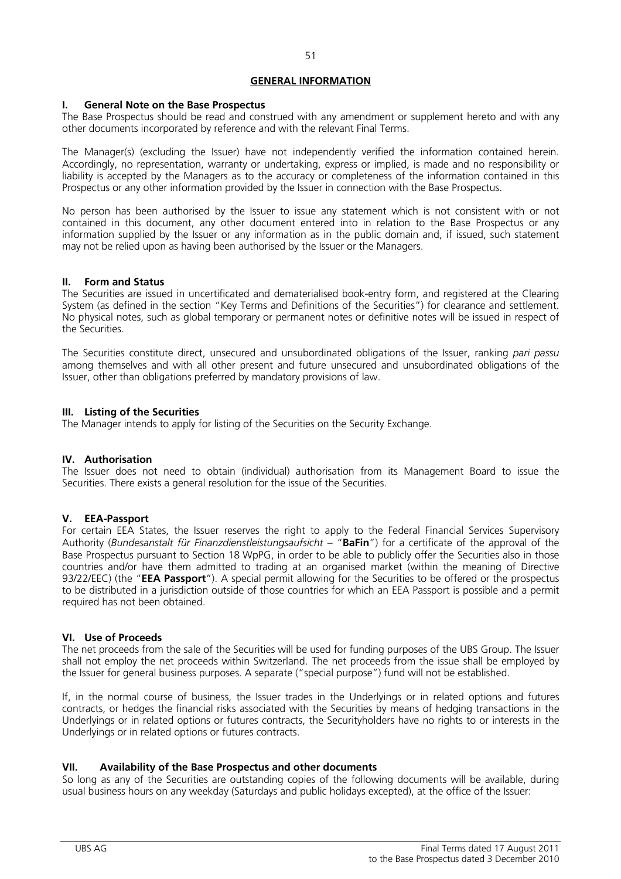## GENERAL INFORMATION

### I. General Note on the Base Prospectus

The Base Prospectus should be read and construed with any amendment or supplement hereto and with any other documents incorporated by reference and with the relevant Final Terms.

The Manager(s) (excluding the Issuer) have not independently verified the information contained herein. Accordingly, no representation, warranty or undertaking, express or implied, is made and no responsibility or liability is accepted by the Managers as to the accuracy or completeness of the information contained in this Prospectus or any other information provided by the Issuer in connection with the Base Prospectus.

No person has been authorised by the Issuer to issue any statement which is not consistent with or not contained in this document, any other document entered into in relation to the Base Prospectus or any information supplied by the Issuer or any information as in the public domain and, if issued, such statement may not be relied upon as having been authorised by the Issuer or the Managers.

### II. Form and Status

The Securities are issued in uncertificated and dematerialised book-entry form, and registered at the Clearing System (as defined in the section "Key Terms and Definitions of the Securities") for clearance and settlement. No physical notes, such as global temporary or permanent notes or definitive notes will be issued in respect of the Securities.

The Securities constitute direct, unsecured and unsubordinated obligations of the Issuer, ranking *pari passu* among themselves and with all other present and future unsecured and unsubordinated obligations of the Issuer, other than obligations preferred by mandatory provisions of law.

### III. Listing of the Securities

The Manager intends to apply for listing of the Securities on the Security Exchange.

### IV. Authorisation

The Issuer does not need to obtain (individual) authorisation from its Management Board to issue the Securities. There exists a general resolution for the issue of the Securities.

### V. EEA-Passport

For certain EEA States, the Issuer reserves the right to apply to the Federal Financial Services Supervisory Authority (*Bundesanstalt für Finanzdienstleistungsaufsicht* – "**BaFin**") for a certificate of the approval of the Base Prospectus pursuant to Section 18 WpPG, in order to be able to publicly offer the Securities also in those countries and/or have them admitted to trading at an organised market (within the meaning of Directive 93/22/EEC) (the "**EEA Passport**"). A special permit allowing for the Securities to be offered or the prospectus to be distributed in a jurisdiction outside of those countries for which an EEA Passport is possible and a permit required has not been obtained.

### VI. Use of Proceeds

The net proceeds from the sale of the Securities will be used for funding purposes of the UBS Group. The Issuer shall not employ the net proceeds within Switzerland. The net proceeds from the issue shall be employed by the Issuer for general business purposes. A separate ("special purpose") fund will not be established.

If, in the normal course of business, the Issuer trades in the Underlyings or in related options and futures contracts, or hedges the financial risks associated with the Securities by means of hedging transactions in the Underlyings or in related options or futures contracts, the Securityholders have no rights to or interests in the Underlyings or in related options or futures contracts.

### VII. Availability of the Base Prospectus and other documents

So long as any of the Securities are outstanding copies of the following documents will be available, during usual business hours on any weekday (Saturdays and public holidays excepted), at the office of the Issuer: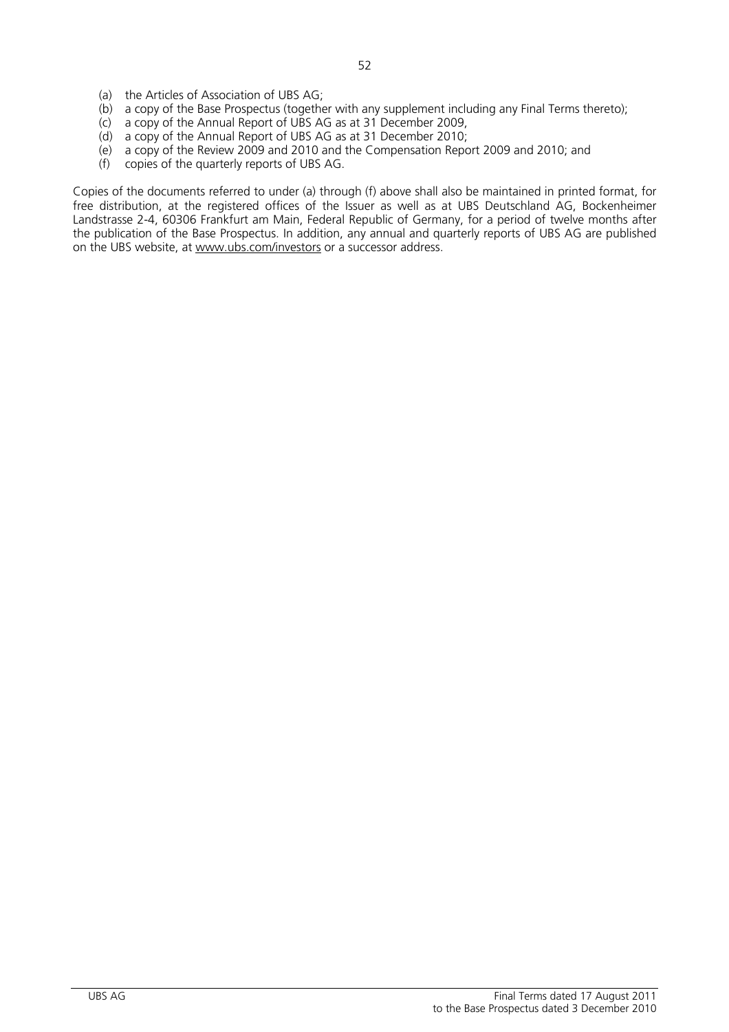(a) the Articles of Association of UBS AG;
(b) a copy of the Base Prospectus (together with any supplement including any Final Terms thereto);
(c) a copy of the Annual Report of UBS AG as at 31 December 2009,
(d) a copy of the Annual Report of UBS AG as at 31 December 2010;
(e) a copy of the Review 2009 and 2010 and the Compensation Report 2009 and 2010; and
(f) copies of the quarterly reports of UBS AG.

Copies of the documents referred to under (a) through (f) above shall also be maintained in printed format, for free distribution, at the registered offices of the Issuer as well as at UBS Deutschland AG, Bockenheimer Landstrasse 2-4, 60306 Frankfurt am Main, Federal Republic of Germany, for a period of twelve months after the publication of the Base Prospectus. In addition, any annual and quarterly reports of UBS AG are published on the UBS website, at www.ubs.com/investors or a successor address.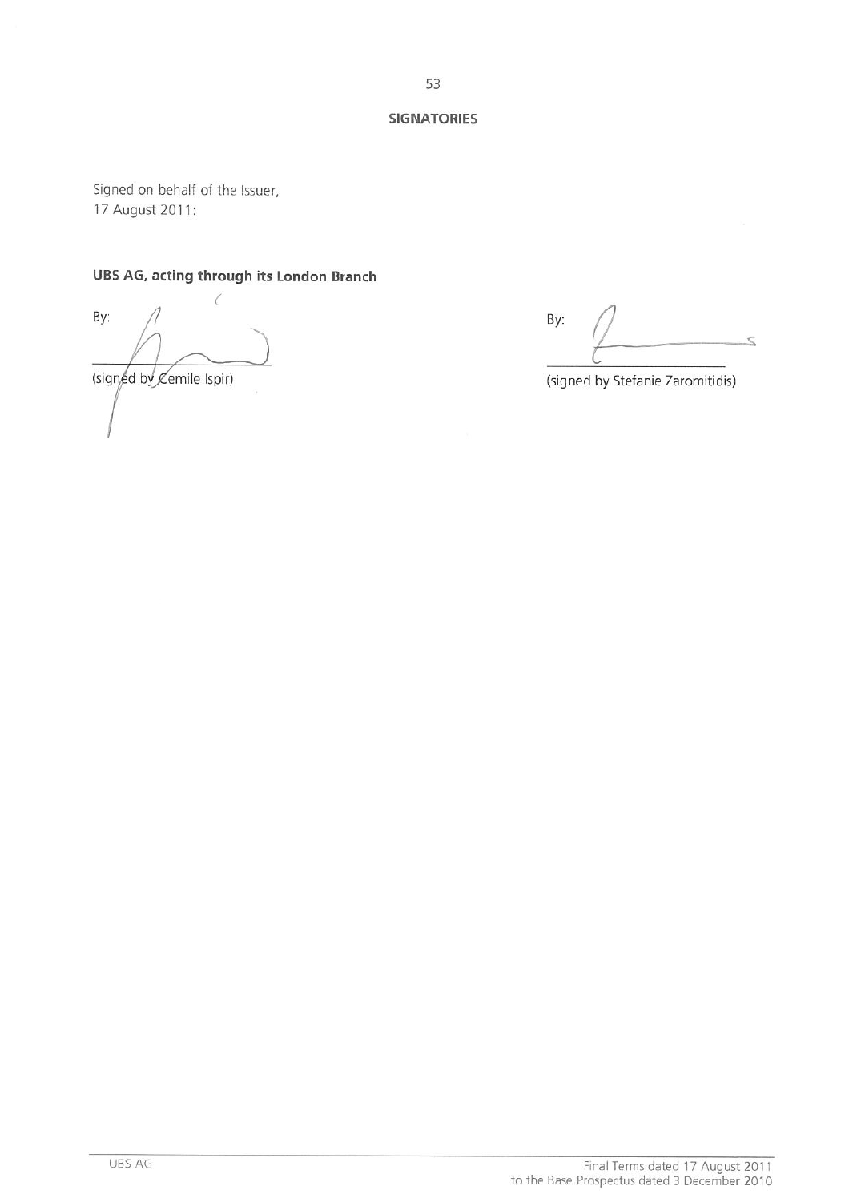## SIGNATORIES

Signed on behalf of the Issuer,
17 August 2011:

**UBS AG, acting through its London Branch**

By: ______________________

(signed by Cemile Ispir)

By: ______________________

(signed by Stefanie Zaromitidis)